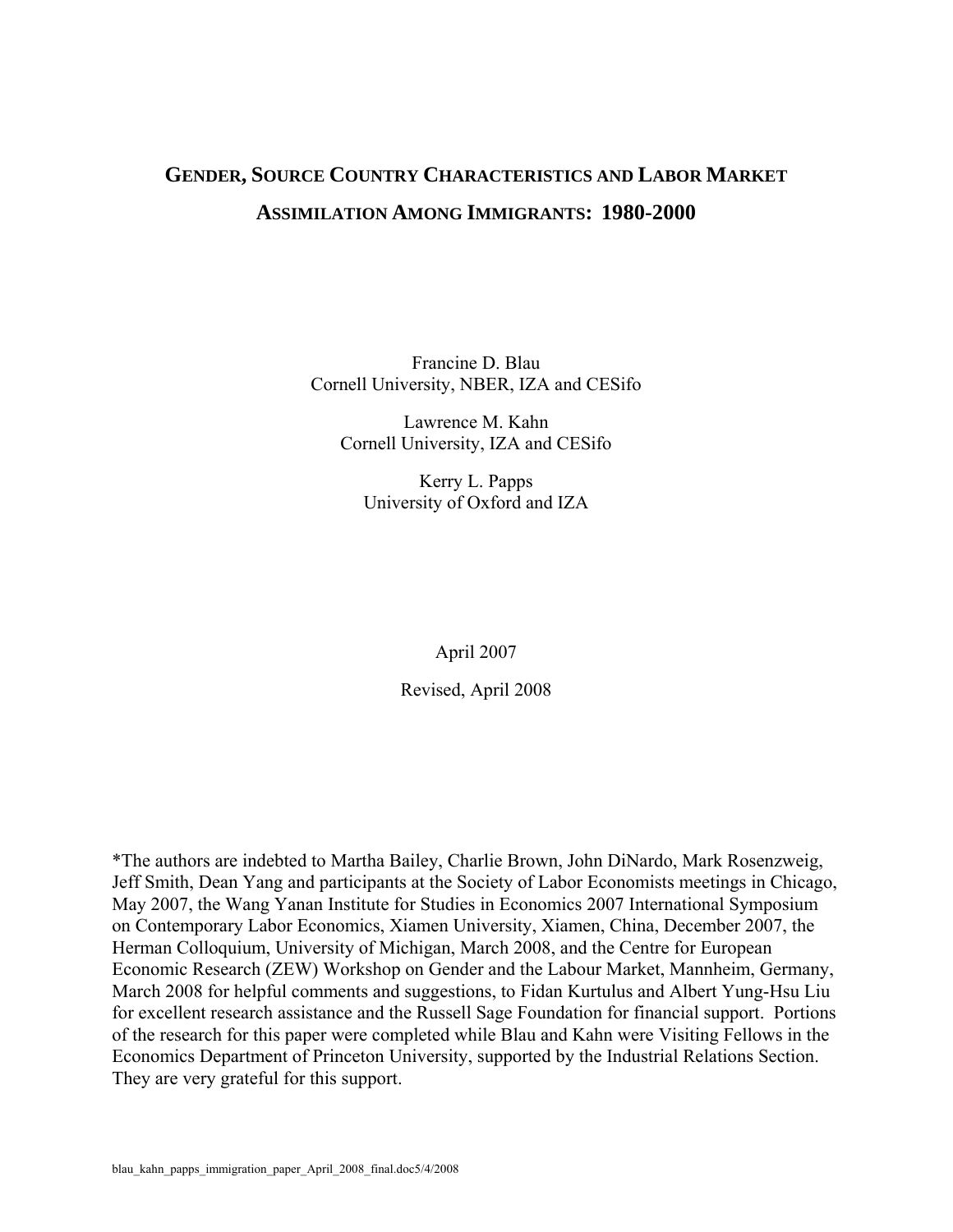# GENDER, SOURCE COUNTRY CHARACTERISTICS AND LABOR MARKET ASSIMILATION AMONG IMMIGRANTS: 1980-2000

Francine D. Blau
Cornell University, NBER, IZA and CESifo

Lawrence M. Kahn
Cornell University, IZA and CESifo

Kerry L. Papps
University of Oxford and IZA

April 2007

Revised, April 2008

*The authors are indebted to Martha Bailey, Charlie Brown, John DiNardo, Mark Rosenzweig, Jeff Smith, Dean Yang and participants at the Society of Labor Economists meetings in Chicago, May 2007, the Wang Yanan Institute for Studies in Economics 2007 International Symposium on Contemporary Labor Economics, Xiamen University, Xiamen, China, December 2007, the Herman Colloquium, University of Michigan, March 2008, and the Centre for European Economic Research (ZEW) Workshop on Gender and the Labour Market, Mannheim, Germany, March 2008 for helpful comments and suggestions, to Fidan Kurtulus and Albert Yung-Hsu Liu for excellent research assistance and the Russell Sage Foundation for financial support. Portions of the research for this paper were completed while Blau and Kahn were Visiting Fellows in the Economics Department of Princeton University, supported by the Industrial Relations Section. They are very grateful for this support.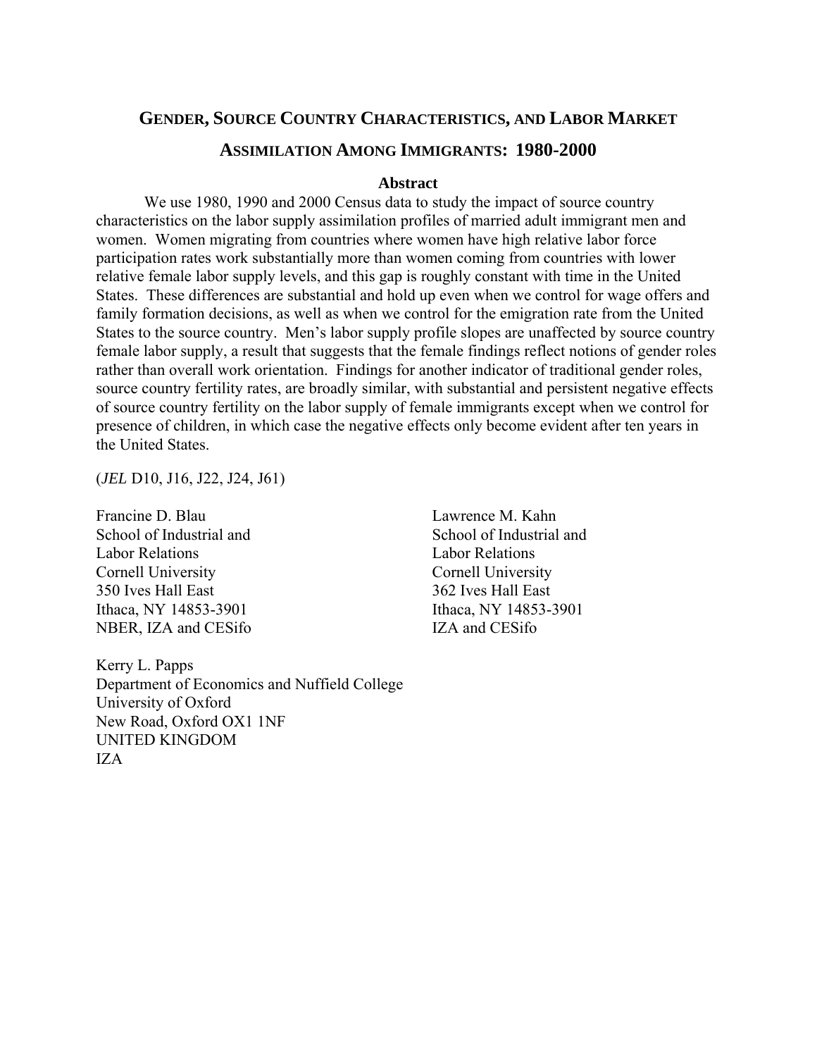# GENDER, SOURCE COUNTRY CHARACTERISTICS, AND LABOR MARKET ASSIMILATION AMONG IMMIGRANTS: 1980-2000

## Abstract

We use 1980, 1990 and 2000 Census data to study the impact of source country characteristics on the labor supply assimilation profiles of married adult immigrant men and women. Women migrating from countries where women have high relative labor force participation rates work substantially more than women coming from countries with lower relative female labor supply levels, and this gap is roughly constant with time in the United States. These differences are substantial and hold up even when we control for wage offers and family formation decisions, as well as when we control for the emigration rate from the United States to the source country. Men's labor supply profile slopes are unaffected by source country female labor supply, a result that suggests that the female findings reflect notions of gender roles rather than overall work orientation. Findings for another indicator of traditional gender roles, source country fertility rates, are broadly similar, with substantial and persistent negative effects of source country fertility on the labor supply of female immigrants except when we control for presence of children, in which case the negative effects only become evident after ten years in the United States.

(*JEL* D10, J16, J22, J24, J61)

Francine D. Blau
School of Industrial and Labor Relations
Cornell University
350 Ives Hall East
Ithaca, NY 14853-3901
NBER, IZA and CESifo

Lawrence M. Kahn
School of Industrial and Labor Relations
Cornell University
362 Ives Hall East
Ithaca, NY 14853-3901
IZA and CESifo

Kerry L. Papps
Department of Economics and Nuffield College
University of Oxford
New Road, Oxford OX1 1NF
UNITED KINGDOM
IZA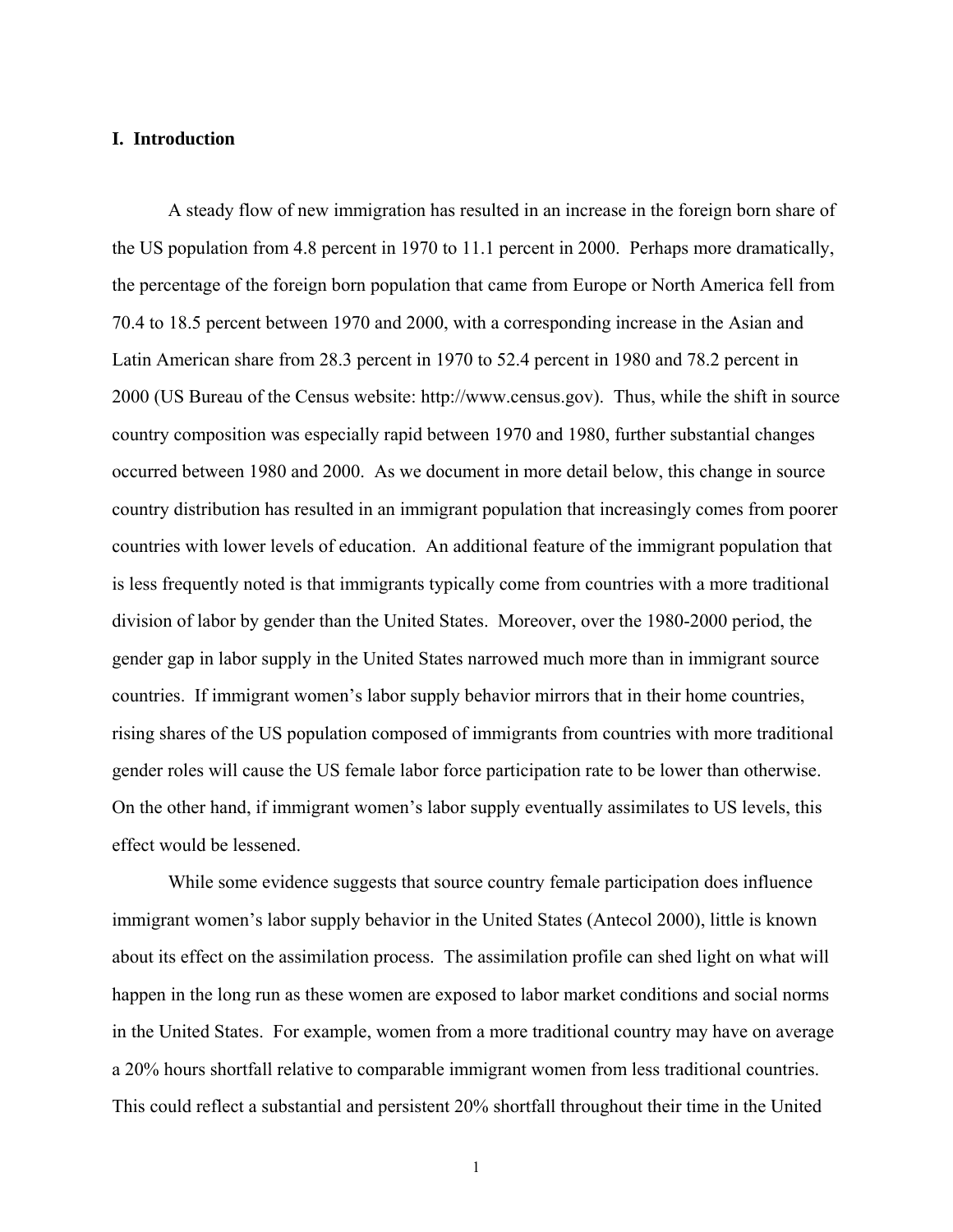## I. Introduction

A steady flow of new immigration has resulted in an increase in the foreign born share of the US population from 4.8 percent in 1970 to 11.1 percent in 2000. Perhaps more dramatically, the percentage of the foreign born population that came from Europe or North America fell from 70.4 to 18.5 percent between 1970 and 2000, with a corresponding increase in the Asian and Latin American share from 28.3 percent in 1970 to 52.4 percent in 1980 and 78.2 percent in 2000 (US Bureau of the Census website: http://www.census.gov). Thus, while the shift in source country composition was especially rapid between 1970 and 1980, further substantial changes occurred between 1980 and 2000. As we document in more detail below, this change in source country distribution has resulted in an immigrant population that increasingly comes from poorer countries with lower levels of education. An additional feature of the immigrant population that is less frequently noted is that immigrants typically come from countries with a more traditional division of labor by gender than the United States. Moreover, over the 1980-2000 period, the gender gap in labor supply in the United States narrowed much more than in immigrant source countries. If immigrant women's labor supply behavior mirrors that in their home countries, rising shares of the US population composed of immigrants from countries with more traditional gender roles will cause the US female labor force participation rate to be lower than otherwise. On the other hand, if immigrant women's labor supply eventually assimilates to US levels, this effect would be lessened.

While some evidence suggests that source country female participation does influence immigrant women's labor supply behavior in the United States (Antecol 2000), little is known about its effect on the assimilation process. The assimilation profile can shed light on what will happen in the long run as these women are exposed to labor market conditions and social norms in the United States. For example, women from a more traditional country may have on average a 20% hours shortfall relative to comparable immigrant women from less traditional countries. This could reflect a substantial and persistent 20% shortfall throughout their time in the United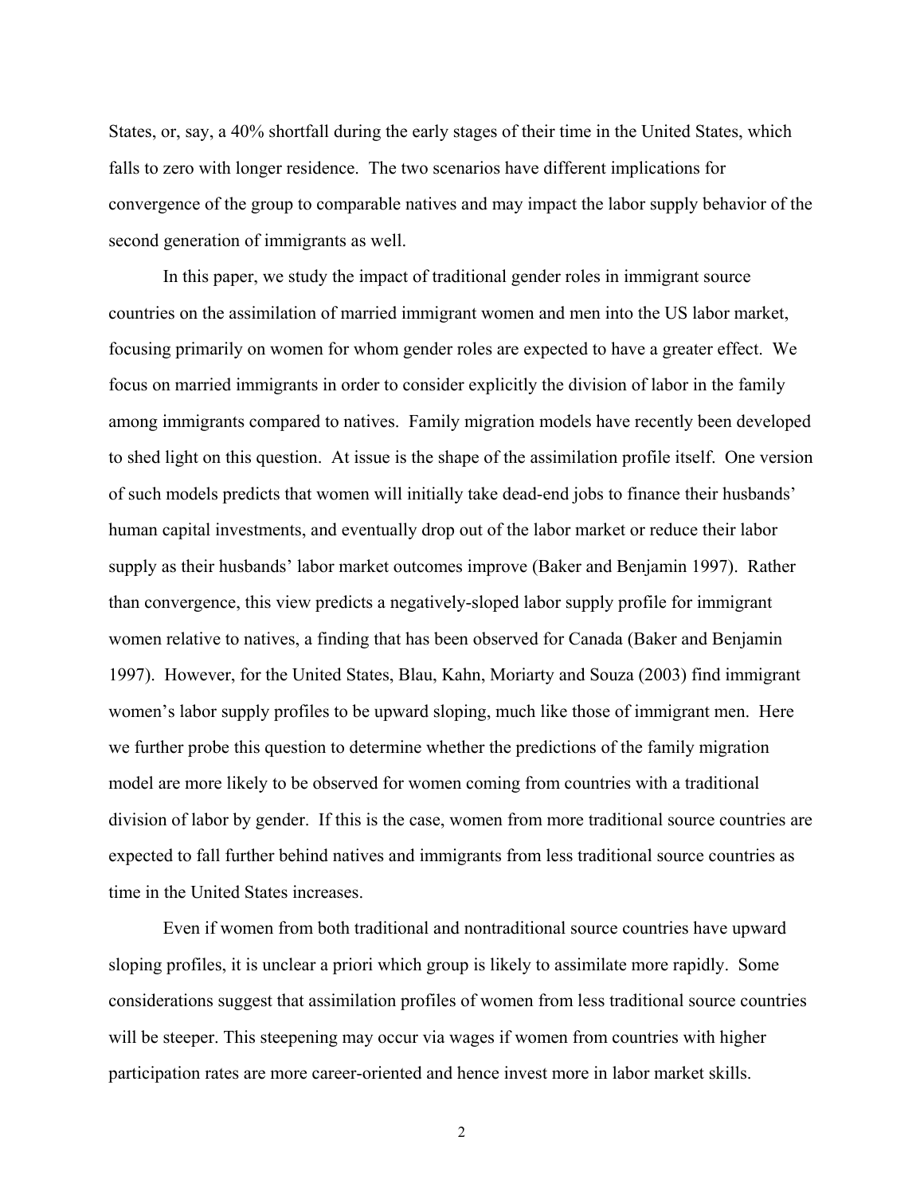States, or, say, a 40% shortfall during the early stages of their time in the United States, which falls to zero with longer residence. The two scenarios have different implications for convergence of the group to comparable natives and may impact the labor supply behavior of the second generation of immigrants as well.

In this paper, we study the impact of traditional gender roles in immigrant source countries on the assimilation of married immigrant women and men into the US labor market, focusing primarily on women for whom gender roles are expected to have a greater effect. We focus on married immigrants in order to consider explicitly the division of labor in the family among immigrants compared to natives. Family migration models have recently been developed to shed light on this question. At issue is the shape of the assimilation profile itself. One version of such models predicts that women will initially take dead-end jobs to finance their husbands' human capital investments, and eventually drop out of the labor market or reduce their labor supply as their husbands' labor market outcomes improve (Baker and Benjamin 1997). Rather than convergence, this view predicts a negatively-sloped labor supply profile for immigrant women relative to natives, a finding that has been observed for Canada (Baker and Benjamin 1997). However, for the United States, Blau, Kahn, Moriarty and Souza (2003) find immigrant women's labor supply profiles to be upward sloping, much like those of immigrant men. Here we further probe this question to determine whether the predictions of the family migration model are more likely to be observed for women coming from countries with a traditional division of labor by gender. If this is the case, women from more traditional source countries are expected to fall further behind natives and immigrants from less traditional source countries as time in the United States increases.

Even if women from both traditional and nontraditional source countries have upward sloping profiles, it is unclear a priori which group is likely to assimilate more rapidly. Some considerations suggest that assimilation profiles of women from less traditional source countries will be steeper. This steepening may occur via wages if women from countries with higher participation rates are more career-oriented and hence invest more in labor market skills.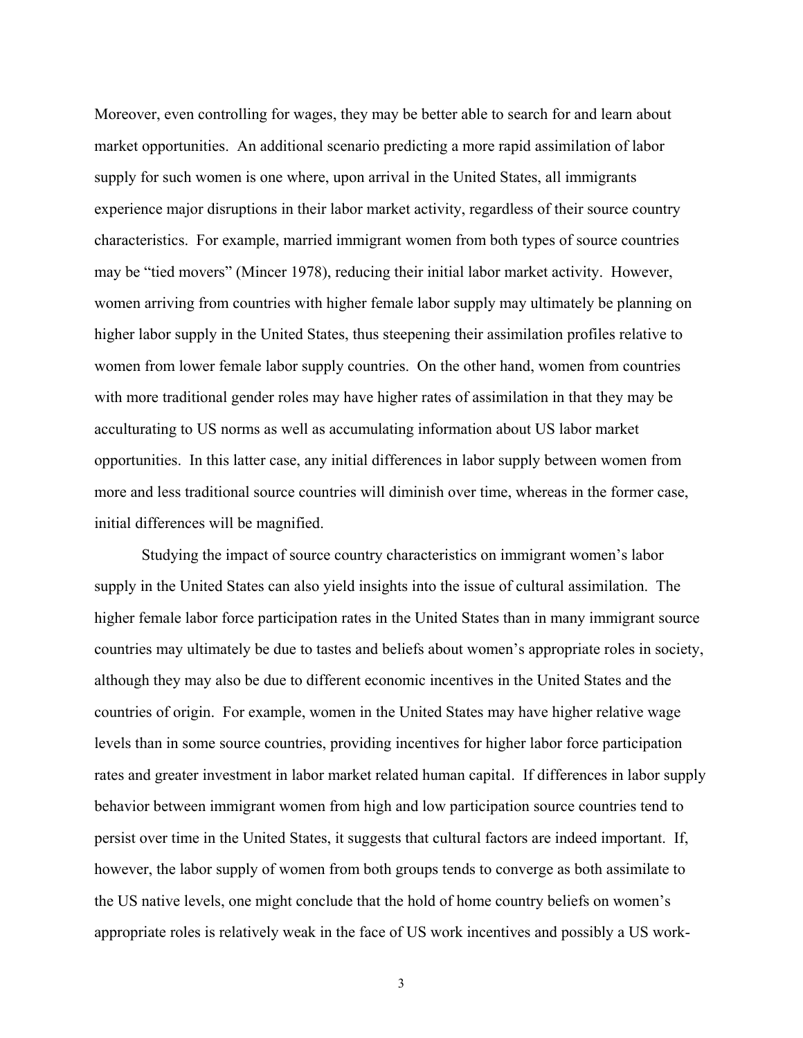Moreover, even controlling for wages, they may be better able to search for and learn about market opportunities. An additional scenario predicting a more rapid assimilation of labor supply for such women is one where, upon arrival in the United States, all immigrants experience major disruptions in their labor market activity, regardless of their source country characteristics. For example, married immigrant women from both types of source countries may be "tied movers" (Mincer 1978), reducing their initial labor market activity. However, women arriving from countries with higher female labor supply may ultimately be planning on higher labor supply in the United States, thus steepening their assimilation profiles relative to women from lower female labor supply countries. On the other hand, women from countries with more traditional gender roles may have higher rates of assimilation in that they may be acculturating to US norms as well as accumulating information about US labor market opportunities. In this latter case, any initial differences in labor supply between women from more and less traditional source countries will diminish over time, whereas in the former case, initial differences will be magnified.

Studying the impact of source country characteristics on immigrant women's labor supply in the United States can also yield insights into the issue of cultural assimilation. The higher female labor force participation rates in the United States than in many immigrant source countries may ultimately be due to tastes and beliefs about women's appropriate roles in society, although they may also be due to different economic incentives in the United States and the countries of origin. For example, women in the United States may have higher relative wage levels than in some source countries, providing incentives for higher labor force participation rates and greater investment in labor market related human capital. If differences in labor supply behavior between immigrant women from high and low participation source countries tend to persist over time in the United States, it suggests that cultural factors are indeed important. If, however, the labor supply of women from both groups tends to converge as both assimilate to the US native levels, one might conclude that the hold of home country beliefs on women's appropriate roles is relatively weak in the face of US work incentives and possibly a US work-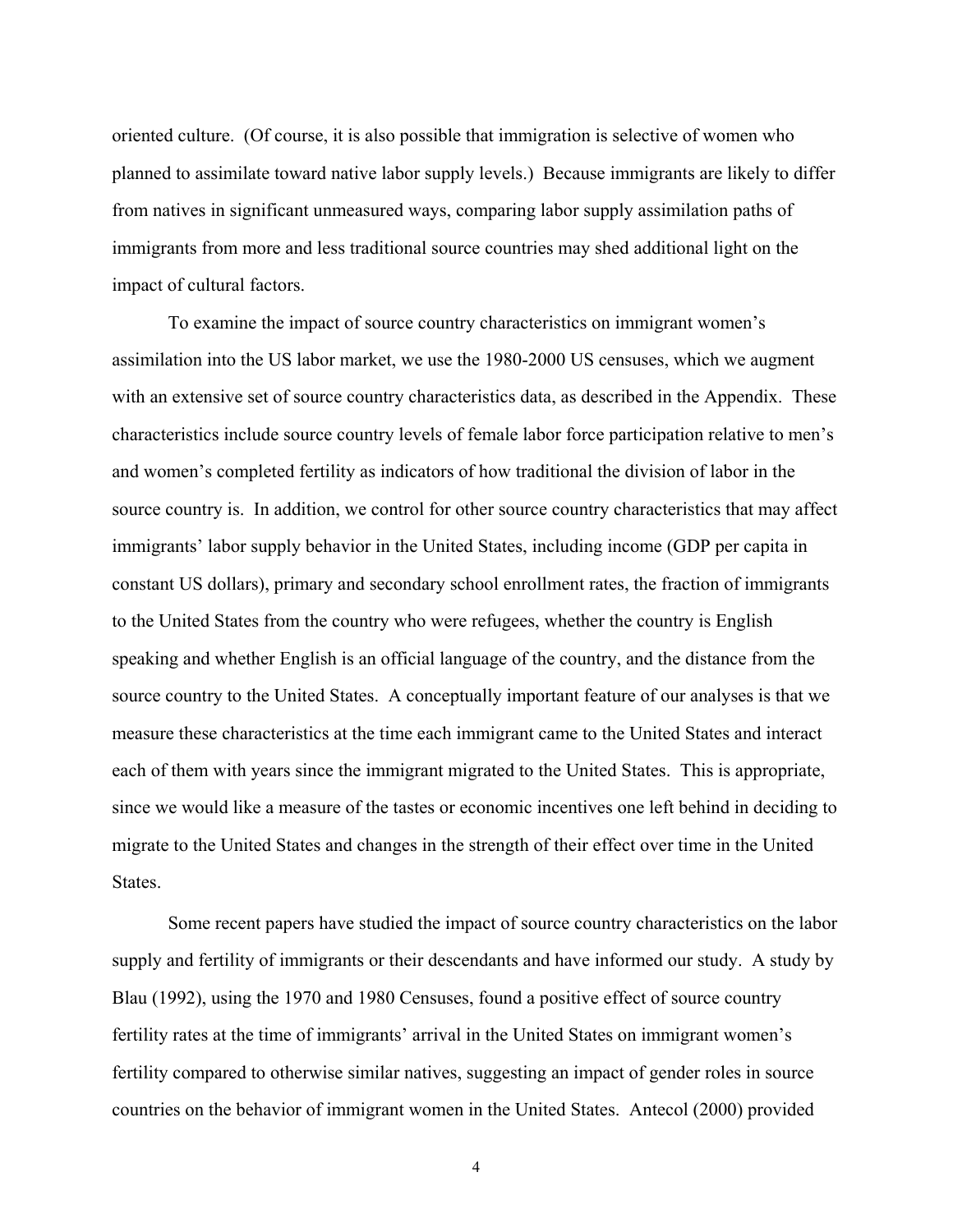oriented culture. (Of course, it is also possible that immigration is selective of women who planned to assimilate toward native labor supply levels.) Because immigrants are likely to differ from natives in significant unmeasured ways, comparing labor supply assimilation paths of immigrants from more and less traditional source countries may shed additional light on the impact of cultural factors.

To examine the impact of source country characteristics on immigrant women's assimilation into the US labor market, we use the 1980-2000 US censuses, which we augment with an extensive set of source country characteristics data, as described in the Appendix. These characteristics include source country levels of female labor force participation relative to men's and women's completed fertility as indicators of how traditional the division of labor in the source country is. In addition, we control for other source country characteristics that may affect immigrants' labor supply behavior in the United States, including income (GDP per capita in constant US dollars), primary and secondary school enrollment rates, the fraction of immigrants to the United States from the country who were refugees, whether the country is English speaking and whether English is an official language of the country, and the distance from the source country to the United States. A conceptually important feature of our analyses is that we measure these characteristics at the time each immigrant came to the United States and interact each of them with years since the immigrant migrated to the United States. This is appropriate, since we would like a measure of the tastes or economic incentives one left behind in deciding to migrate to the United States and changes in the strength of their effect over time in the United States.

Some recent papers have studied the impact of source country characteristics on the labor supply and fertility of immigrants or their descendants and have informed our study. A study by Blau (1992), using the 1970 and 1980 Censuses, found a positive effect of source country fertility rates at the time of immigrants' arrival in the United States on immigrant women's fertility compared to otherwise similar natives, suggesting an impact of gender roles in source countries on the behavior of immigrant women in the United States. Antecol (2000) provided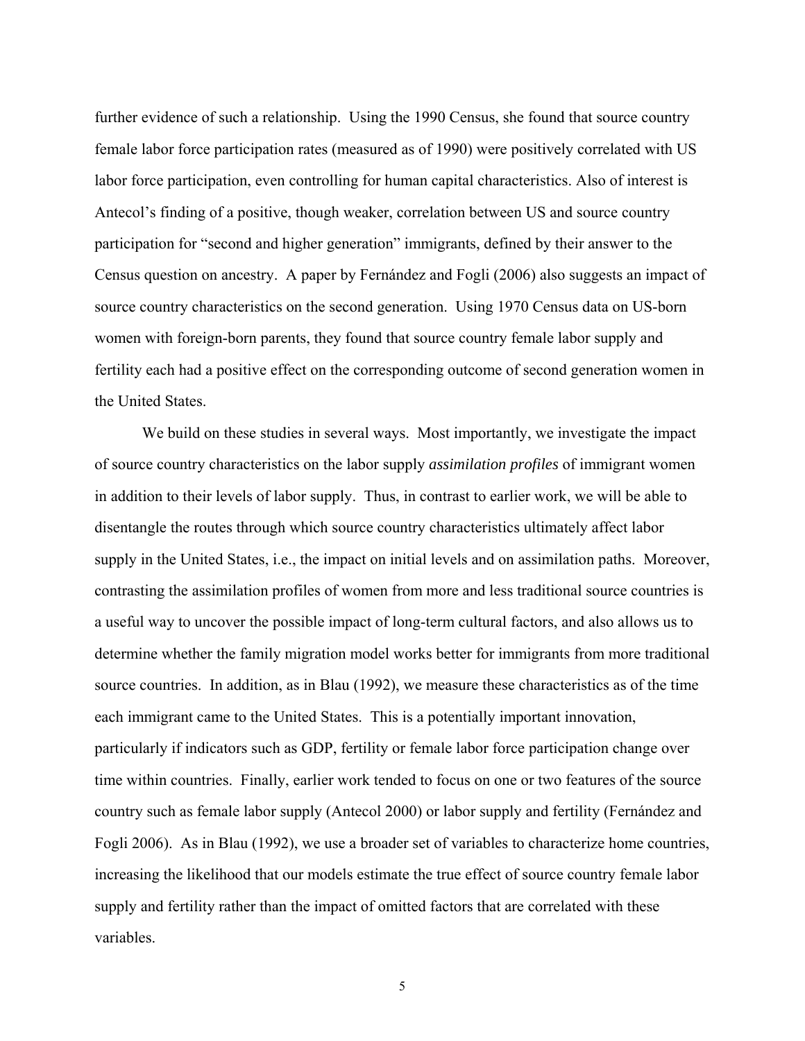further evidence of such a relationship. Using the 1990 Census, she found that source country female labor force participation rates (measured as of 1990) were positively correlated with US labor force participation, even controlling for human capital characteristics. Also of interest is Antecol's finding of a positive, though weaker, correlation between US and source country participation for "second and higher generation" immigrants, defined by their answer to the Census question on ancestry. A paper by Fernández and Fogli (2006) also suggests an impact of source country characteristics on the second generation. Using 1970 Census data on US-born women with foreign-born parents, they found that source country female labor supply and fertility each had a positive effect on the corresponding outcome of second generation women in the United States.

We build on these studies in several ways. Most importantly, we investigate the impact of source country characteristics on the labor supply *assimilation profiles* of immigrant women in addition to their levels of labor supply. Thus, in contrast to earlier work, we will be able to disentangle the routes through which source country characteristics ultimately affect labor supply in the United States, i.e., the impact on initial levels and on assimilation paths. Moreover, contrasting the assimilation profiles of women from more and less traditional source countries is a useful way to uncover the possible impact of long-term cultural factors, and also allows us to determine whether the family migration model works better for immigrants from more traditional source countries. In addition, as in Blau (1992), we measure these characteristics as of the time each immigrant came to the United States. This is a potentially important innovation, particularly if indicators such as GDP, fertility or female labor force participation change over time within countries. Finally, earlier work tended to focus on one or two features of the source country such as female labor supply (Antecol 2000) or labor supply and fertility (Fernández and Fogli 2006). As in Blau (1992), we use a broader set of variables to characterize home countries, increasing the likelihood that our models estimate the true effect of source country female labor supply and fertility rather than the impact of omitted factors that are correlated with these variables.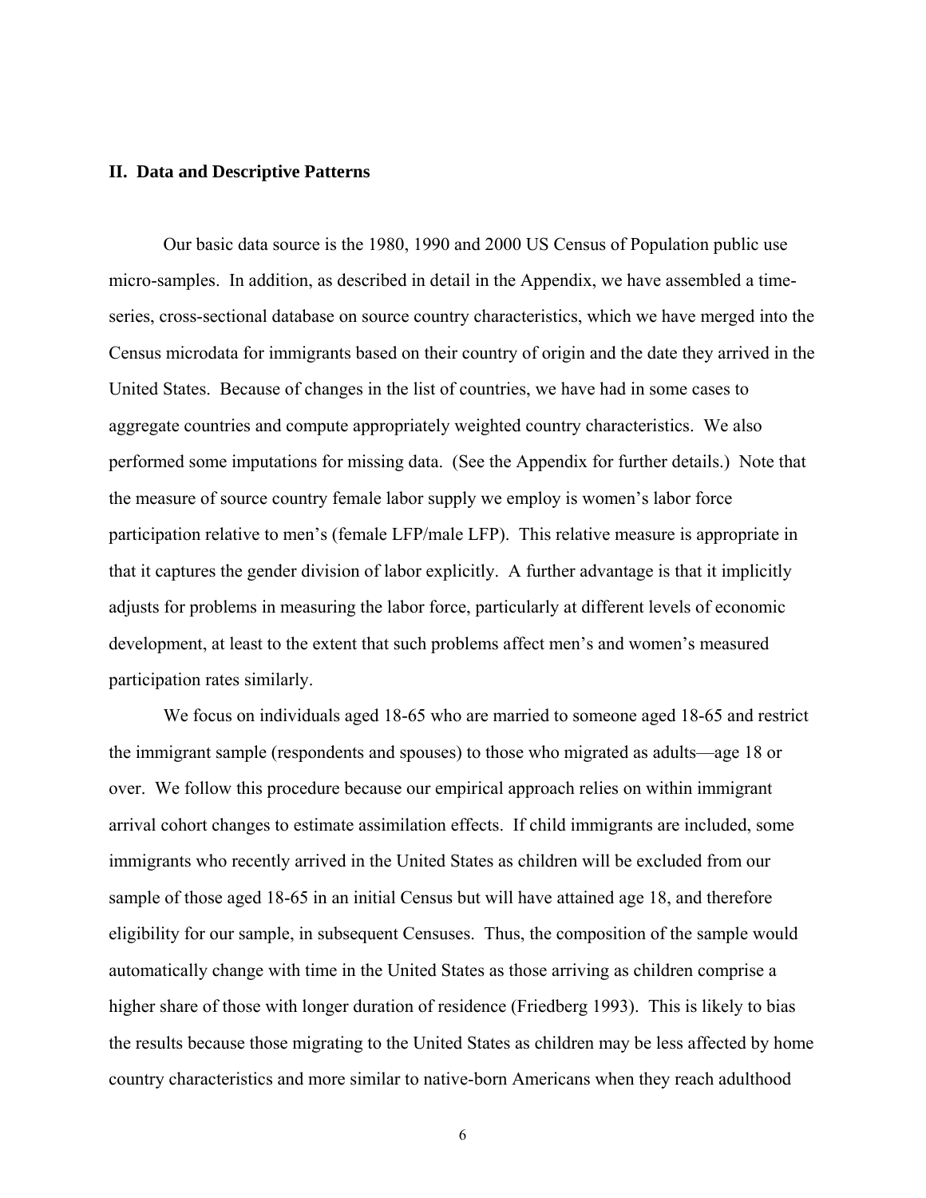## II. Data and Descriptive Patterns

Our basic data source is the 1980, 1990 and 2000 US Census of Population public use micro-samples. In addition, as described in detail in the Appendix, we have assembled a time-series, cross-sectional database on source country characteristics, which we have merged into the Census microdata for immigrants based on their country of origin and the date they arrived in the United States. Because of changes in the list of countries, we have had in some cases to aggregate countries and compute appropriately weighted country characteristics. We also performed some imputations for missing data. (See the Appendix for further details.) Note that the measure of source country female labor supply we employ is women's labor force participation relative to men's (female LFP/male LFP). This relative measure is appropriate in that it captures the gender division of labor explicitly. A further advantage is that it implicitly adjusts for problems in measuring the labor force, particularly at different levels of economic development, at least to the extent that such problems affect men's and women's measured participation rates similarly.

We focus on individuals aged 18-65 who are married to someone aged 18-65 and restrict the immigrant sample (respondents and spouses) to those who migrated as adults—age 18 or over. We follow this procedure because our empirical approach relies on within immigrant arrival cohort changes to estimate assimilation effects. If child immigrants are included, some immigrants who recently arrived in the United States as children will be excluded from our sample of those aged 18-65 in an initial Census but will have attained age 18, and therefore eligibility for our sample, in subsequent Censuses. Thus, the composition of the sample would automatically change with time in the United States as those arriving as children comprise a higher share of those with longer duration of residence (Friedberg 1993). This is likely to bias the results because those migrating to the United States as children may be less affected by home country characteristics and more similar to native-born Americans when they reach adulthood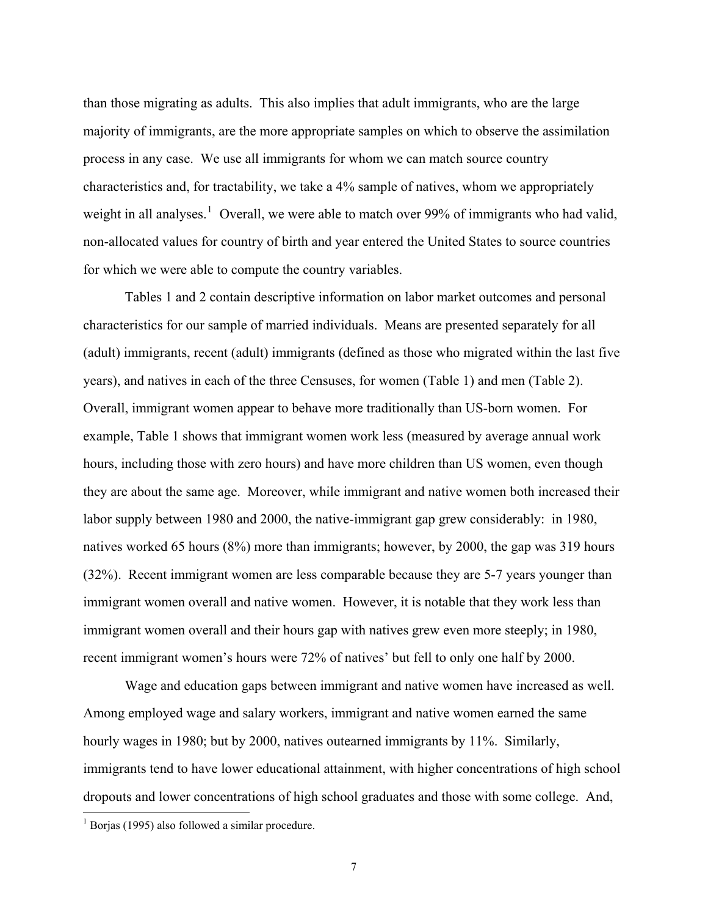than those migrating as adults. This also implies that adult immigrants, who are the large majority of immigrants, are the more appropriate samples on which to observe the assimilation process in any case. We use all immigrants for whom we can match source country characteristics and, for tractability, we take a 4% sample of natives, whom we appropriately weight in all analyses.[1] Overall, we were able to match over 99% of immigrants who had valid, non-allocated values for country of birth and year entered the United States to source countries for which we were able to compute the country variables.

Tables 1 and 2 contain descriptive information on labor market outcomes and personal characteristics for our sample of married individuals. Means are presented separately for all (adult) immigrants, recent (adult) immigrants (defined as those who migrated within the last five years), and natives in each of the three Censuses, for women (Table 1) and men (Table 2). Overall, immigrant women appear to behave more traditionally than US-born women. For example, Table 1 shows that immigrant women work less (measured by average annual work hours, including those with zero hours) and have more children than US women, even though they are about the same age. Moreover, while immigrant and native women both increased their labor supply between 1980 and 2000, the native-immigrant gap grew considerably: in 1980, natives worked 65 hours (8%) more than immigrants; however, by 2000, the gap was 319 hours (32%). Recent immigrant women are less comparable because they are 5-7 years younger than immigrant women overall and native women. However, it is notable that they work less than immigrant women overall and their hours gap with natives grew even more steeply; in 1980, recent immigrant women's hours were 72% of natives' but fell to only one half by 2000.

Wage and education gaps between immigrant and native women have increased as well. Among employed wage and salary workers, immigrant and native women earned the same hourly wages in 1980; but by 2000, natives outearned immigrants by 11%. Similarly, immigrants tend to have lower educational attainment, with higher concentrations of high school dropouts and lower concentrations of high school graduates and those with some college. And,

[1] Borjas (1995) also followed a similar procedure.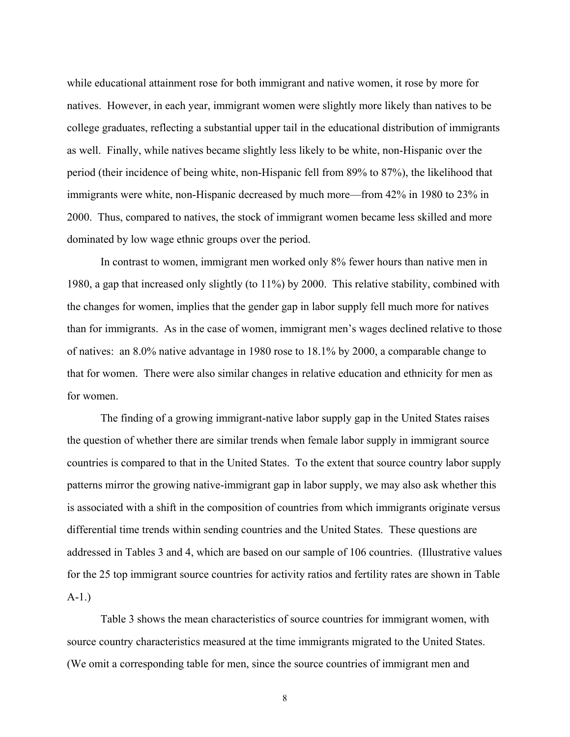while educational attainment rose for both immigrant and native women, it rose by more for natives. However, in each year, immigrant women were slightly more likely than natives to be college graduates, reflecting a substantial upper tail in the educational distribution of immigrants as well. Finally, while natives became slightly less likely to be white, non-Hispanic over the period (their incidence of being white, non-Hispanic fell from 89% to 87%), the likelihood that immigrants were white, non-Hispanic decreased by much more—from 42% in 1980 to 23% in 2000. Thus, compared to natives, the stock of immigrant women became less skilled and more dominated by low wage ethnic groups over the period.

In contrast to women, immigrant men worked only 8% fewer hours than native men in 1980, a gap that increased only slightly (to 11%) by 2000. This relative stability, combined with the changes for women, implies that the gender gap in labor supply fell much more for natives than for immigrants. As in the case of women, immigrant men's wages declined relative to those of natives: an 8.0% native advantage in 1980 rose to 18.1% by 2000, a comparable change to that for women. There were also similar changes in relative education and ethnicity for men as for women.

The finding of a growing immigrant-native labor supply gap in the United States raises the question of whether there are similar trends when female labor supply in immigrant source countries is compared to that in the United States. To the extent that source country labor supply patterns mirror the growing native-immigrant gap in labor supply, we may also ask whether this is associated with a shift in the composition of countries from which immigrants originate versus differential time trends within sending countries and the United States. These questions are addressed in Tables 3 and 4, which are based on our sample of 106 countries. (Illustrative values for the 25 top immigrant source countries for activity ratios and fertility rates are shown in Table A-1.)

Table 3 shows the mean characteristics of source countries for immigrant women, with source country characteristics measured at the time immigrants migrated to the United States. (We omit a corresponding table for men, since the source countries of immigrant men and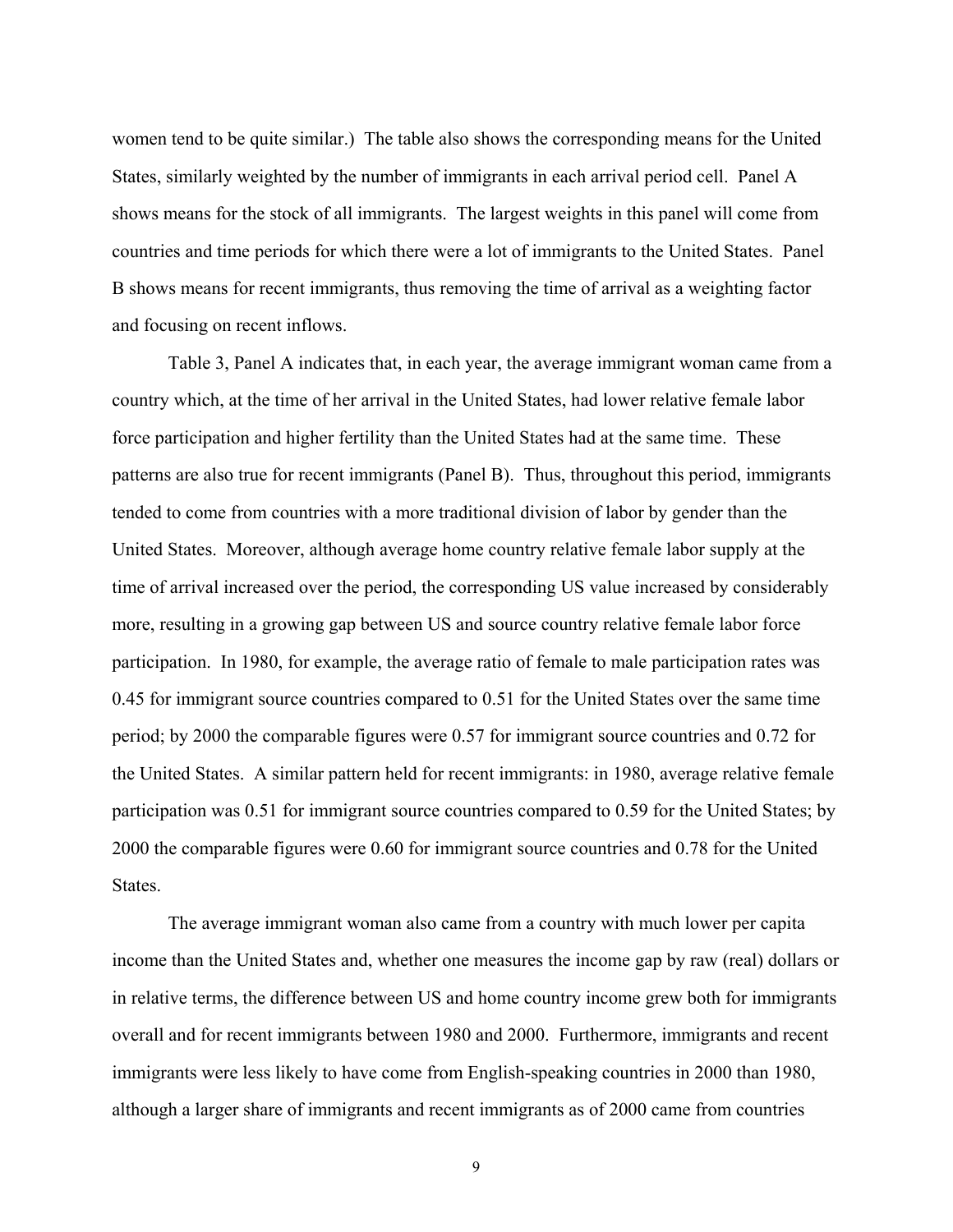women tend to be quite similar.) The table also shows the corresponding means for the United States, similarly weighted by the number of immigrants in each arrival period cell. Panel A shows means for the stock of all immigrants. The largest weights in this panel will come from countries and time periods for which there were a lot of immigrants to the United States. Panel B shows means for recent immigrants, thus removing the time of arrival as a weighting factor and focusing on recent inflows.

Table 3, Panel A indicates that, in each year, the average immigrant woman came from a country which, at the time of her arrival in the United States, had lower relative female labor force participation and higher fertility than the United States had at the same time. These patterns are also true for recent immigrants (Panel B). Thus, throughout this period, immigrants tended to come from countries with a more traditional division of labor by gender than the United States. Moreover, although average home country relative female labor supply at the time of arrival increased over the period, the corresponding US value increased by considerably more, resulting in a growing gap between US and source country relative female labor force participation. In 1980, for example, the average ratio of female to male participation rates was 0.45 for immigrant source countries compared to 0.51 for the United States over the same time period; by 2000 the comparable figures were 0.57 for immigrant source countries and 0.72 for the United States. A similar pattern held for recent immigrants: in 1980, average relative female participation was 0.51 for immigrant source countries compared to 0.59 for the United States; by 2000 the comparable figures were 0.60 for immigrant source countries and 0.78 for the United States.

The average immigrant woman also came from a country with much lower per capita income than the United States and, whether one measures the income gap by raw (real) dollars or in relative terms, the difference between US and home country income grew both for immigrants overall and for recent immigrants between 1980 and 2000. Furthermore, immigrants and recent immigrants were less likely to have come from English-speaking countries in 2000 than 1980, although a larger share of immigrants and recent immigrants as of 2000 came from countries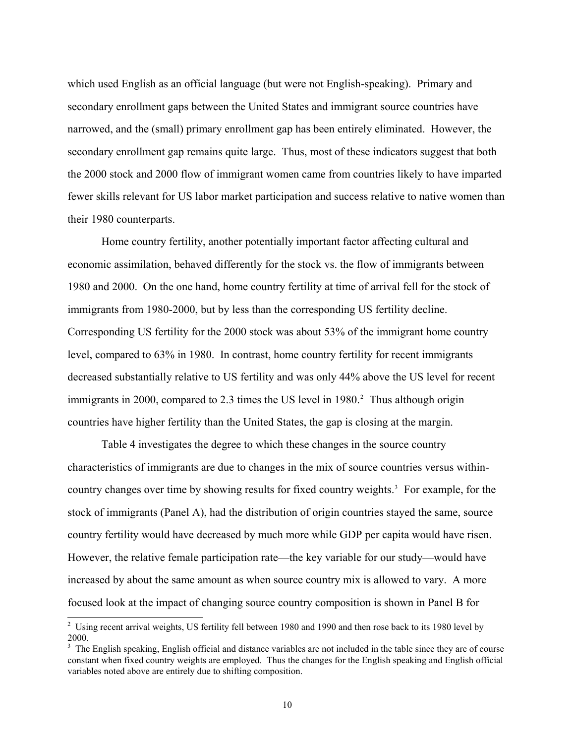which used English as an official language (but were not English-speaking). Primary and secondary enrollment gaps between the United States and immigrant source countries have narrowed, and the (small) primary enrollment gap has been entirely eliminated. However, the secondary enrollment gap remains quite large. Thus, most of these indicators suggest that both the 2000 stock and 2000 flow of immigrant women came from countries likely to have imparted fewer skills relevant for US labor market participation and success relative to native women than their 1980 counterparts.

Home country fertility, another potentially important factor affecting cultural and economic assimilation, behaved differently for the stock vs. the flow of immigrants between 1980 and 2000. On the one hand, home country fertility at time of arrival fell for the stock of immigrants from 1980-2000, but by less than the corresponding US fertility decline. Corresponding US fertility for the 2000 stock was about 53% of the immigrant home country level, compared to 63% in 1980. In contrast, home country fertility for recent immigrants decreased substantially relative to US fertility and was only 44% above the US level for recent immigrants in 2000, compared to 2.3 times the US level in 1980.[2] Thus although origin countries have higher fertility than the United States, the gap is closing at the margin.

Table 4 investigates the degree to which these changes in the source country characteristics of immigrants are due to changes in the mix of source countries versus within-country changes over time by showing results for fixed country weights.[3] For example, for the stock of immigrants (Panel A), had the distribution of origin countries stayed the same, source country fertility would have decreased by much more while GDP per capita would have risen. However, the relative female participation rate—the key variable for our study—would have increased by about the same amount as when source country mix is allowed to vary. A more focused look at the impact of changing source country composition is shown in Panel B for

[2] Using recent arrival weights, US fertility fell between 1980 and 1990 and then rose back to its 1980 level by 2000.

[3] The English speaking, English official and distance variables are not included in the table since they are of course constant when fixed country weights are employed. Thus the changes for the English speaking and English official variables noted above are entirely due to shifting composition.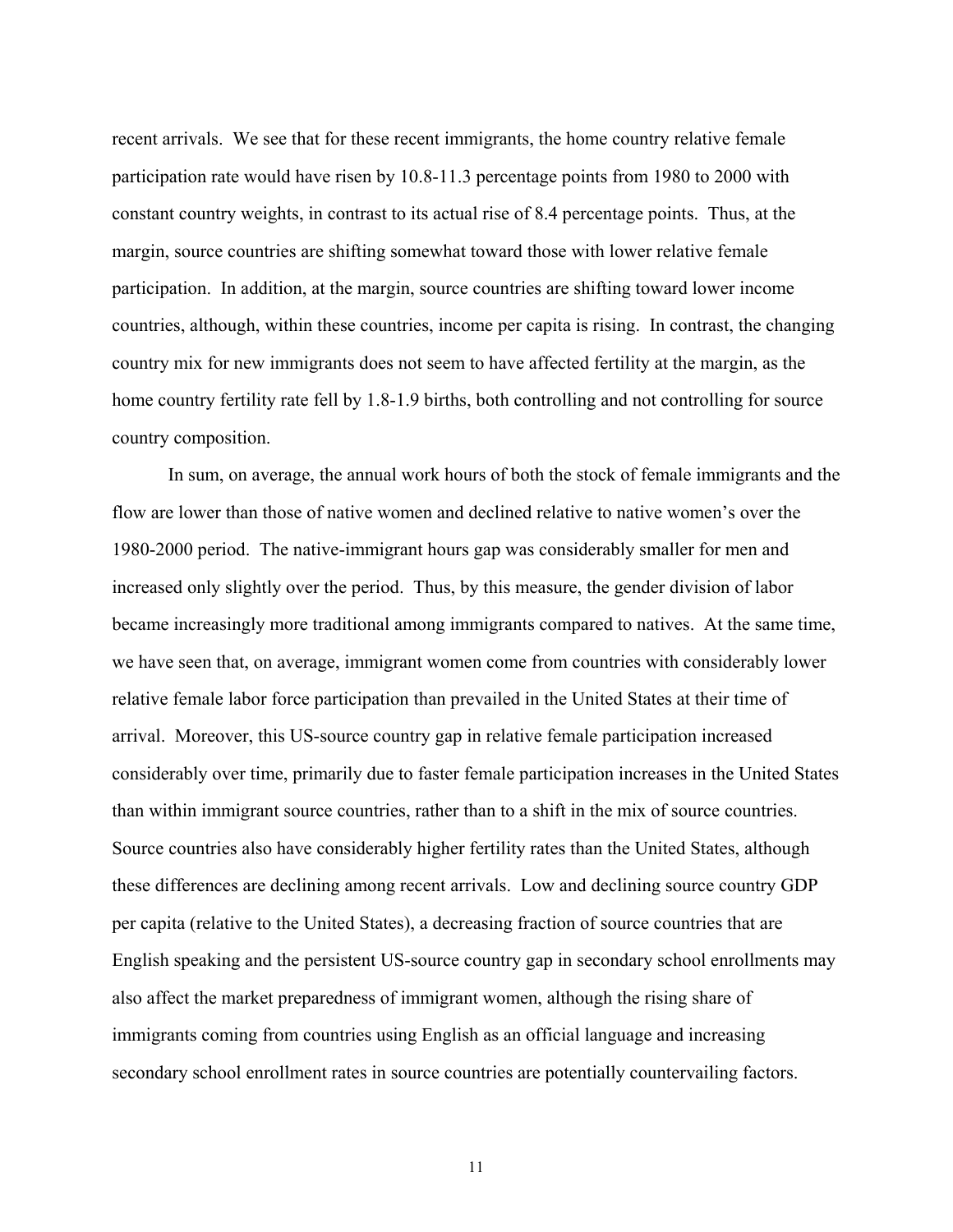recent arrivals. We see that for these recent immigrants, the home country relative female participation rate would have risen by 10.8-11.3 percentage points from 1980 to 2000 with constant country weights, in contrast to its actual rise of 8.4 percentage points. Thus, at the margin, source countries are shifting somewhat toward those with lower relative female participation. In addition, at the margin, source countries are shifting toward lower income countries, although, within these countries, income per capita is rising. In contrast, the changing country mix for new immigrants does not seem to have affected fertility at the margin, as the home country fertility rate fell by 1.8-1.9 births, both controlling and not controlling for source country composition.

In sum, on average, the annual work hours of both the stock of female immigrants and the flow are lower than those of native women and declined relative to native women's over the 1980-2000 period. The native-immigrant hours gap was considerably smaller for men and increased only slightly over the period. Thus, by this measure, the gender division of labor became increasingly more traditional among immigrants compared to natives. At the same time, we have seen that, on average, immigrant women come from countries with considerably lower relative female labor force participation than prevailed in the United States at their time of arrival. Moreover, this US-source country gap in relative female participation increased considerably over time, primarily due to faster female participation increases in the United States than within immigrant source countries, rather than to a shift in the mix of source countries. Source countries also have considerably higher fertility rates than the United States, although these differences are declining among recent arrivals. Low and declining source country GDP per capita (relative to the United States), a decreasing fraction of source countries that are English speaking and the persistent US-source country gap in secondary school enrollments may also affect the market preparedness of immigrant women, although the rising share of immigrants coming from countries using English as an official language and increasing secondary school enrollment rates in source countries are potentially countervailing factors.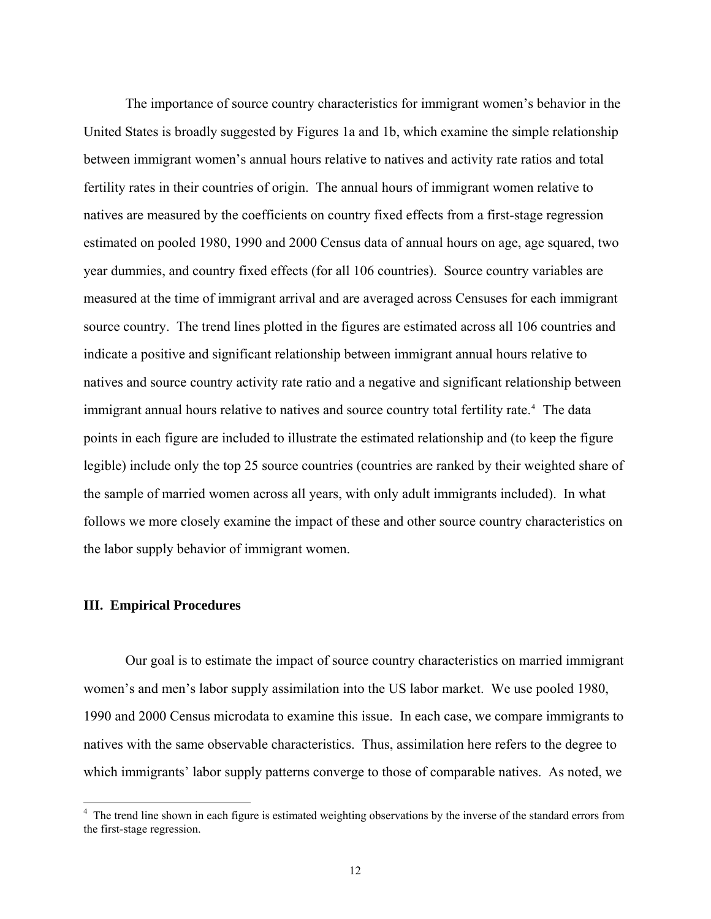The importance of source country characteristics for immigrant women's behavior in the United States is broadly suggested by Figures 1a and 1b, which examine the simple relationship between immigrant women's annual hours relative to natives and activity rate ratios and total fertility rates in their countries of origin. The annual hours of immigrant women relative to natives are measured by the coefficients on country fixed effects from a first-stage regression estimated on pooled 1980, 1990 and 2000 Census data of annual hours on age, age squared, two year dummies, and country fixed effects (for all 106 countries). Source country variables are measured at the time of immigrant arrival and are averaged across Censuses for each immigrant source country. The trend lines plotted in the figures are estimated across all 106 countries and indicate a positive and significant relationship between immigrant annual hours relative to natives and source country activity rate ratio and a negative and significant relationship between immigrant annual hours relative to natives and source country total fertility rate.[4] The data points in each figure are included to illustrate the estimated relationship and (to keep the figure legible) include only the top 25 source countries (countries are ranked by their weighted share of the sample of married women across all years, with only adult immigrants included). In what follows we more closely examine the impact of these and other source country characteristics on the labor supply behavior of immigrant women.

## III. Empirical Procedures

Our goal is to estimate the impact of source country characteristics on married immigrant women's and men's labor supply assimilation into the US labor market. We use pooled 1980, 1990 and 2000 Census microdata to examine this issue. In each case, we compare immigrants to natives with the same observable characteristics. Thus, assimilation here refers to the degree to which immigrants' labor supply patterns converge to those of comparable natives. As noted, we

[4] The trend line shown in each figure is estimated weighting observations by the inverse of the standard errors from the first-stage regression.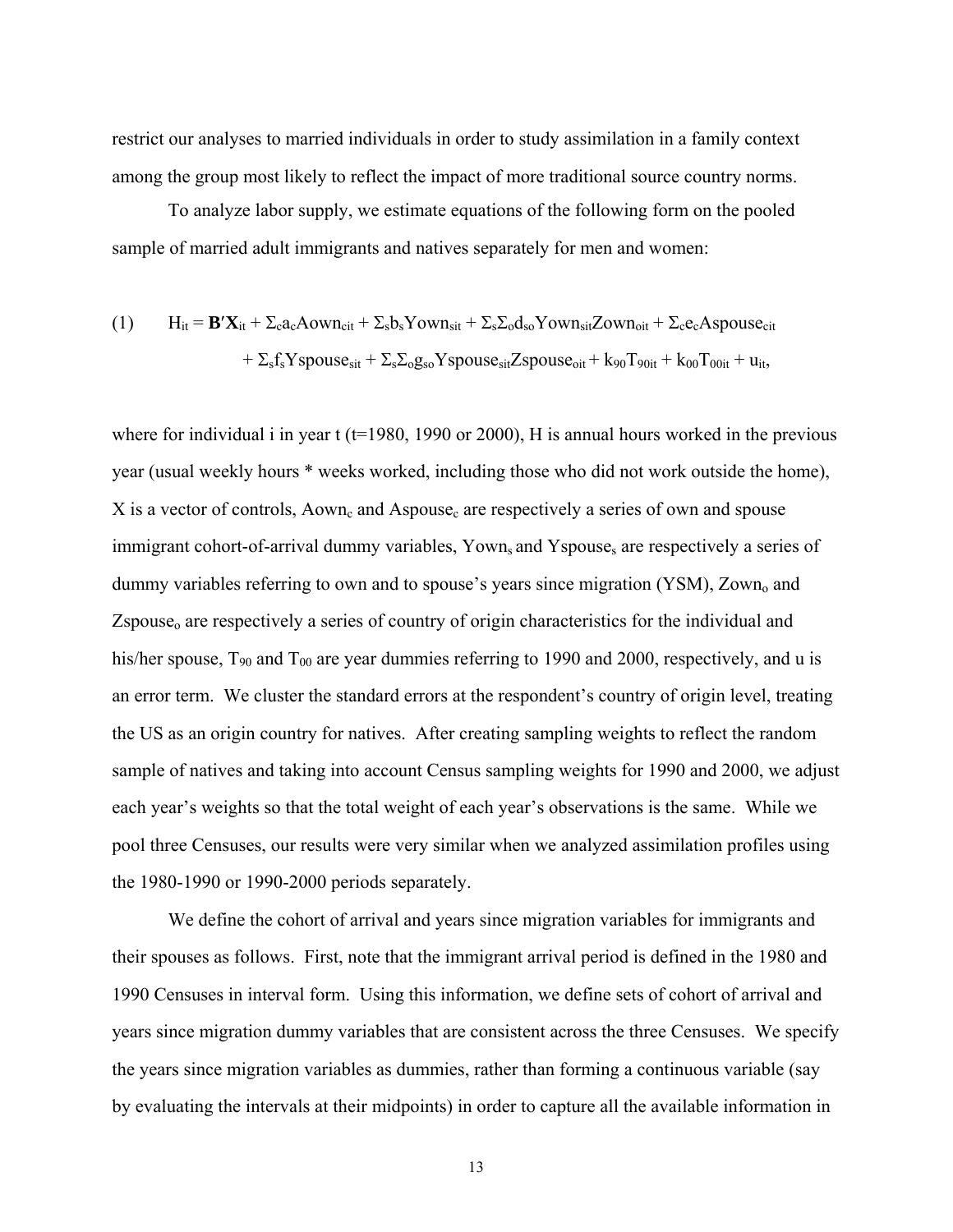restrict our analyses to married individuals in order to study assimilation in a family context among the group most likely to reflect the impact of more traditional source country norms.

To analyze labor supply, we estimate equations of the following form on the pooled sample of married adult immigrants and natives separately for men and women:

$$(1) \qquad H_{it} = \mathbf{B'X}_{it} + \Sigma_c a_c Aown_{cit} + \Sigma_s b_s Yown_{sit} + \Sigma_s \Sigma_o d_{so} Yown_{sit} Zown_{oit} + \Sigma_c e_c Aspouse_{cit} + \Sigma_s f_s Yspouse_{sit} + \Sigma_s \Sigma_o g_{so} Yspouse_{sit} Zspouse_{oit} + k_{90} T_{90it} + k_{00} T_{00it} + u_{it},$$

where for individual i in year t (t=1980, 1990 or 2000), H is annual hours worked in the previous year (usual weekly hours * weeks worked, including those who did not work outside the home), X is a vector of controls, $Aown_c$ and $Aspouse_c$ are respectively a series of own and spouse immigrant cohort-of-arrival dummy variables, $Yown_s$ and $Yspouse_s$ are respectively a series of dummy variables referring to own and to spouse's years since migration (YSM), $Zown_o$ and $Zspouse_o$ are respectively a series of country of origin characteristics for the individual and his/her spouse, $T_{90}$ and $T_{00}$ are year dummies referring to 1990 and 2000, respectively, and u is an error term. We cluster the standard errors at the respondent's country of origin level, treating the US as an origin country for natives. After creating sampling weights to reflect the random sample of natives and taking into account Census sampling weights for 1990 and 2000, we adjust each year's weights so that the total weight of each year's observations is the same. While we pool three Censuses, our results were very similar when we analyzed assimilation profiles using the 1980-1990 or 1990-2000 periods separately.

We define the cohort of arrival and years since migration variables for immigrants and their spouses as follows. First, note that the immigrant arrival period is defined in the 1980 and 1990 Censuses in interval form. Using this information, we define sets of cohort of arrival and years since migration dummy variables that are consistent across the three Censuses. We specify the years since migration variables as dummies, rather than forming a continuous variable (say by evaluating the intervals at their midpoints) in order to capture all the available information in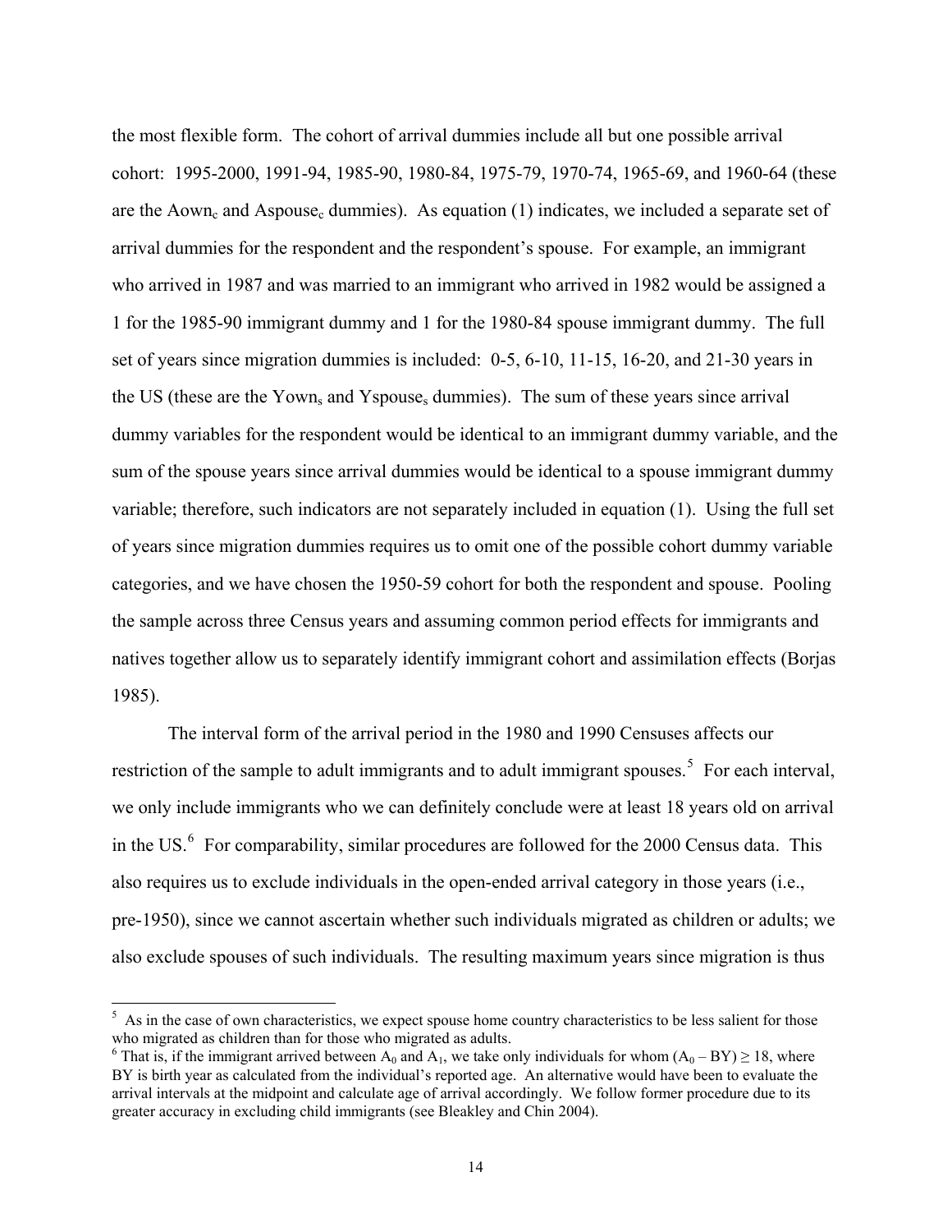the most flexible form. The cohort of arrival dummies include all but one possible arrival cohort: 1995-2000, 1991-94, 1985-90, 1980-84, 1975-79, 1970-74, 1965-69, and 1960-64 (these are the $Aown_c$ and $Aspouse_c$ dummies). As equation (1) indicates, we included a separate set of arrival dummies for the respondent and the respondent's spouse. For example, an immigrant who arrived in 1987 and was married to an immigrant who arrived in 1982 would be assigned a 1 for the 1985-90 immigrant dummy and 1 for the 1980-84 spouse immigrant dummy. The full set of years since migration dummies is included: 0-5, 6-10, 11-15, 16-20, and 21-30 years in the US (these are the $Yown_s$ and $Yspouse_s$ dummies). The sum of these years since arrival dummy variables for the respondent would be identical to an immigrant dummy variable, and the sum of the spouse years since arrival dummies would be identical to a spouse immigrant dummy variable; therefore, such indicators are not separately included in equation (1). Using the full set of years since migration dummies requires us to omit one of the possible cohort dummy variable categories, and we have chosen the 1950-59 cohort for both the respondent and spouse. Pooling the sample across three Census years and assuming common period effects for immigrants and natives together allow us to separately identify immigrant cohort and assimilation effects (Borjas 1985).

The interval form of the arrival period in the 1980 and 1990 Censuses affects our restriction of the sample to adult immigrants and to adult immigrant spouses.[5] For each interval, we only include immigrants who we can definitely conclude were at least 18 years old on arrival in the US.[6] For comparability, similar procedures are followed for the 2000 Census data. This also requires us to exclude individuals in the open-ended arrival category in those years (i.e., pre-1950), since we cannot ascertain whether such individuals migrated as children or adults; we also exclude spouses of such individuals. The resulting maximum years since migration is thus

[5] As in the case of own characteristics, we expect spouse home country characteristics to be less salient for those who migrated as children than for those who migrated as adults.

[6] That is, if the immigrant arrived between $A_0$ and $A_1$, we take only individuals for whom $(A_0 - BY) \geq 18$, where BY is birth year as calculated from the individual's reported age. An alternative would have been to evaluate the arrival intervals at the midpoint and calculate age of arrival accordingly. We follow former procedure due to its greater accuracy in excluding child immigrants (see Bleakley and Chin 2004).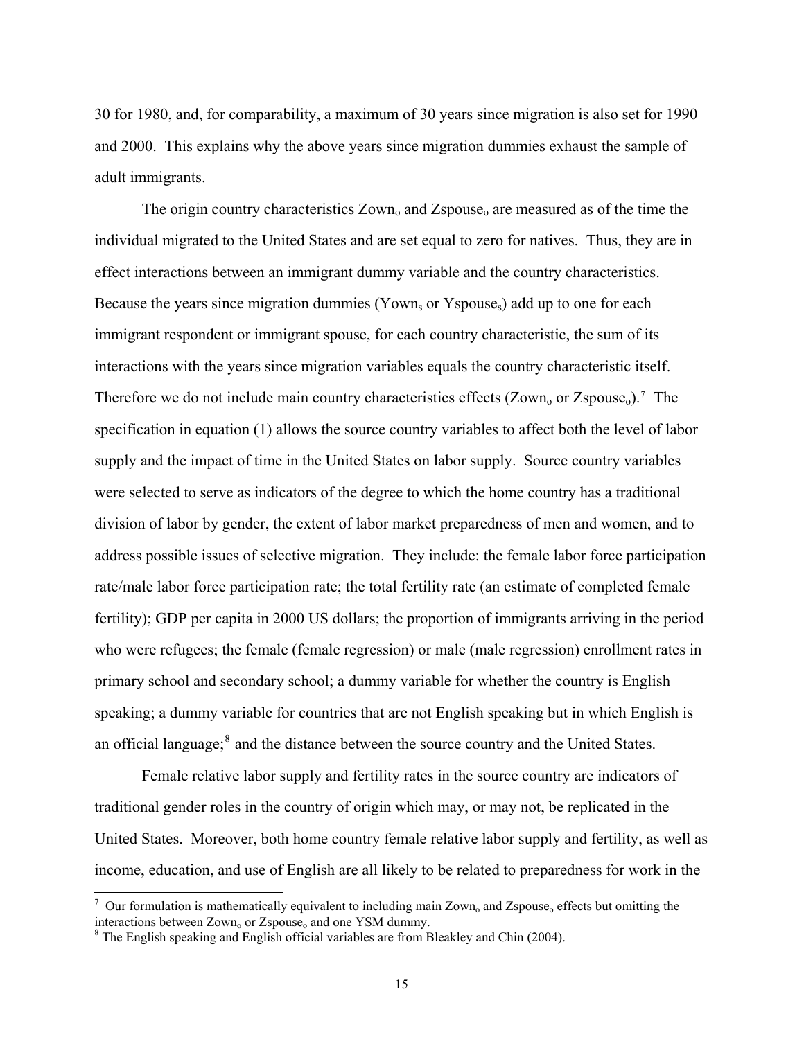30 for 1980, and, for comparability, a maximum of 30 years since migration is also set for 1990 and 2000. This explains why the above years since migration dummies exhaust the sample of adult immigrants.

The origin country characteristics $Zown_o$ and $Zspouse_o$ are measured as of the time the individual migrated to the United States and are set equal to zero for natives. Thus, they are in effect interactions between an immigrant dummy variable and the country characteristics. Because the years since migration dummies ($Yown_s$ or $Yspouse_s$) add up to one for each immigrant respondent or immigrant spouse, for each country characteristic, the sum of its interactions with the years since migration variables equals the country characteristic itself. Therefore we do not include main country characteristics effects ($Zown_o$ or $Zspouse_o$).[7] The specification in equation (1) allows the source country variables to affect both the level of labor supply and the impact of time in the United States on labor supply. Source country variables were selected to serve as indicators of the degree to which the home country has a traditional division of labor by gender, the extent of labor market preparedness of men and women, and to address possible issues of selective migration. They include: the female labor force participation rate/male labor force participation rate; the total fertility rate (an estimate of completed female fertility); GDP per capita in 2000 US dollars; the proportion of immigrants arriving in the period who were refugees; the female (female regression) or male (male regression) enrollment rates in primary school and secondary school; a dummy variable for whether the country is English speaking; a dummy variable for countries that are not English speaking but in which English is an official language;[8] and the distance between the source country and the United States.

Female relative labor supply and fertility rates in the source country are indicators of traditional gender roles in the country of origin which may, or may not, be replicated in the United States. Moreover, both home country female relative labor supply and fertility, as well as income, education, and use of English are all likely to be related to preparedness for work in the

[7] Our formulation is mathematically equivalent to including main $Zown_o$ and $Zspouse_o$ effects but omitting the interactions between $Zown_o$ or $Zspouse_o$ and one YSM dummy.

[8] The English speaking and English official variables are from Bleakley and Chin (2004).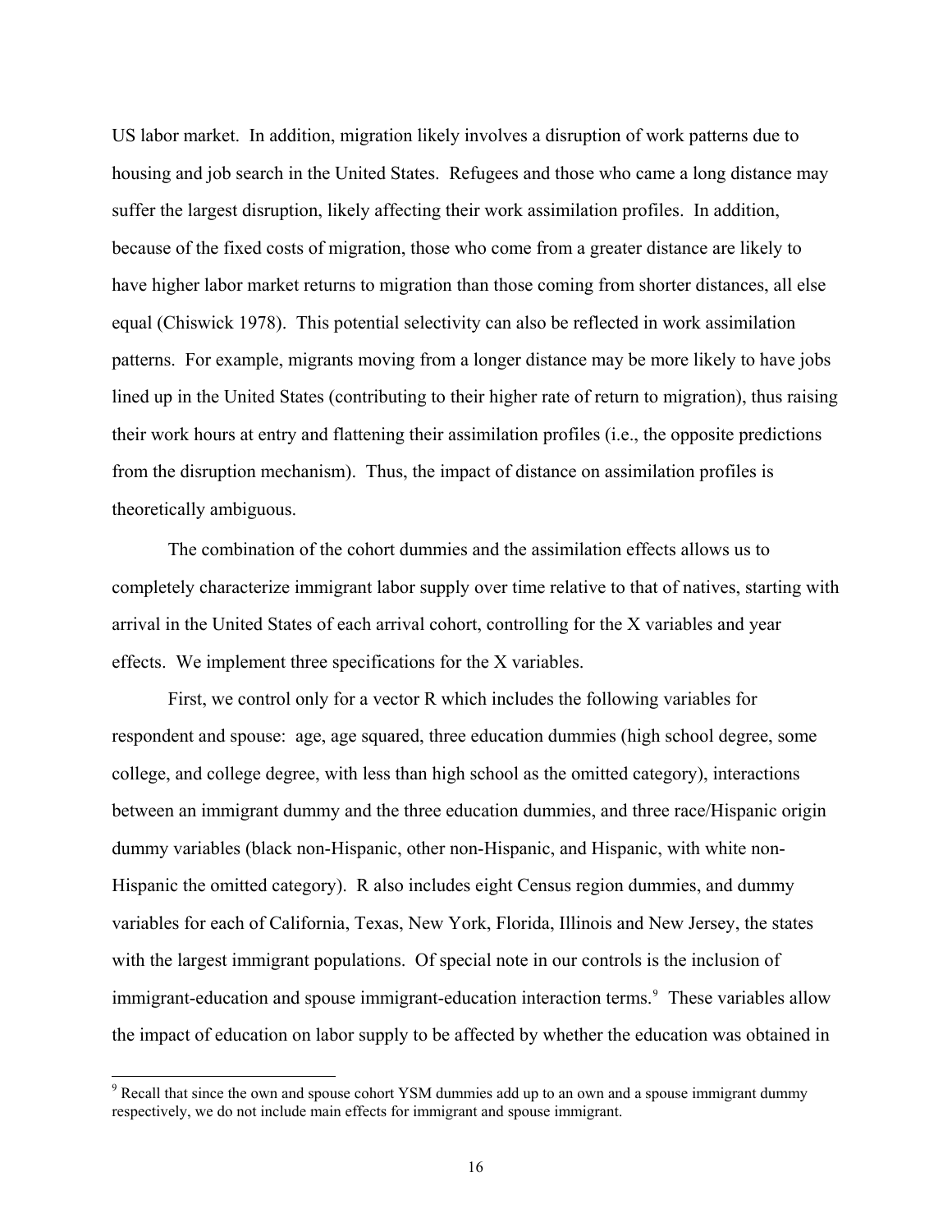US labor market. In addition, migration likely involves a disruption of work patterns due to housing and job search in the United States. Refugees and those who came a long distance may suffer the largest disruption, likely affecting their work assimilation profiles. In addition, because of the fixed costs of migration, those who come from a greater distance are likely to have higher labor market returns to migration than those coming from shorter distances, all else equal (Chiswick 1978). This potential selectivity can also be reflected in work assimilation patterns. For example, migrants moving from a longer distance may be more likely to have jobs lined up in the United States (contributing to their higher rate of return to migration), thus raising their work hours at entry and flattening their assimilation profiles (i.e., the opposite predictions from the disruption mechanism). Thus, the impact of distance on assimilation profiles is theoretically ambiguous.

The combination of the cohort dummies and the assimilation effects allows us to completely characterize immigrant labor supply over time relative to that of natives, starting with arrival in the United States of each arrival cohort, controlling for the X variables and year effects. We implement three specifications for the X variables.

First, we control only for a vector R which includes the following variables for respondent and spouse: age, age squared, three education dummies (high school degree, some college, and college degree, with less than high school as the omitted category), interactions between an immigrant dummy and the three education dummies, and three race/Hispanic origin dummy variables (black non-Hispanic, other non-Hispanic, and Hispanic, with white non-Hispanic the omitted category). R also includes eight Census region dummies, and dummy variables for each of California, Texas, New York, Florida, Illinois and New Jersey, the states with the largest immigrant populations. Of special note in our controls is the inclusion of immigrant-education and spouse immigrant-education interaction terms.[9] These variables allow the impact of education on labor supply to be affected by whether the education was obtained in

[9] Recall that since the own and spouse cohort YSM dummies add up to an own and a spouse immigrant dummy respectively, we do not include main effects for immigrant and spouse immigrant.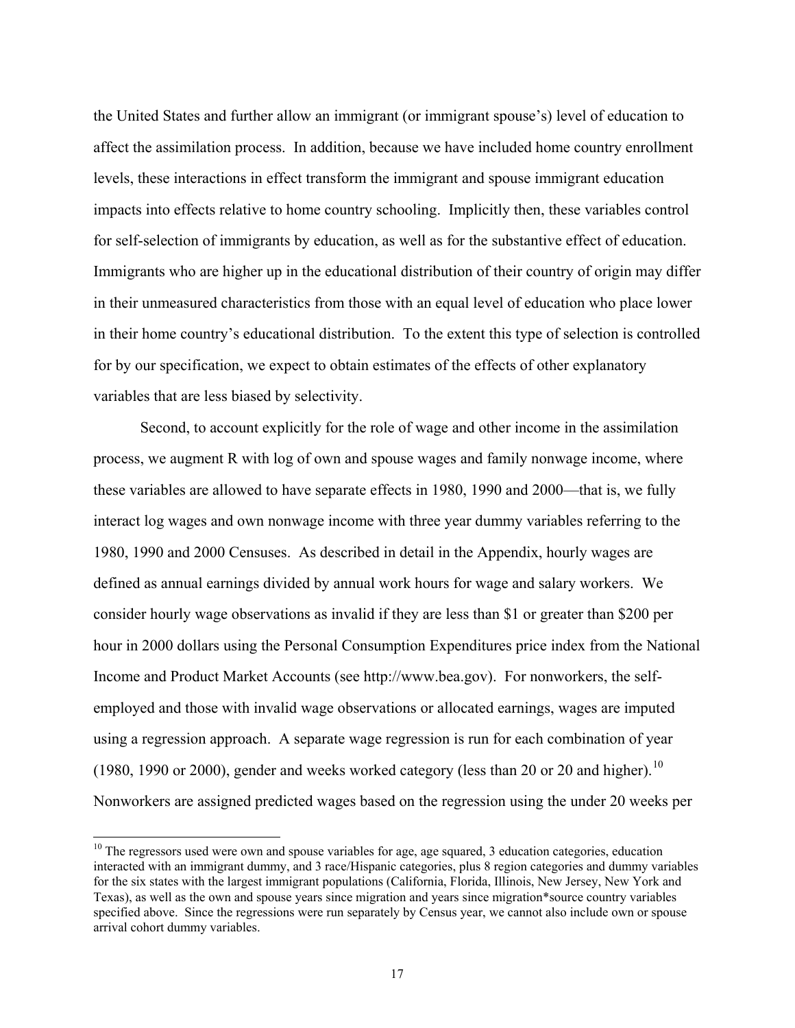the United States and further allow an immigrant (or immigrant spouse's) level of education to affect the assimilation process. In addition, because we have included home country enrollment levels, these interactions in effect transform the immigrant and spouse immigrant education impacts into effects relative to home country schooling. Implicitly then, these variables control for self-selection of immigrants by education, as well as for the substantive effect of education. Immigrants who are higher up in the educational distribution of their country of origin may differ in their unmeasured characteristics from those with an equal level of education who place lower in their home country's educational distribution. To the extent this type of selection is controlled for by our specification, we expect to obtain estimates of the effects of other explanatory variables that are less biased by selectivity.

Second, to account explicitly for the role of wage and other income in the assimilation process, we augment R with log of own and spouse wages and family nonwage income, where these variables are allowed to have separate effects in 1980, 1990 and 2000—that is, we fully interact log wages and own nonwage income with three year dummy variables referring to the 1980, 1990 and 2000 Censuses. As described in detail in the Appendix, hourly wages are defined as annual earnings divided by annual work hours for wage and salary workers. We consider hourly wage observations as invalid if they are less than \$1 or greater than \$200 per hour in 2000 dollars using the Personal Consumption Expenditures price index from the National Income and Product Market Accounts (see http://www.bea.gov). For nonworkers, the self-employed and those with invalid wage observations or allocated earnings, wages are imputed using a regression approach. A separate wage regression is run for each combination of year (1980, 1990 or 2000), gender and weeks worked category (less than 20 or 20 and higher).[10] Nonworkers are assigned predicted wages based on the regression using the under 20 weeks per

[10] The regressors used were own and spouse variables for age, age squared, 3 education categories, education interacted with an immigrant dummy, and 3 race/Hispanic categories, plus 8 region categories and dummy variables for the six states with the largest immigrant populations (California, Florida, Illinois, New Jersey, New York and Texas), as well as the own and spouse years since migration and years since migration*source country variables specified above. Since the regressions were run separately by Census year, we cannot also include own or spouse arrival cohort dummy variables.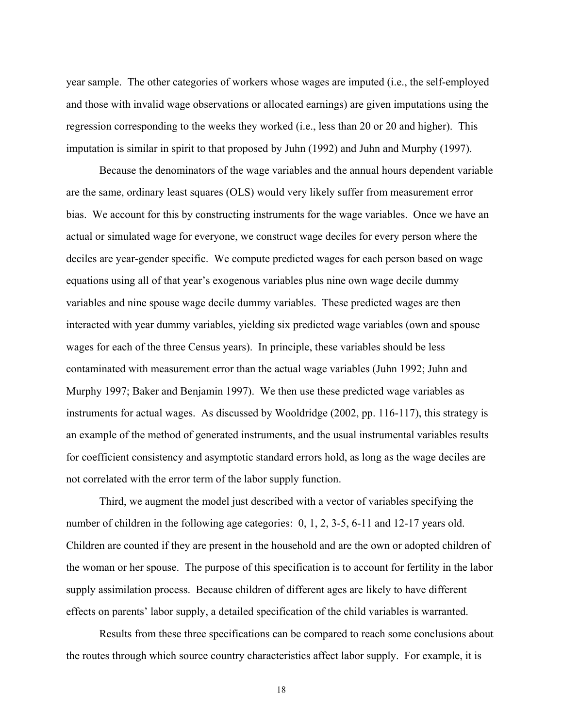year sample. The other categories of workers whose wages are imputed (i.e., the self-employed and those with invalid wage observations or allocated earnings) are given imputations using the regression corresponding to the weeks they worked (i.e., less than 20 or 20 and higher). This imputation is similar in spirit to that proposed by Juhn (1992) and Juhn and Murphy (1997).

Because the denominators of the wage variables and the annual hours dependent variable are the same, ordinary least squares (OLS) would very likely suffer from measurement error bias. We account for this by constructing instruments for the wage variables. Once we have an actual or simulated wage for everyone, we construct wage deciles for every person where the deciles are year-gender specific. We compute predicted wages for each person based on wage equations using all of that year's exogenous variables plus nine own wage decile dummy variables and nine spouse wage decile dummy variables. These predicted wages are then interacted with year dummy variables, yielding six predicted wage variables (own and spouse wages for each of the three Census years). In principle, these variables should be less contaminated with measurement error than the actual wage variables (Juhn 1992; Juhn and Murphy 1997; Baker and Benjamin 1997). We then use these predicted wage variables as instruments for actual wages. As discussed by Wooldridge (2002, pp. 116-117), this strategy is an example of the method of generated instruments, and the usual instrumental variables results for coefficient consistency and asymptotic standard errors hold, as long as the wage deciles are not correlated with the error term of the labor supply function.

Third, we augment the model just described with a vector of variables specifying the number of children in the following age categories: 0, 1, 2, 3-5, 6-11 and 12-17 years old. Children are counted if they are present in the household and are the own or adopted children of the woman or her spouse. The purpose of this specification is to account for fertility in the labor supply assimilation process. Because children of different ages are likely to have different effects on parents' labor supply, a detailed specification of the child variables is warranted.

Results from these three specifications can be compared to reach some conclusions about the routes through which source country characteristics affect labor supply. For example, it is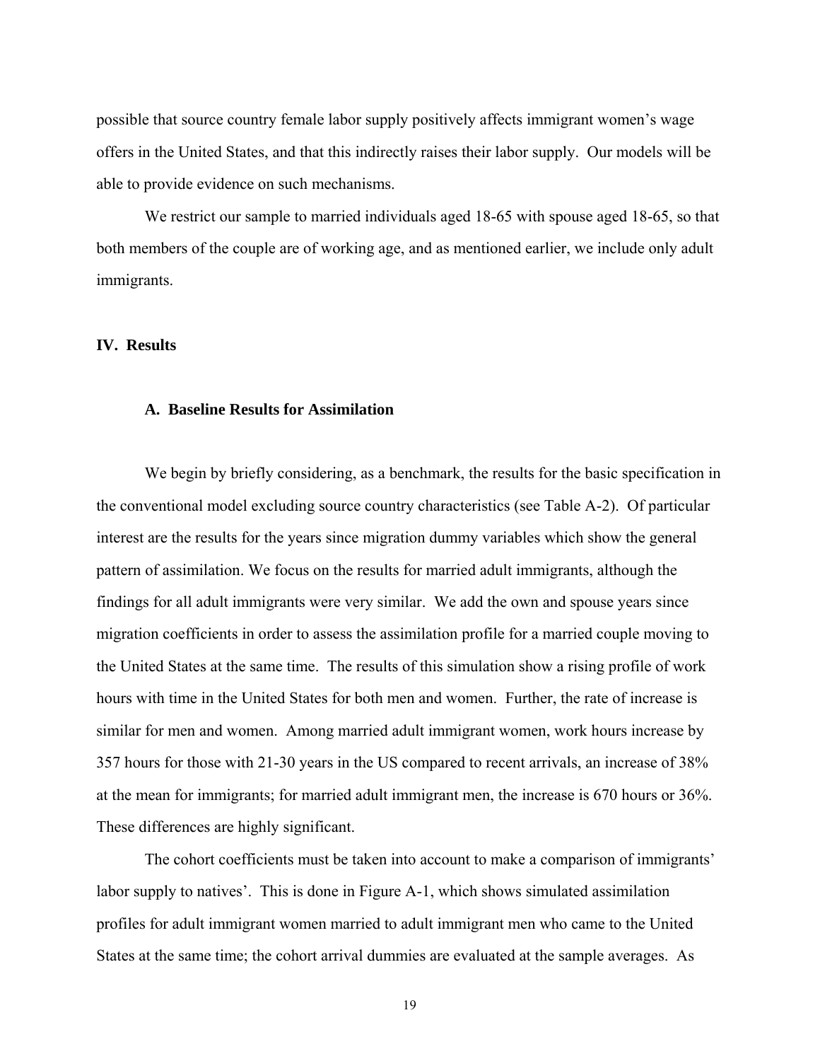possible that source country female labor supply positively affects immigrant women's wage offers in the United States, and that this indirectly raises their labor supply. Our models will be able to provide evidence on such mechanisms.

We restrict our sample to married individuals aged 18-65 with spouse aged 18-65, so that both members of the couple are of working age, and as mentioned earlier, we include only adult immigrants.

## IV. Results

### A. Baseline Results for Assimilation

We begin by briefly considering, as a benchmark, the results for the basic specification in the conventional model excluding source country characteristics (see Table A-2). Of particular interest are the results for the years since migration dummy variables which show the general pattern of assimilation. We focus on the results for married adult immigrants, although the findings for all adult immigrants were very similar. We add the own and spouse years since migration coefficients in order to assess the assimilation profile for a married couple moving to the United States at the same time. The results of this simulation show a rising profile of work hours with time in the United States for both men and women. Further, the rate of increase is similar for men and women. Among married adult immigrant women, work hours increase by 357 hours for those with 21-30 years in the US compared to recent arrivals, an increase of 38% at the mean for immigrants; for married adult immigrant men, the increase is 670 hours or 36%. These differences are highly significant.

The cohort coefficients must be taken into account to make a comparison of immigrants' labor supply to natives'. This is done in Figure A-1, which shows simulated assimilation profiles for adult immigrant women married to adult immigrant men who came to the United States at the same time; the cohort arrival dummies are evaluated at the sample averages. As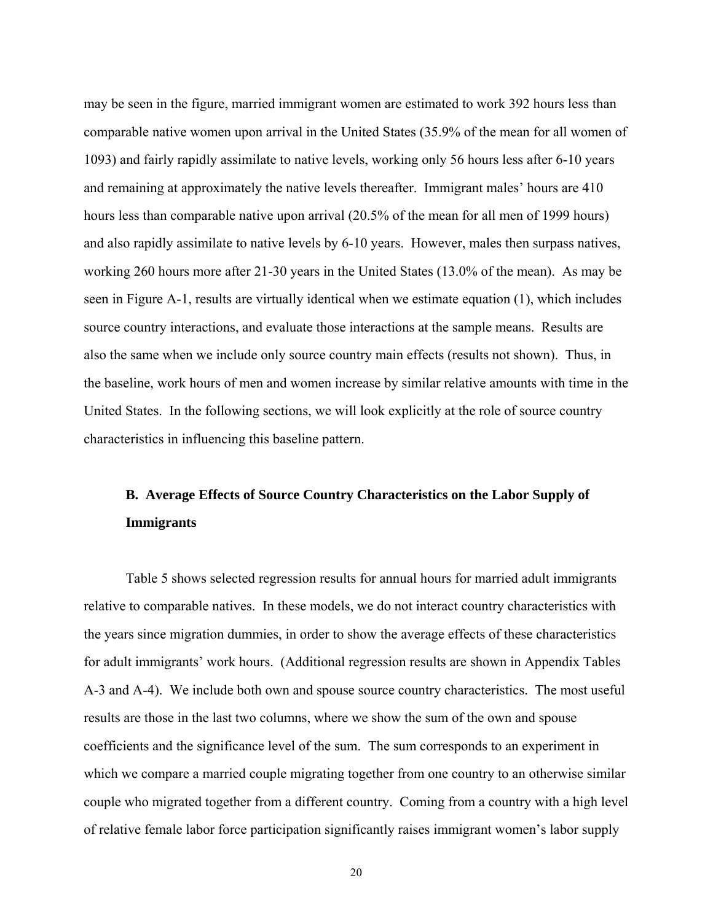may be seen in the figure, married immigrant women are estimated to work 392 hours less than comparable native women upon arrival in the United States (35.9% of the mean for all women of 1093) and fairly rapidly assimilate to native levels, working only 56 hours less after 6-10 years and remaining at approximately the native levels thereafter. Immigrant males' hours are 410 hours less than comparable native upon arrival (20.5% of the mean for all men of 1999 hours) and also rapidly assimilate to native levels by 6-10 years. However, males then surpass natives, working 260 hours more after 21-30 years in the United States (13.0% of the mean). As may be seen in Figure A-1, results are virtually identical when we estimate equation (1), which includes source country interactions, and evaluate those interactions at the sample means. Results are also the same when we include only source country main effects (results not shown). Thus, in the baseline, work hours of men and women increase by similar relative amounts with time in the United States. In the following sections, we will look explicitly at the role of source country characteristics in influencing this baseline pattern.

### B. Average Effects of Source Country Characteristics on the Labor Supply of Immigrants

Table 5 shows selected regression results for annual hours for married adult immigrants relative to comparable natives. In these models, we do not interact country characteristics with the years since migration dummies, in order to show the average effects of these characteristics for adult immigrants' work hours. (Additional regression results are shown in Appendix Tables A-3 and A-4). We include both own and spouse source country characteristics. The most useful results are those in the last two columns, where we show the sum of the own and spouse coefficients and the significance level of the sum. The sum corresponds to an experiment in which we compare a married couple migrating together from one country to an otherwise similar couple who migrated together from a different country. Coming from a country with a high level of relative female labor force participation significantly raises immigrant women's labor supply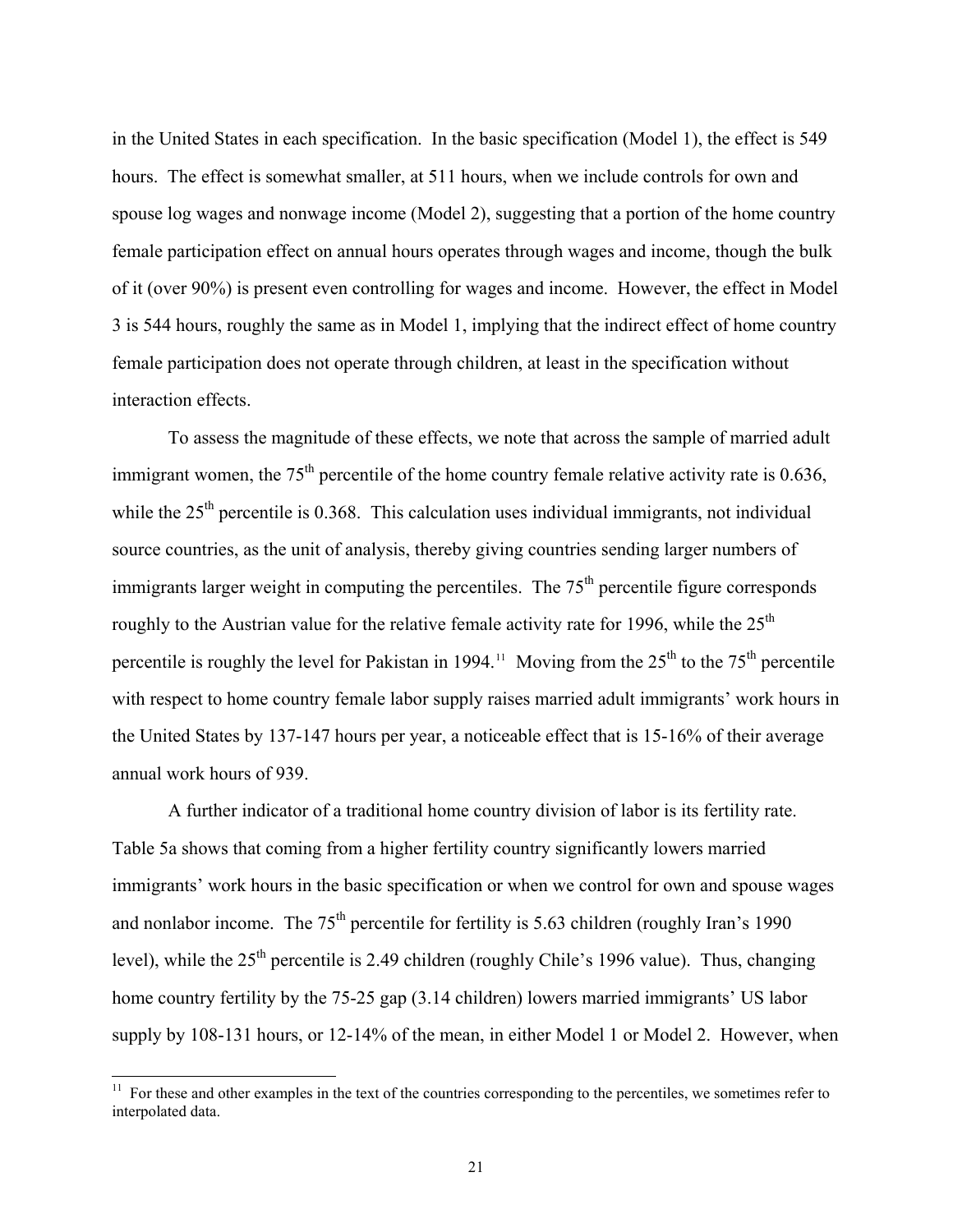in the United States in each specification. In the basic specification (Model 1), the effect is 549 hours. The effect is somewhat smaller, at 511 hours, when we include controls for own and spouse log wages and nonwage income (Model 2), suggesting that a portion of the home country female participation effect on annual hours operates through wages and income, though the bulk of it (over 90%) is present even controlling for wages and income. However, the effect in Model 3 is 544 hours, roughly the same as in Model 1, implying that the indirect effect of home country female participation does not operate through children, at least in the specification without interaction effects.

To assess the magnitude of these effects, we note that across the sample of married adult immigrant women, the 75th percentile of the home country female relative activity rate is 0.636, while the 25th percentile is 0.368. This calculation uses individual immigrants, not individual source countries, as the unit of analysis, thereby giving countries sending larger numbers of immigrants larger weight in computing the percentiles. The 75th percentile figure corresponds roughly to the Austrian value for the relative female activity rate for 1996, while the 25th percentile is roughly the level for Pakistan in 1994.[11] Moving from the 25th to the 75th percentile with respect to home country female labor supply raises married adult immigrants' work hours in the United States by 137-147 hours per year, a noticeable effect that is 15-16% of their average annual work hours of 939.

A further indicator of a traditional home country division of labor is its fertility rate. Table 5a shows that coming from a higher fertility country significantly lowers married immigrants' work hours in the basic specification or when we control for own and spouse wages and nonlabor income. The 75th percentile for fertility is 5.63 children (roughly Iran's 1990 level), while the 25th percentile is 2.49 children (roughly Chile's 1996 value). Thus, changing home country fertility by the 75-25 gap (3.14 children) lowers married immigrants' US labor supply by 108-131 hours, or 12-14% of the mean, in either Model 1 or Model 2. However, when

[11] For these and other examples in the text of the countries corresponding to the percentiles, we sometimes refer to interpolated data.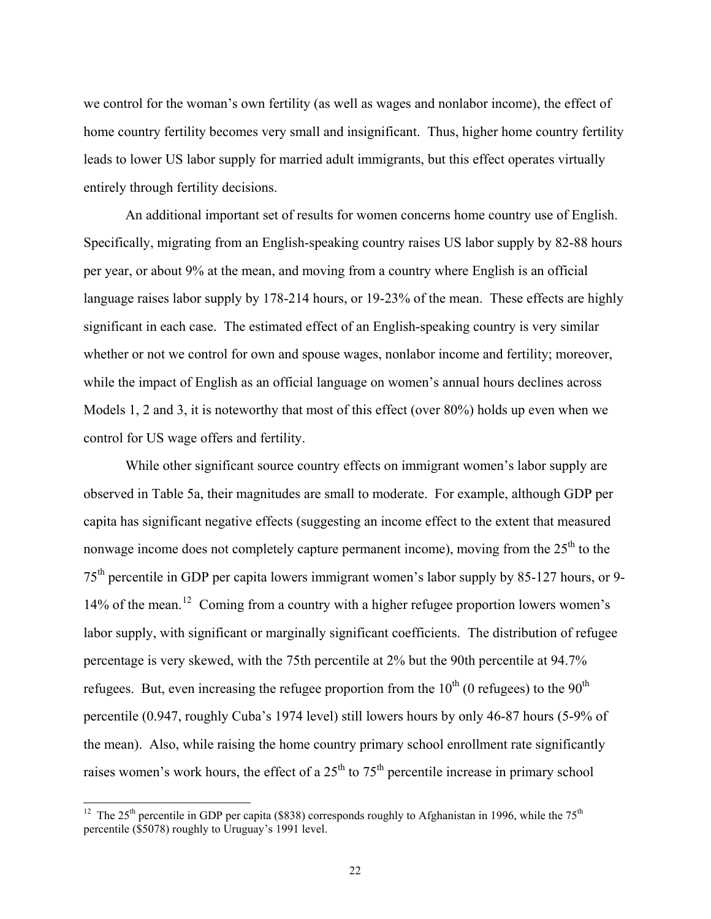we control for the woman's own fertility (as well as wages and nonlabor income), the effect of home country fertility becomes very small and insignificant. Thus, higher home country fertility leads to lower US labor supply for married adult immigrants, but this effect operates virtually entirely through fertility decisions.

An additional important set of results for women concerns home country use of English. Specifically, migrating from an English-speaking country raises US labor supply by 82-88 hours per year, or about 9% at the mean, and moving from a country where English is an official language raises labor supply by 178-214 hours, or 19-23% of the mean. These effects are highly significant in each case. The estimated effect of an English-speaking country is very similar whether or not we control for own and spouse wages, nonlabor income and fertility; moreover, while the impact of English as an official language on women's annual hours declines across Models 1, 2 and 3, it is noteworthy that most of this effect (over 80%) holds up even when we control for US wage offers and fertility.

While other significant source country effects on immigrant women's labor supply are observed in Table 5a, their magnitudes are small to moderate. For example, although GDP per capita has significant negative effects (suggesting an income effect to the extent that measured nonwage income does not completely capture permanent income), moving from the 25th to the 75th percentile in GDP per capita lowers immigrant women's labor supply by 85-127 hours, or 9-14% of the mean.[12] Coming from a country with a higher refugee proportion lowers women's labor supply, with significant or marginally significant coefficients. The distribution of refugee percentage is very skewed, with the 75th percentile at 2% but the 90th percentile at 94.7% refugees. But, even increasing the refugee proportion from the 10th (0 refugees) to the 90th percentile (0.947, roughly Cuba's 1974 level) still lowers hours by only 46-87 hours (5-9% of the mean). Also, while raising the home country primary school enrollment rate significantly raises women's work hours, the effect of a 25th to 75th percentile increase in primary school

[12] The 25th percentile in GDP per capita ($838) corresponds roughly to Afghanistan in 1996, while the 75th percentile ($5078) roughly to Uruguay's 1991 level.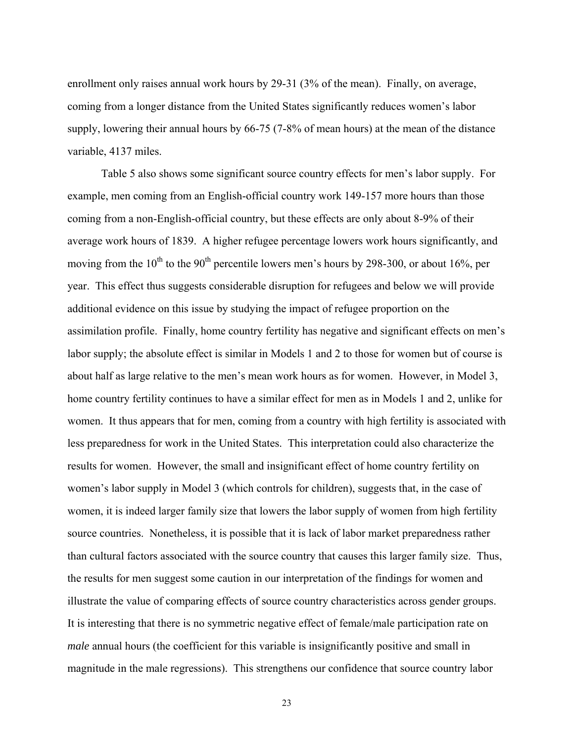enrollment only raises annual work hours by 29-31 (3% of the mean). Finally, on average, coming from a longer distance from the United States significantly reduces women's labor supply, lowering their annual hours by 66-75 (7-8% of mean hours) at the mean of the distance variable, 4137 miles.

Table 5 also shows some significant source country effects for men's labor supply. For example, men coming from an English-official country work 149-157 more hours than those coming from a non-English-official country, but these effects are only about 8-9% of their average work hours of 1839. A higher refugee percentage lowers work hours significantly, and moving from the 10th to the 90th percentile lowers men's hours by 298-300, or about 16%, per year. This effect thus suggests considerable disruption for refugees and below we will provide additional evidence on this issue by studying the impact of refugee proportion on the assimilation profile. Finally, home country fertility has negative and significant effects on men's labor supply; the absolute effect is similar in Models 1 and 2 to those for women but of course is about half as large relative to the men's mean work hours as for women. However, in Model 3, home country fertility continues to have a similar effect for men as in Models 1 and 2, unlike for women. It thus appears that for men, coming from a country with high fertility is associated with less preparedness for work in the United States. This interpretation could also characterize the results for women. However, the small and insignificant effect of home country fertility on women's labor supply in Model 3 (which controls for children), suggests that, in the case of women, it is indeed larger family size that lowers the labor supply of women from high fertility source countries. Nonetheless, it is possible that it is lack of labor market preparedness rather than cultural factors associated with the source country that causes this larger family size. Thus, the results for men suggest some caution in our interpretation of the findings for women and illustrate the value of comparing effects of source country characteristics across gender groups. It is interesting that there is no symmetric negative effect of female/male participation rate on *male* annual hours (the coefficient for this variable is insignificantly positive and small in magnitude in the male regressions). This strengthens our confidence that source country labor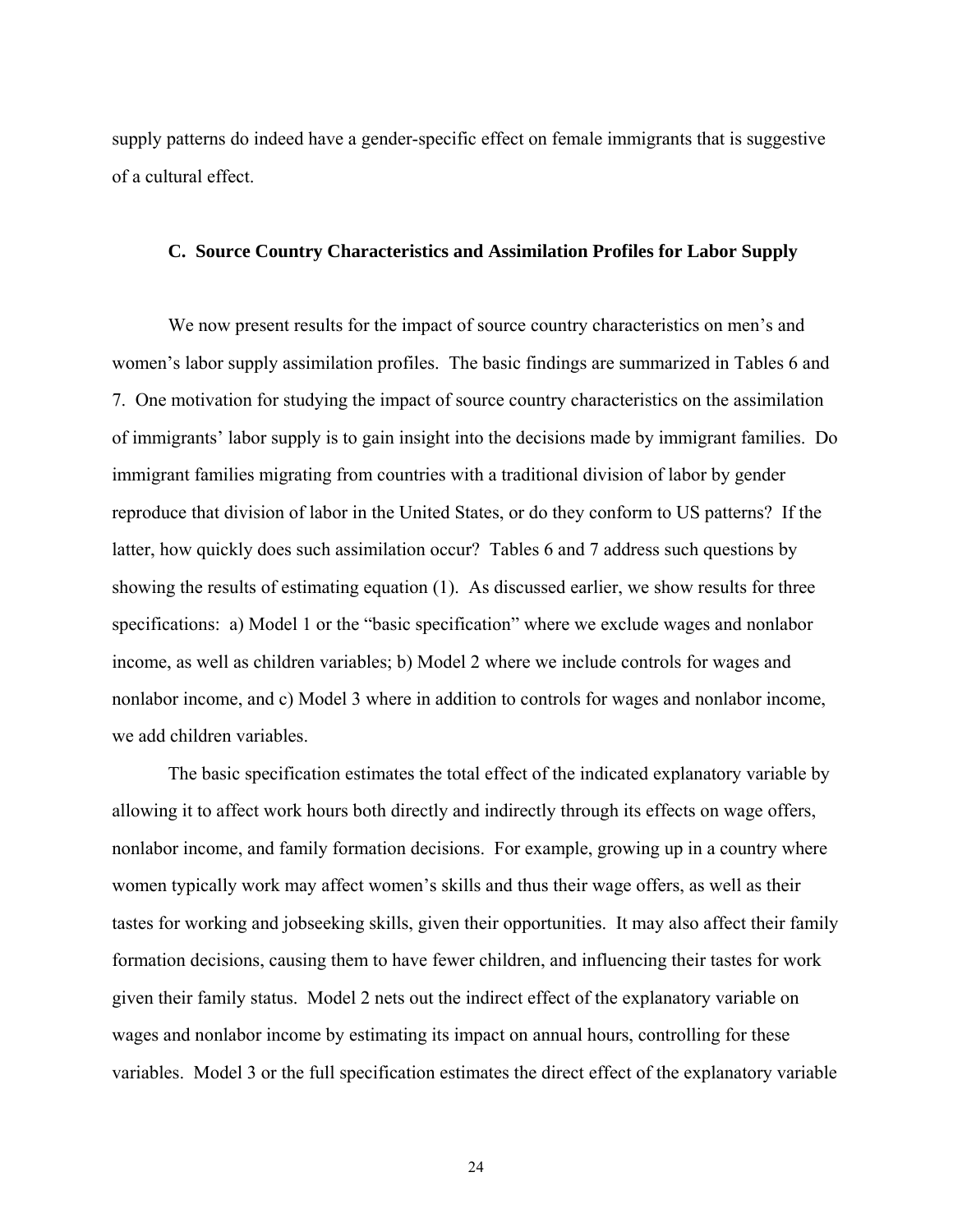supply patterns do indeed have a gender-specific effect on female immigrants that is suggestive of a cultural effect.

### C. Source Country Characteristics and Assimilation Profiles for Labor Supply

We now present results for the impact of source country characteristics on men's and women's labor supply assimilation profiles. The basic findings are summarized in Tables 6 and 7. One motivation for studying the impact of source country characteristics on the assimilation of immigrants' labor supply is to gain insight into the decisions made by immigrant families. Do immigrant families migrating from countries with a traditional division of labor by gender reproduce that division of labor in the United States, or do they conform to US patterns? If the latter, how quickly does such assimilation occur? Tables 6 and 7 address such questions by showing the results of estimating equation (1). As discussed earlier, we show results for three specifications: a) Model 1 or the "basic specification" where we exclude wages and nonlabor income, as well as children variables; b) Model 2 where we include controls for wages and nonlabor income, and c) Model 3 where in addition to controls for wages and nonlabor income, we add children variables.

The basic specification estimates the total effect of the indicated explanatory variable by allowing it to affect work hours both directly and indirectly through its effects on wage offers, nonlabor income, and family formation decisions. For example, growing up in a country where women typically work may affect women's skills and thus their wage offers, as well as their tastes for working and jobseeking skills, given their opportunities. It may also affect their family formation decisions, causing them to have fewer children, and influencing their tastes for work given their family status. Model 2 nets out the indirect effect of the explanatory variable on wages and nonlabor income by estimating its impact on annual hours, controlling for these variables. Model 3 or the full specification estimates the direct effect of the explanatory variable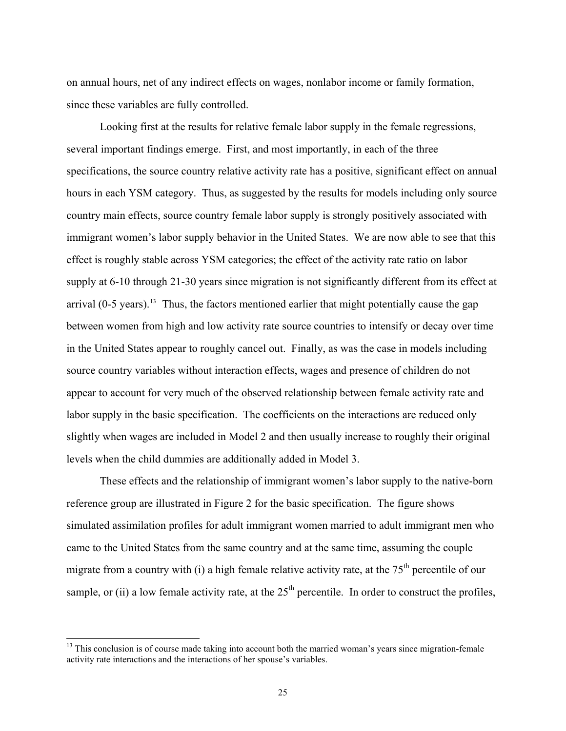on annual hours, net of any indirect effects on wages, nonlabor income or family formation, since these variables are fully controlled.

Looking first at the results for relative female labor supply in the female regressions, several important findings emerge. First, and most importantly, in each of the three specifications, the source country relative activity rate has a positive, significant effect on annual hours in each YSM category. Thus, as suggested by the results for models including only source country main effects, source country female labor supply is strongly positively associated with immigrant women's labor supply behavior in the United States. We are now able to see that this effect is roughly stable across YSM categories; the effect of the activity rate ratio on labor supply at 6-10 through 21-30 years since migration is not significantly different from its effect at arrival (0-5 years).[13] Thus, the factors mentioned earlier that might potentially cause the gap between women from high and low activity rate source countries to intensify or decay over time in the United States appear to roughly cancel out. Finally, as was the case in models including source country variables without interaction effects, wages and presence of children do not appear to account for very much of the observed relationship between female activity rate and labor supply in the basic specification. The coefficients on the interactions are reduced only slightly when wages are included in Model 2 and then usually increase to roughly their original levels when the child dummies are additionally added in Model 3.

These effects and the relationship of immigrant women's labor supply to the native-born reference group are illustrated in Figure 2 for the basic specification. The figure shows simulated assimilation profiles for adult immigrant women married to adult immigrant men who came to the United States from the same country and at the same time, assuming the couple migrate from a country with (i) a high female relative activity rate, at the 75th percentile of our sample, or (ii) a low female activity rate, at the 25th percentile. In order to construct the profiles,

[13] This conclusion is of course made taking into account both the married woman's years since migration-female activity rate interactions and the interactions of her spouse's variables.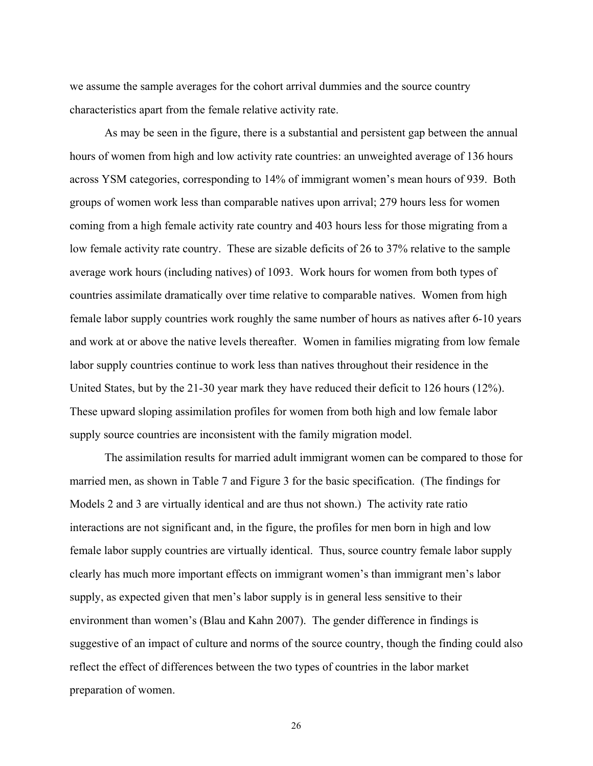we assume the sample averages for the cohort arrival dummies and the source country characteristics apart from the female relative activity rate.

As may be seen in the figure, there is a substantial and persistent gap between the annual hours of women from high and low activity rate countries: an unweighted average of 136 hours across YSM categories, corresponding to 14% of immigrant women's mean hours of 939. Both groups of women work less than comparable natives upon arrival; 279 hours less for women coming from a high female activity rate country and 403 hours less for those migrating from a low female activity rate country. These are sizable deficits of 26 to 37% relative to the sample average work hours (including natives) of 1093. Work hours for women from both types of countries assimilate dramatically over time relative to comparable natives. Women from high female labor supply countries work roughly the same number of hours as natives after 6-10 years and work at or above the native levels thereafter. Women in families migrating from low female labor supply countries continue to work less than natives throughout their residence in the United States, but by the 21-30 year mark they have reduced their deficit to 126 hours (12%). These upward sloping assimilation profiles for women from both high and low female labor supply source countries are inconsistent with the family migration model.

The assimilation results for married adult immigrant women can be compared to those for married men, as shown in Table 7 and Figure 3 for the basic specification. (The findings for Models 2 and 3 are virtually identical and are thus not shown.) The activity rate ratio interactions are not significant and, in the figure, the profiles for men born in high and low female labor supply countries are virtually identical. Thus, source country female labor supply clearly has much more important effects on immigrant women's than immigrant men's labor supply, as expected given that men's labor supply is in general less sensitive to their environment than women's (Blau and Kahn 2007). The gender difference in findings is suggestive of an impact of culture and norms of the source country, though the finding could also reflect the effect of differences between the two types of countries in the labor market preparation of women.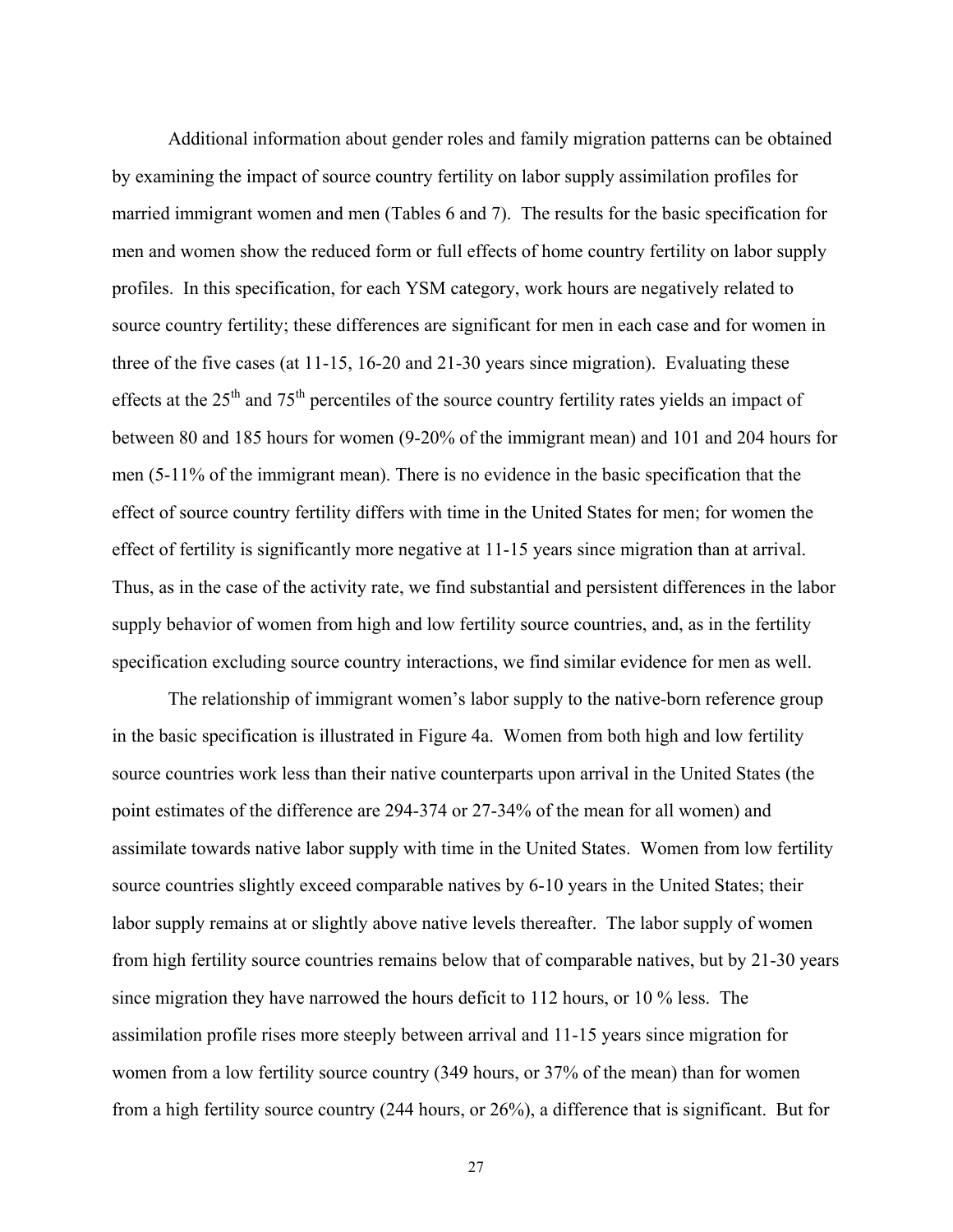Additional information about gender roles and family migration patterns can be obtained by examining the impact of source country fertility on labor supply assimilation profiles for married immigrant women and men (Tables 6 and 7). The results for the basic specification for men and women show the reduced form or full effects of home country fertility on labor supply profiles. In this specification, for each YSM category, work hours are negatively related to source country fertility; these differences are significant for men in each case and for women in three of the five cases (at 11-15, 16-20 and 21-30 years since migration). Evaluating these effects at the 25th and 75th percentiles of the source country fertility rates yields an impact of between 80 and 185 hours for women (9-20% of the immigrant mean) and 101 and 204 hours for men (5-11% of the immigrant mean). There is no evidence in the basic specification that the effect of source country fertility differs with time in the United States for men; for women the effect of fertility is significantly more negative at 11-15 years since migration than at arrival. Thus, as in the case of the activity rate, we find substantial and persistent differences in the labor supply behavior of women from high and low fertility source countries, and, as in the fertility specification excluding source country interactions, we find similar evidence for men as well.

The relationship of immigrant women's labor supply to the native-born reference group in the basic specification is illustrated in Figure 4a. Women from both high and low fertility source countries work less than their native counterparts upon arrival in the United States (the point estimates of the difference are 294-374 or 27-34% of the mean for all women) and assimilate towards native labor supply with time in the United States. Women from low fertility source countries slightly exceed comparable natives by 6-10 years in the United States; their labor supply remains at or slightly above native levels thereafter. The labor supply of women from high fertility source countries remains below that of comparable natives, but by 21-30 years since migration they have narrowed the hours deficit to 112 hours, or 10 % less. The assimilation profile rises more steeply between arrival and 11-15 years since migration for women from a low fertility source country (349 hours, or 37% of the mean) than for women from a high fertility source country (244 hours, or 26%), a difference that is significant. But for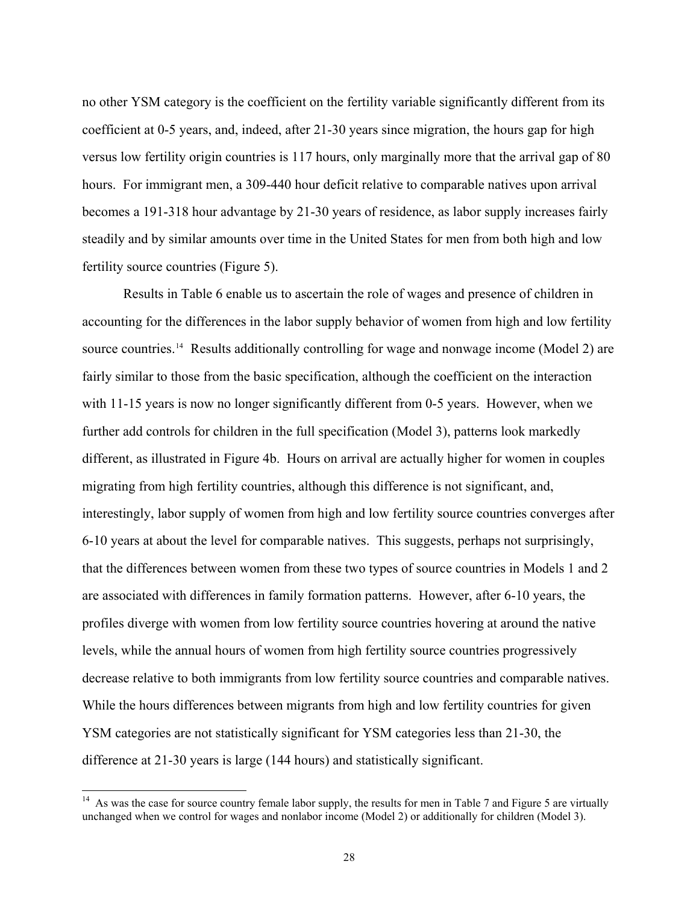no other YSM category is the coefficient on the fertility variable significantly different from its coefficient at 0-5 years, and, indeed, after 21-30 years since migration, the hours gap for high versus low fertility origin countries is 117 hours, only marginally more that the arrival gap of 80 hours. For immigrant men, a 309-440 hour deficit relative to comparable natives upon arrival becomes a 191-318 hour advantage by 21-30 years of residence, as labor supply increases fairly steadily and by similar amounts over time in the United States for men from both high and low fertility source countries (Figure 5).

Results in Table 6 enable us to ascertain the role of wages and presence of children in accounting for the differences in the labor supply behavior of women from high and low fertility source countries.[14] Results additionally controlling for wage and nonwage income (Model 2) are fairly similar to those from the basic specification, although the coefficient on the interaction with 11-15 years is now no longer significantly different from 0-5 years. However, when we further add controls for children in the full specification (Model 3), patterns look markedly different, as illustrated in Figure 4b. Hours on arrival are actually higher for women in couples migrating from high fertility countries, although this difference is not significant, and, interestingly, labor supply of women from high and low fertility source countries converges after 6-10 years at about the level for comparable natives. This suggests, perhaps not surprisingly, that the differences between women from these two types of source countries in Models 1 and 2 are associated with differences in family formation patterns. However, after 6-10 years, the profiles diverge with women from low fertility source countries hovering at around the native levels, while the annual hours of women from high fertility source countries progressively decrease relative to both immigrants from low fertility source countries and comparable natives. While the hours differences between migrants from high and low fertility countries for given YSM categories are not statistically significant for YSM categories less than 21-30, the difference at 21-30 years is large (144 hours) and statistically significant.

[14] As was the case for source country female labor supply, the results for men in Table 7 and Figure 5 are virtually unchanged when we control for wages and nonlabor income (Model 2) or additionally for children (Model 3).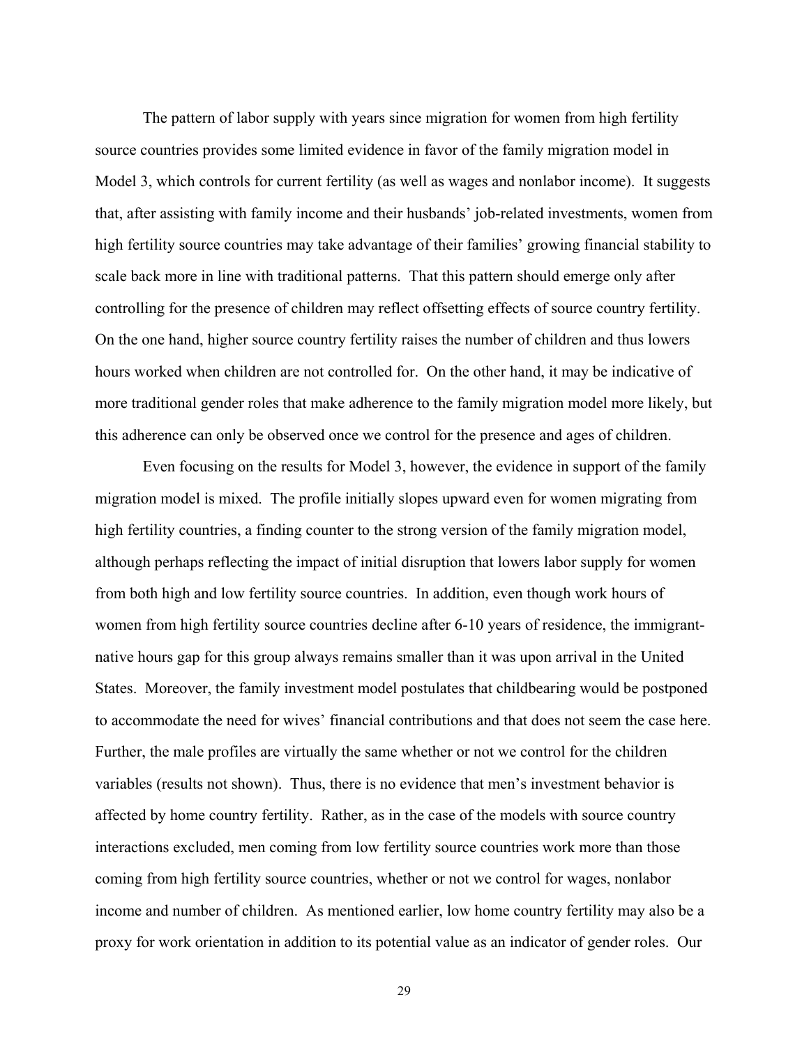The pattern of labor supply with years since migration for women from high fertility source countries provides some limited evidence in favor of the family migration model in Model 3, which controls for current fertility (as well as wages and nonlabor income). It suggests that, after assisting with family income and their husbands' job-related investments, women from high fertility source countries may take advantage of their families' growing financial stability to scale back more in line with traditional patterns. That this pattern should emerge only after controlling for the presence of children may reflect offsetting effects of source country fertility. On the one hand, higher source country fertility raises the number of children and thus lowers hours worked when children are not controlled for. On the other hand, it may be indicative of more traditional gender roles that make adherence to the family migration model more likely, but this adherence can only be observed once we control for the presence and ages of children.

Even focusing on the results for Model 3, however, the evidence in support of the family migration model is mixed. The profile initially slopes upward even for women migrating from high fertility countries, a finding counter to the strong version of the family migration model, although perhaps reflecting the impact of initial disruption that lowers labor supply for women from both high and low fertility source countries. In addition, even though work hours of women from high fertility source countries decline after 6-10 years of residence, the immigrant-native hours gap for this group always remains smaller than it was upon arrival in the United States. Moreover, the family investment model postulates that childbearing would be postponed to accommodate the need for wives' financial contributions and that does not seem the case here. Further, the male profiles are virtually the same whether or not we control for the children variables (results not shown). Thus, there is no evidence that men's investment behavior is affected by home country fertility. Rather, as in the case of the models with source country interactions excluded, men coming from low fertility source countries work more than those coming from high fertility source countries, whether or not we control for wages, nonlabor income and number of children. As mentioned earlier, low home country fertility may also be a proxy for work orientation in addition to its potential value as an indicator of gender roles. Our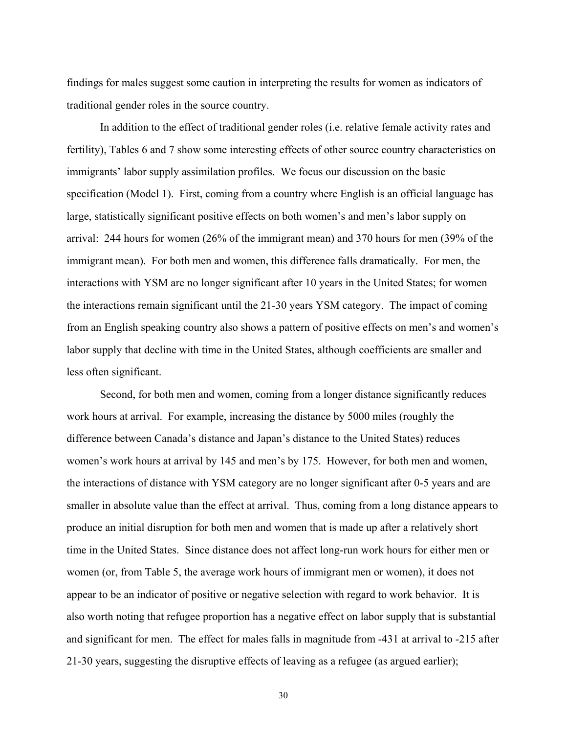findings for males suggest some caution in interpreting the results for women as indicators of traditional gender roles in the source country.

In addition to the effect of traditional gender roles (i.e. relative female activity rates and fertility), Tables 6 and 7 show some interesting effects of other source country characteristics on immigrants' labor supply assimilation profiles. We focus our discussion on the basic specification (Model 1). First, coming from a country where English is an official language has large, statistically significant positive effects on both women's and men's labor supply on arrival: 244 hours for women (26% of the immigrant mean) and 370 hours for men (39% of the immigrant mean). For both men and women, this difference falls dramatically. For men, the interactions with YSM are no longer significant after 10 years in the United States; for women the interactions remain significant until the 21-30 years YSM category. The impact of coming from an English speaking country also shows a pattern of positive effects on men's and women's labor supply that decline with time in the United States, although coefficients are smaller and less often significant.

Second, for both men and women, coming from a longer distance significantly reduces work hours at arrival. For example, increasing the distance by 5000 miles (roughly the difference between Canada's distance and Japan's distance to the United States) reduces women's work hours at arrival by 145 and men's by 175. However, for both men and women, the interactions of distance with YSM category are no longer significant after 0-5 years and are smaller in absolute value than the effect at arrival. Thus, coming from a long distance appears to produce an initial disruption for both men and women that is made up after a relatively short time in the United States. Since distance does not affect long-run work hours for either men or women (or, from Table 5, the average work hours of immigrant men or women), it does not appear to be an indicator of positive or negative selection with regard to work behavior. It is also worth noting that refugee proportion has a negative effect on labor supply that is substantial and significant for men. The effect for males falls in magnitude from -431 at arrival to -215 after 21-30 years, suggesting the disruptive effects of leaving as a refugee (as argued earlier);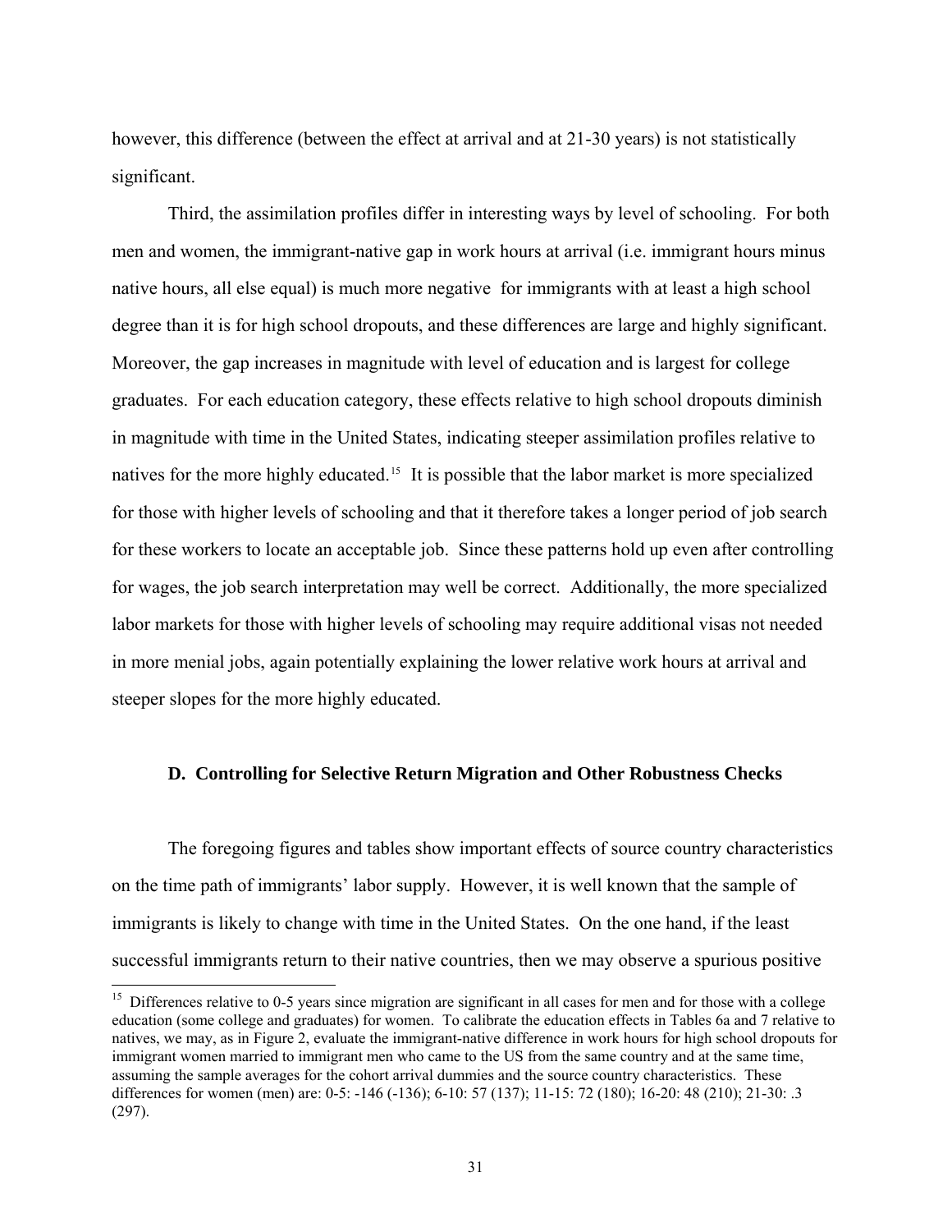however, this difference (between the effect at arrival and at 21-30 years) is not statistically significant.

Third, the assimilation profiles differ in interesting ways by level of schooling. For both men and women, the immigrant-native gap in work hours at arrival (i.e. immigrant hours minus native hours, all else equal) is much more negative for immigrants with at least a high school degree than it is for high school dropouts, and these differences are large and highly significant. Moreover, the gap increases in magnitude with level of education and is largest for college graduates. For each education category, these effects relative to high school dropouts diminish in magnitude with time in the United States, indicating steeper assimilation profiles relative to natives for the more highly educated.[15] It is possible that the labor market is more specialized for those with higher levels of schooling and that it therefore takes a longer period of job search for these workers to locate an acceptable job. Since these patterns hold up even after controlling for wages, the job search interpretation may well be correct. Additionally, the more specialized labor markets for those with higher levels of schooling may require additional visas not needed in more menial jobs, again potentially explaining the lower relative work hours at arrival and steeper slopes for the more highly educated.

### D. Controlling for Selective Return Migration and Other Robustness Checks

The foregoing figures and tables show important effects of source country characteristics on the time path of immigrants' labor supply. However, it is well known that the sample of immigrants is likely to change with time in the United States. On the one hand, if the least successful immigrants return to their native countries, then we may observe a spurious positive

[15] Differences relative to 0-5 years since migration are significant in all cases for men and for those with a college education (some college and graduates) for women. To calibrate the education effects in Tables 6a and 7 relative to natives, we may, as in Figure 2, evaluate the immigrant-native difference in work hours for high school dropouts for immigrant women married to immigrant men who came to the US from the same country and at the same time, assuming the sample averages for the cohort arrival dummies and the source country characteristics. These differences for women (men) are: 0-5: -146 (-136); 6-10: 57 (137); 11-15: 72 (180); 16-20: 48 (210); 21-30: .3 (297).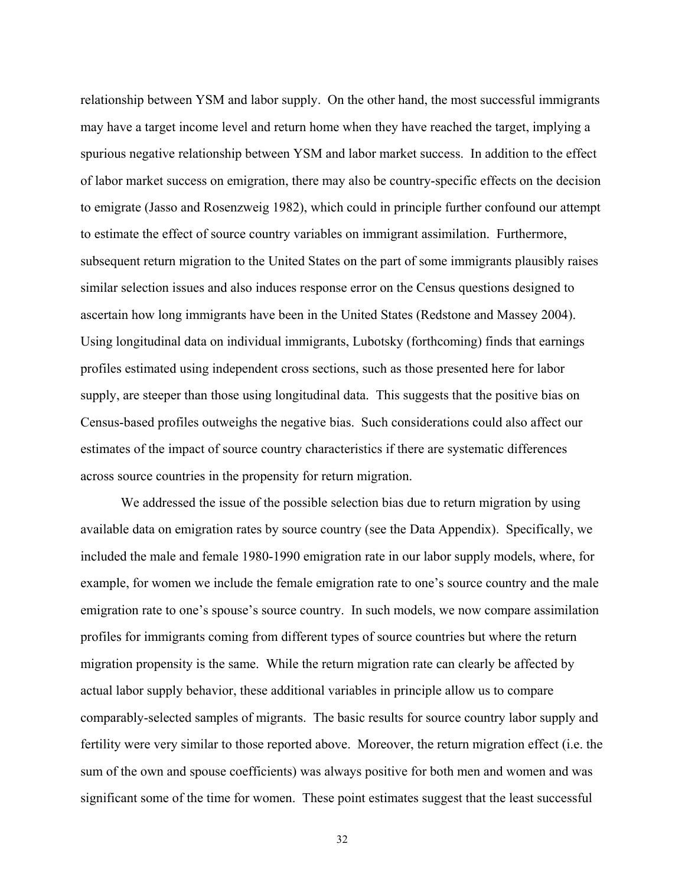relationship between YSM and labor supply. On the other hand, the most successful immigrants may have a target income level and return home when they have reached the target, implying a spurious negative relationship between YSM and labor market success. In addition to the effect of labor market success on emigration, there may also be country-specific effects on the decision to emigrate (Jasso and Rosenzweig 1982), which could in principle further confound our attempt to estimate the effect of source country variables on immigrant assimilation. Furthermore, subsequent return migration to the United States on the part of some immigrants plausibly raises similar selection issues and also induces response error on the Census questions designed to ascertain how long immigrants have been in the United States (Redstone and Massey 2004). Using longitudinal data on individual immigrants, Lubotsky (forthcoming) finds that earnings profiles estimated using independent cross sections, such as those presented here for labor supply, are steeper than those using longitudinal data. This suggests that the positive bias on Census-based profiles outweighs the negative bias. Such considerations could also affect our estimates of the impact of source country characteristics if there are systematic differences across source countries in the propensity for return migration.

We addressed the issue of the possible selection bias due to return migration by using available data on emigration rates by source country (see the Data Appendix). Specifically, we included the male and female 1980-1990 emigration rate in our labor supply models, where, for example, for women we include the female emigration rate to one's source country and the male emigration rate to one's spouse's source country. In such models, we now compare assimilation profiles for immigrants coming from different types of source countries but where the return migration propensity is the same. While the return migration rate can clearly be affected by actual labor supply behavior, these additional variables in principle allow us to compare comparably-selected samples of migrants. The basic results for source country labor supply and fertility were very similar to those reported above. Moreover, the return migration effect (i.e. the sum of the own and spouse coefficients) was always positive for both men and women and was significant some of the time for women. These point estimates suggest that the least successful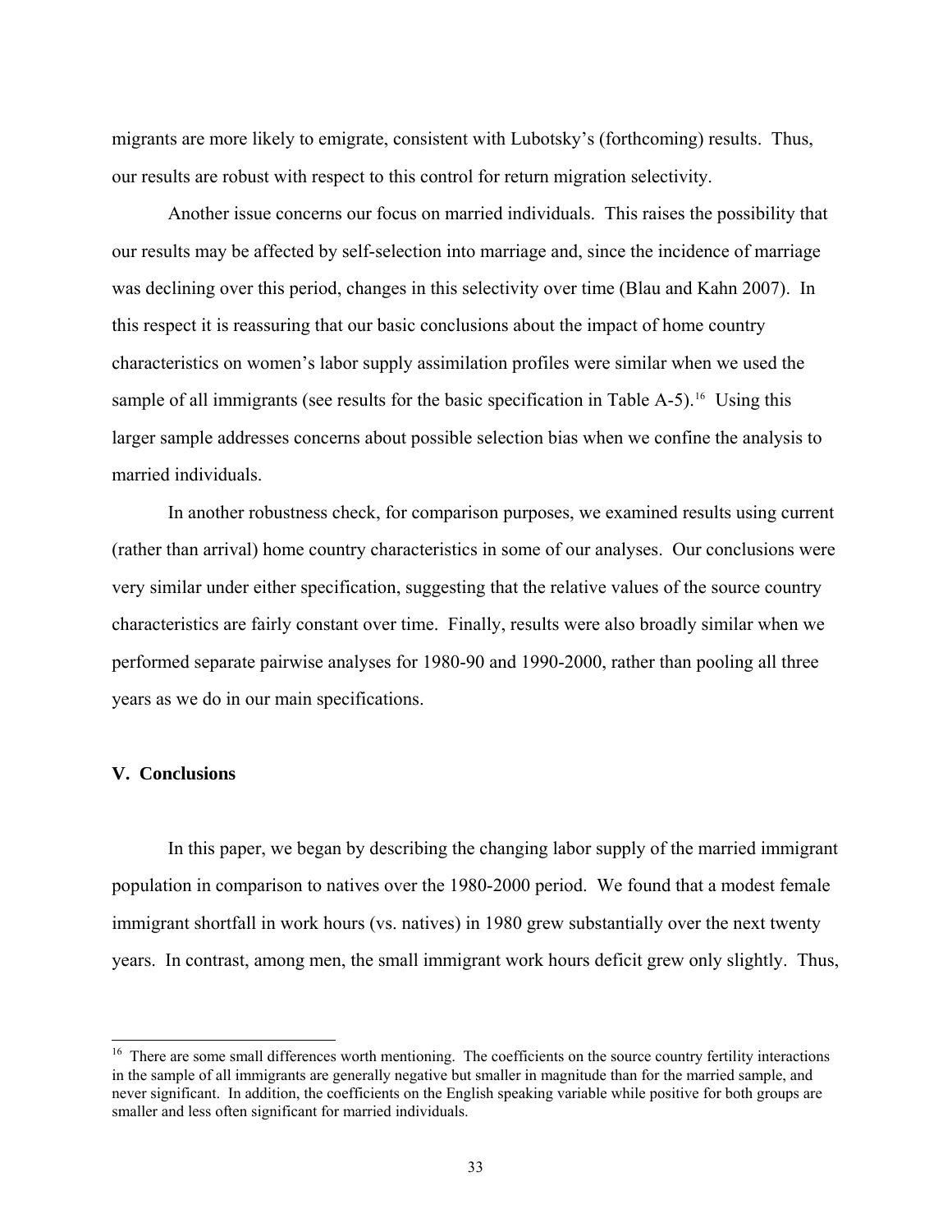migrants are more likely to emigrate, consistent with Lubotsky's (forthcoming) results. Thus, our results are robust with respect to this control for return migration selectivity.

Another issue concerns our focus on married individuals. This raises the possibility that our results may be affected by self-selection into marriage and, since the incidence of marriage was declining over this period, changes in this selectivity over time (Blau and Kahn 2007). In this respect it is reassuring that our basic conclusions about the impact of home country characteristics on women's labor supply assimilation profiles were similar when we used the sample of all immigrants (see results for the basic specification in Table A-5).[16] Using this larger sample addresses concerns about possible selection bias when we confine the analysis to married individuals.

In another robustness check, for comparison purposes, we examined results using current (rather than arrival) home country characteristics in some of our analyses. Our conclusions were very similar under either specification, suggesting that the relative values of the source country characteristics are fairly constant over time. Finally, results were also broadly similar when we performed separate pairwise analyses for 1980-90 and 1990-2000, rather than pooling all three years as we do in our main specifications.

## V. Conclusions

In this paper, we began by describing the changing labor supply of the married immigrant population in comparison to natives over the 1980-2000 period. We found that a modest female immigrant shortfall in work hours (vs. natives) in 1980 grew substantially over the next twenty years. In contrast, among men, the small immigrant work hours deficit grew only slightly. Thus,

[16] There are some small differences worth mentioning. The coefficients on the source country fertility interactions in the sample of all immigrants are generally negative but smaller in magnitude than for the married sample, and never significant. In addition, the coefficients on the English speaking variable while positive for both groups are smaller and less often significant for married individuals.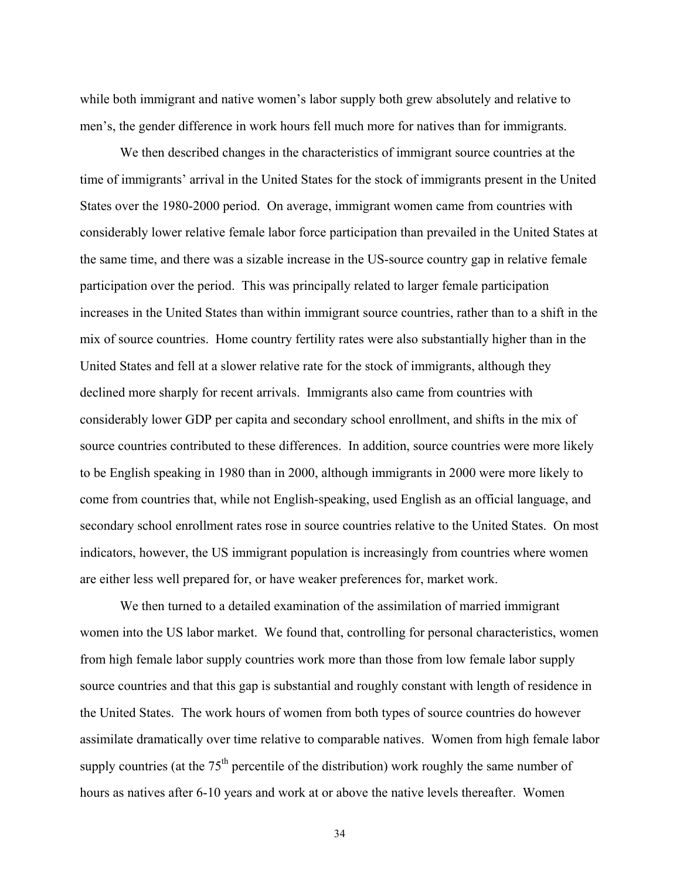while both immigrant and native women's labor supply both grew absolutely and relative to men's, the gender difference in work hours fell much more for natives than for immigrants.

We then described changes in the characteristics of immigrant source countries at the time of immigrants' arrival in the United States for the stock of immigrants present in the United States over the 1980-2000 period. On average, immigrant women came from countries with considerably lower relative female labor force participation than prevailed in the United States at the same time, and there was a sizable increase in the US-source country gap in relative female participation over the period. This was principally related to larger female participation increases in the United States than within immigrant source countries, rather than to a shift in the mix of source countries. Home country fertility rates were also substantially higher than in the United States and fell at a slower relative rate for the stock of immigrants, although they declined more sharply for recent arrivals. Immigrants also came from countries with considerably lower GDP per capita and secondary school enrollment, and shifts in the mix of source countries contributed to these differences. In addition, source countries were more likely to be English speaking in 1980 than in 2000, although immigrants in 2000 were more likely to come from countries that, while not English-speaking, used English as an official language, and secondary school enrollment rates rose in source countries relative to the United States. On most indicators, however, the US immigrant population is increasingly from countries where women are either less well prepared for, or have weaker preferences for, market work.

We then turned to a detailed examination of the assimilation of married immigrant women into the US labor market. We found that, controlling for personal characteristics, women from high female labor supply countries work more than those from low female labor supply source countries and that this gap is substantial and roughly constant with length of residence in the United States. The work hours of women from both types of source countries do however assimilate dramatically over time relative to comparable natives. Women from high female labor supply countries (at the 75th percentile of the distribution) work roughly the same number of hours as natives after 6-10 years and work at or above the native levels thereafter. Women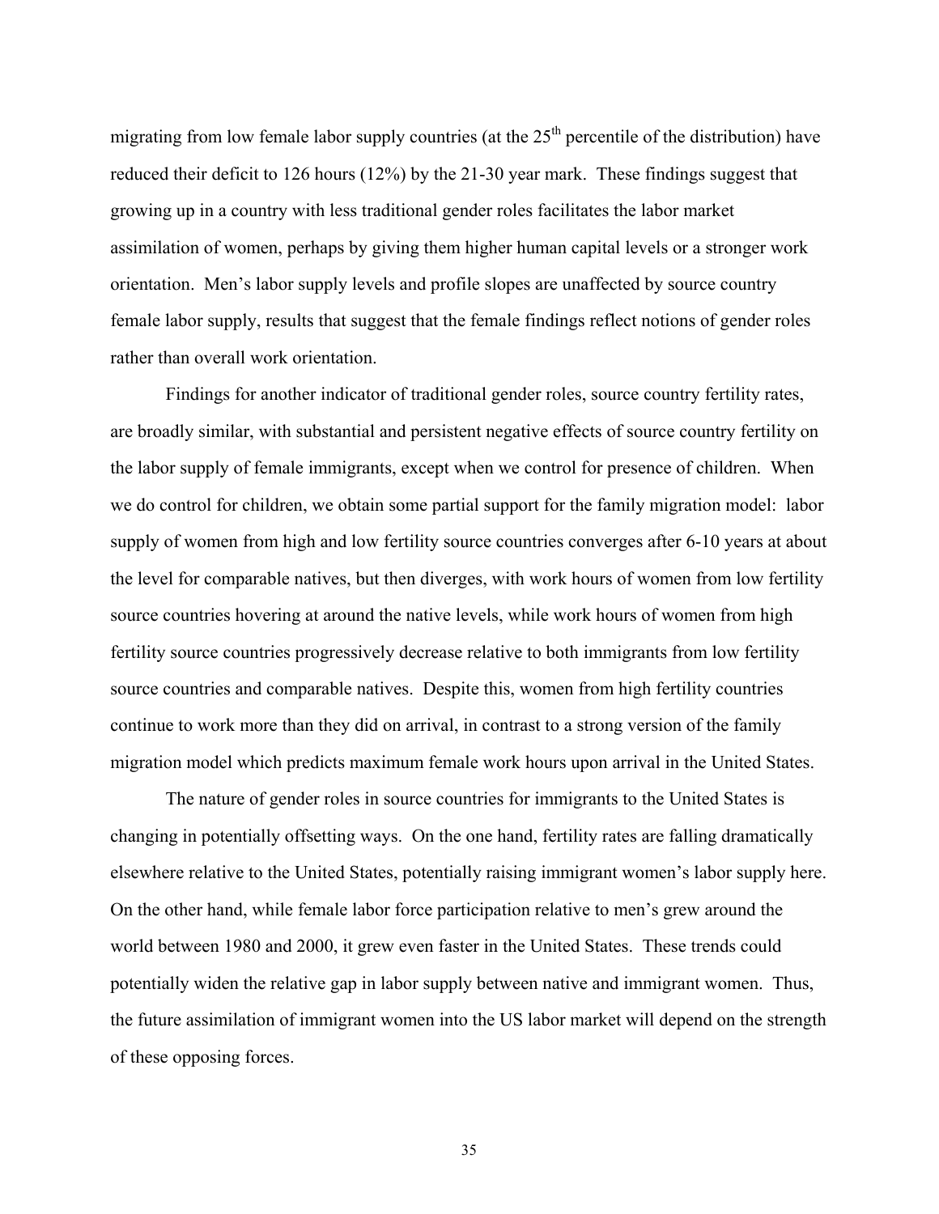migrating from low female labor supply countries (at the 25th percentile of the distribution) have reduced their deficit to 126 hours (12%) by the 21-30 year mark. These findings suggest that growing up in a country with less traditional gender roles facilitates the labor market assimilation of women, perhaps by giving them higher human capital levels or a stronger work orientation. Men's labor supply levels and profile slopes are unaffected by source country female labor supply, results that suggest that the female findings reflect notions of gender roles rather than overall work orientation.

Findings for another indicator of traditional gender roles, source country fertility rates, are broadly similar, with substantial and persistent negative effects of source country fertility on the labor supply of female immigrants, except when we control for presence of children. When we do control for children, we obtain some partial support for the family migration model: labor supply of women from high and low fertility source countries converges after 6-10 years at about the level for comparable natives, but then diverges, with work hours of women from low fertility source countries hovering at around the native levels, while work hours of women from high fertility source countries progressively decrease relative to both immigrants from low fertility source countries and comparable natives. Despite this, women from high fertility countries continue to work more than they did on arrival, in contrast to a strong version of the family migration model which predicts maximum female work hours upon arrival in the United States.

The nature of gender roles in source countries for immigrants to the United States is changing in potentially offsetting ways. On the one hand, fertility rates are falling dramatically elsewhere relative to the United States, potentially raising immigrant women's labor supply here. On the other hand, while female labor force participation relative to men's grew around the world between 1980 and 2000, it grew even faster in the United States. These trends could potentially widen the relative gap in labor supply between native and immigrant women. Thus, the future assimilation of immigrant women into the US labor market will depend on the strength of these opposing forces.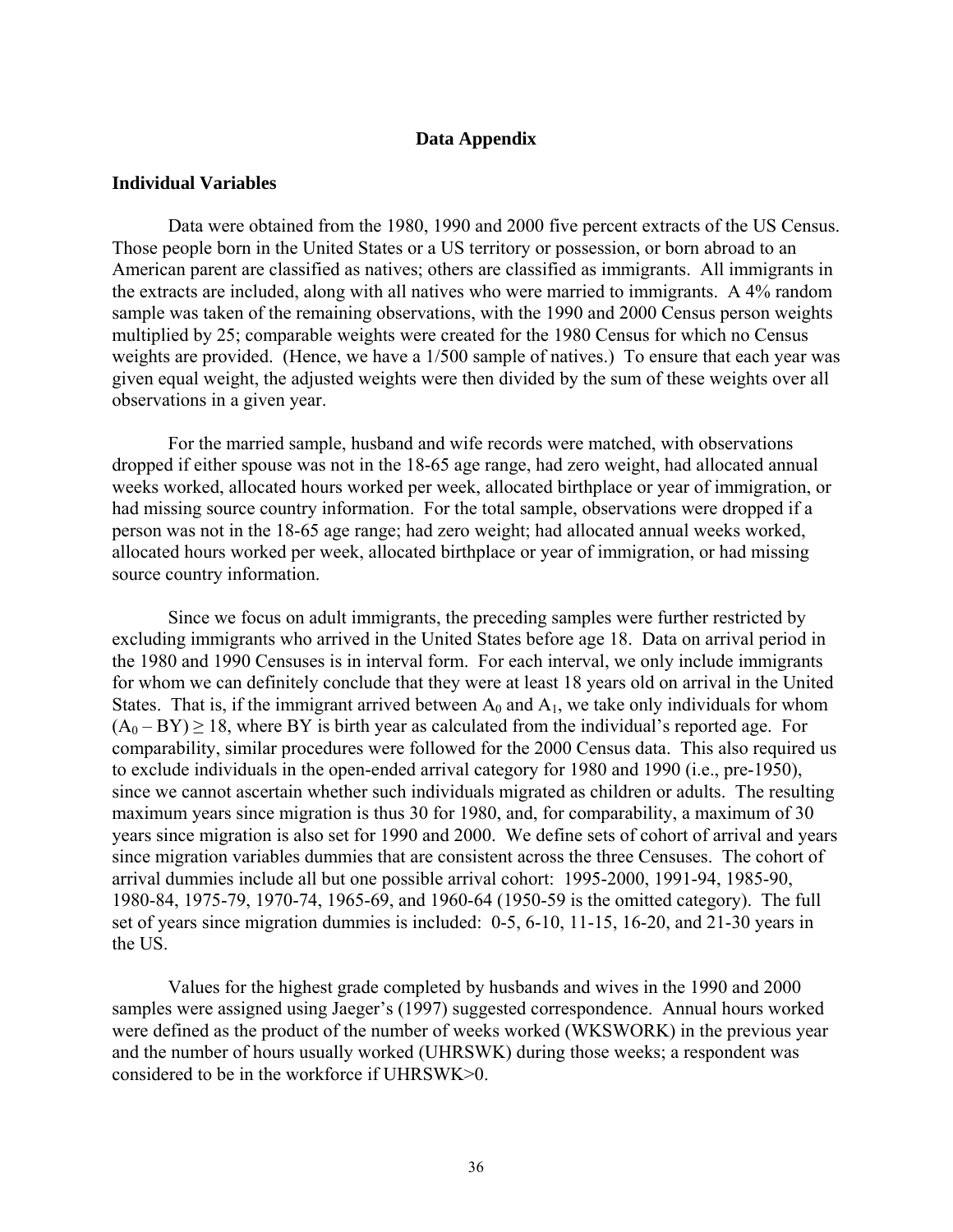# Data Appendix

## Individual Variables

Data were obtained from the 1980, 1990 and 2000 five percent extracts of the US Census. Those people born in the United States or a US territory or possession, or born abroad to an American parent are classified as natives; others are classified as immigrants. All immigrants in the extracts are included, along with all natives who were married to immigrants. A 4% random sample was taken of the remaining observations, with the 1990 and 2000 Census person weights multiplied by 25; comparable weights were created for the 1980 Census for which no Census weights are provided. (Hence, we have a 1/500 sample of natives.) To ensure that each year was given equal weight, the adjusted weights were then divided by the sum of these weights over all observations in a given year.

For the married sample, husband and wife records were matched, with observations dropped if either spouse was not in the 18-65 age range, had zero weight, had allocated annual weeks worked, allocated hours worked per week, allocated birthplace or year of immigration, or had missing source country information. For the total sample, observations were dropped if a person was not in the 18-65 age range; had zero weight; had allocated annual weeks worked, allocated hours worked per week, allocated birthplace or year of immigration, or had missing source country information.

Since we focus on adult immigrants, the preceding samples were further restricted by excluding immigrants who arrived in the United States before age 18. Data on arrival period in the 1980 and 1990 Censuses is in interval form. For each interval, we only include immigrants for whom we can definitely conclude that they were at least 18 years old on arrival in the United States. That is, if the immigrant arrived between $A_0$ and $A_1$, we take only individuals for whom $(A_0 - BY) \geq 18$, where BY is birth year as calculated from the individual's reported age. For comparability, similar procedures were followed for the 2000 Census data. This also required us to exclude individuals in the open-ended arrival category for 1980 and 1990 (i.e., pre-1950), since we cannot ascertain whether such individuals migrated as children or adults. The resulting maximum years since migration is thus 30 for 1980, and, for comparability, a maximum of 30 years since migration is also set for 1990 and 2000. We define sets of cohort of arrival and years since migration variables dummies that are consistent across the three Censuses. The cohort of arrival dummies include all but one possible arrival cohort: 1995-2000, 1991-94, 1985-90, 1980-84, 1975-79, 1970-74, 1965-69, and 1960-64 (1950-59 is the omitted category). The full set of years since migration dummies is included: 0-5, 6-10, 11-15, 16-20, and 21-30 years in the US.

Values for the highest grade completed by husbands and wives in the 1990 and 2000 samples were assigned using Jaeger's (1997) suggested correspondence. Annual hours worked were defined as the product of the number of weeks worked (WKSWORK) in the previous year and the number of hours usually worked (UHRSWK) during those weeks; a respondent was considered to be in the workforce if UHRSWK>0.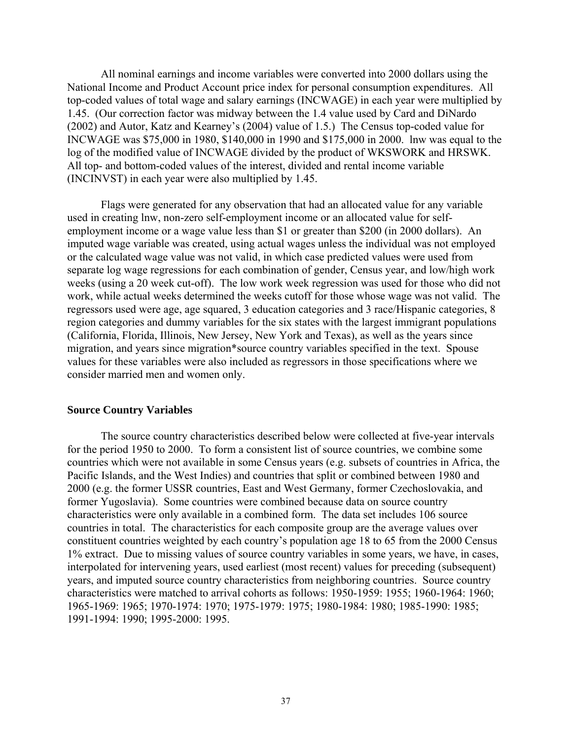All nominal earnings and income variables were converted into 2000 dollars using the National Income and Product Account price index for personal consumption expenditures. All top-coded values of total wage and salary earnings (INCWAGE) in each year were multiplied by 1.45. (Our correction factor was midway between the 1.4 value used by Card and DiNardo (2002) and Autor, Katz and Kearney's (2004) value of 1.5.) The Census top-coded value for INCWAGE was $75,000 in 1980, $140,000 in 1990 and $175,000 in 2000. lnw was equal to the log of the modified value of INCWAGE divided by the product of WKSWORK and HRSWK. All top- and bottom-coded values of the interest, divided and rental income variable (INCINVST) in each year were also multiplied by 1.45.

Flags were generated for any observation that had an allocated value for any variable used in creating lnw, non-zero self-employment income or an allocated value for self-employment income or a wage value less than $1 or greater than $200 (in 2000 dollars). An imputed wage variable was created, using actual wages unless the individual was not employed or the calculated wage value was not valid, in which case predicted values were used from separate log wage regressions for each combination of gender, Census year, and low/high work weeks (using a 20 week cut-off). The low work week regression was used for those who did not work, while actual weeks determined the weeks cutoff for those whose wage was not valid. The regressors used were age, age squared, 3 education categories and 3 race/Hispanic categories, 8 region categories and dummy variables for the six states with the largest immigrant populations (California, Florida, Illinois, New Jersey, New York and Texas), as well as the years since migration, and years since migration*source country variables specified in the text. Spouse values for these variables were also included as regressors in those specifications where we consider married men and women only.

### Source Country Variables

The source country characteristics described below were collected at five-year intervals for the period 1950 to 2000. To form a consistent list of source countries, we combine some countries which were not available in some Census years (e.g. subsets of countries in Africa, the Pacific Islands, and the West Indies) and countries that split or combined between 1980 and 2000 (e.g. the former USSR countries, East and West Germany, former Czechoslovakia, and former Yugoslavia). Some countries were combined because data on source country characteristics were only available in a combined form. The data set includes 106 source countries in total. The characteristics for each composite group are the average values over constituent countries weighted by each country's population age 18 to 65 from the 2000 Census 1% extract. Due to missing values of source country variables in some years, we have, in cases, interpolated for intervening years, used earliest (most recent) values for preceding (subsequent) years, and imputed source country characteristics from neighboring countries. Source country characteristics were matched to arrival cohorts as follows: 1950-1959: 1955; 1960-1964: 1960; 1965-1969: 1965; 1970-1974: 1970; 1975-1979: 1975; 1980-1984: 1980; 1985-1990: 1985; 1991-1994: 1990; 1995-2000: 1995.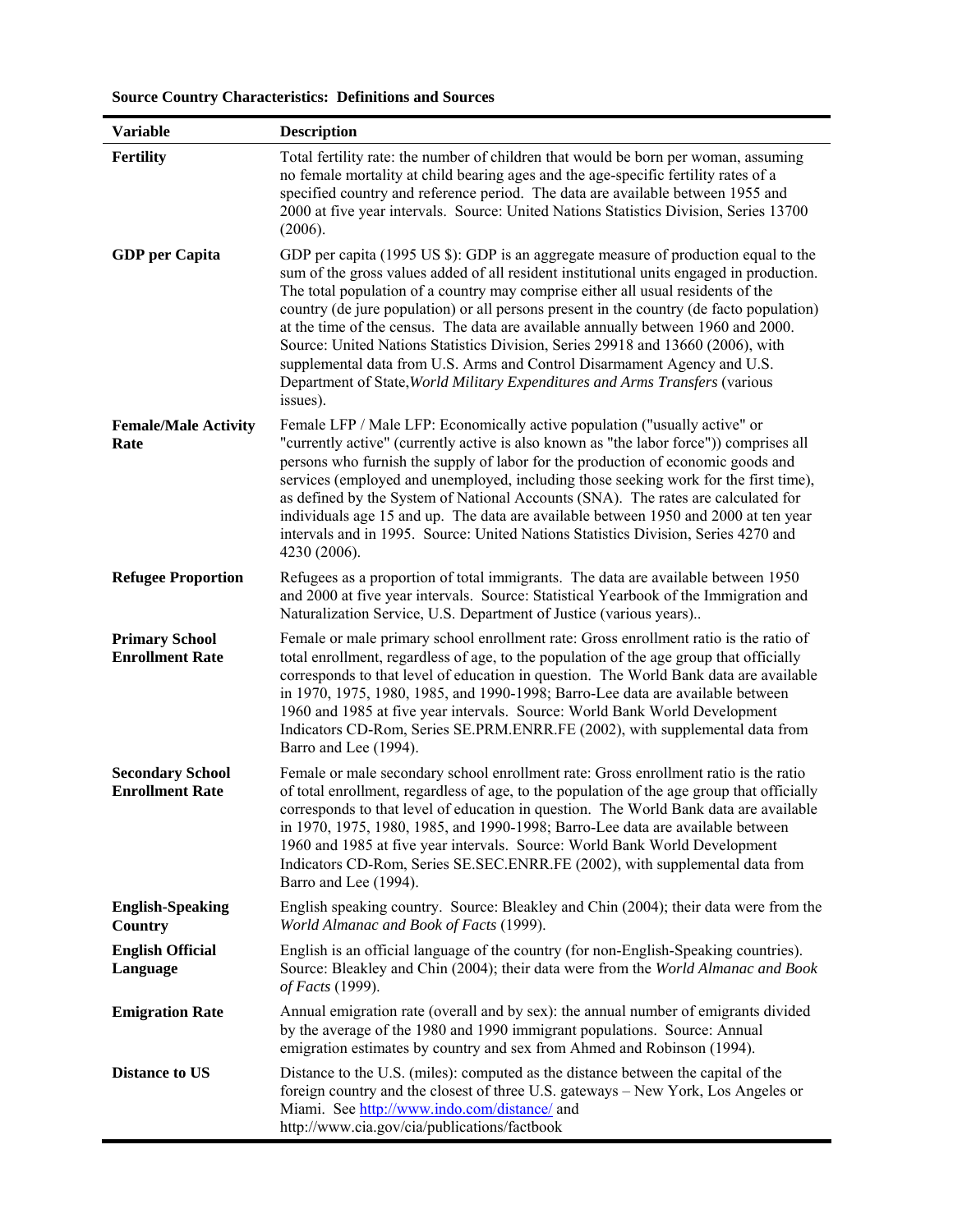**Source Country Characteristics: Definitions and Sources**

| Variable | Description |
|---|---|
| **Fertility** | Total fertility rate: the number of children that would be born per woman, assuming no female mortality at child bearing ages and the age-specific fertility rates of a specified country and reference period. The data are available between 1955 and 2000 at five year intervals. Source: United Nations Statistics Division, Series 13700 (2006). |
| **GDP per Capita** | GDP per capita (1995 US $): GDP is an aggregate measure of production equal to the sum of the gross values added of all resident institutional units engaged in production. The total population of a country may comprise either all usual residents of the country (de jure population) or all persons present in the country (de facto population) at the time of the census. The data are available annually between 1960 and 2000. Source: United Nations Statistics Division, Series 29918 and 13660 (2006), with supplemental data from U.S. Arms and Control Disarmament Agency and U.S. Department of State, *World Military Expenditures and Arms Transfers* (various issues). |
| **Female/Male Activity Rate** | Female LFP / Male LFP: Economically active population ("usually active" or "currently active" (currently active is also known as "the labor force")) comprises all persons who furnish the supply of labor for the production of economic goods and services (employed and unemployed, including those seeking work for the first time), as defined by the System of National Accounts (SNA). The rates are calculated for individuals age 15 and up. The data are available between 1950 and 2000 at ten year intervals and in 1995. Source: United Nations Statistics Division, Series 4270 and 4230 (2006). |
| **Refugee Proportion** | Refugees as a proportion of total immigrants. The data are available between 1950 and 2000 at five year intervals. Source: Statistical Yearbook of the Immigration and Naturalization Service, U.S. Department of Justice (various years).. |
| **Primary School Enrollment Rate** | Female or male primary school enrollment rate: Gross enrollment ratio is the ratio of total enrollment, regardless of age, to the population of the age group that officially corresponds to that level of education in question. The World Bank data are available in 1970, 1975, 1980, 1985, and 1990-1998; Barro-Lee data are available between 1960 and 1985 at five year intervals. Source: World Bank World Development Indicators CD-Rom, Series SE.PRM.ENRR.FE (2002), with supplemental data from Barro and Lee (1994). |
| **Secondary School Enrollment Rate** | Female or male secondary school enrollment rate: Gross enrollment ratio is the ratio of total enrollment, regardless of age, to the population of the age group that officially corresponds to that level of education in question. The World Bank data are available in 1970, 1975, 1980, 1985, and 1990-1998; Barro-Lee data are available between 1960 and 1985 at five year intervals. Source: World Bank World Development Indicators CD-Rom, Series SE.SEC.ENRR.FE (2002), with supplemental data from Barro and Lee (1994). |
| **English-Speaking Country** | English speaking country. Source: Bleakley and Chin (2004); their data were from the *World Almanac and Book of Facts* (1999). |
| **English Official Language** | English is an official language of the country (for non-English-Speaking countries). Source: Bleakley and Chin (2004); their data were from the *World Almanac and Book of Facts* (1999). |
| **Emigration Rate** | Annual emigration rate (overall and by sex): the annual number of emigrants divided by the average of the 1980 and 1990 immigrant populations. Source: Annual emigration estimates by country and sex from Ahmed and Robinson (1994). |
| **Distance to US** | Distance to the U.S. (miles): computed as the distance between the capital of the foreign country and the closest of three U.S. gateways – New York, Los Angeles or Miami. See http://www.indo.com/distance/ and http://www.cia.gov/cia/publications/factbook |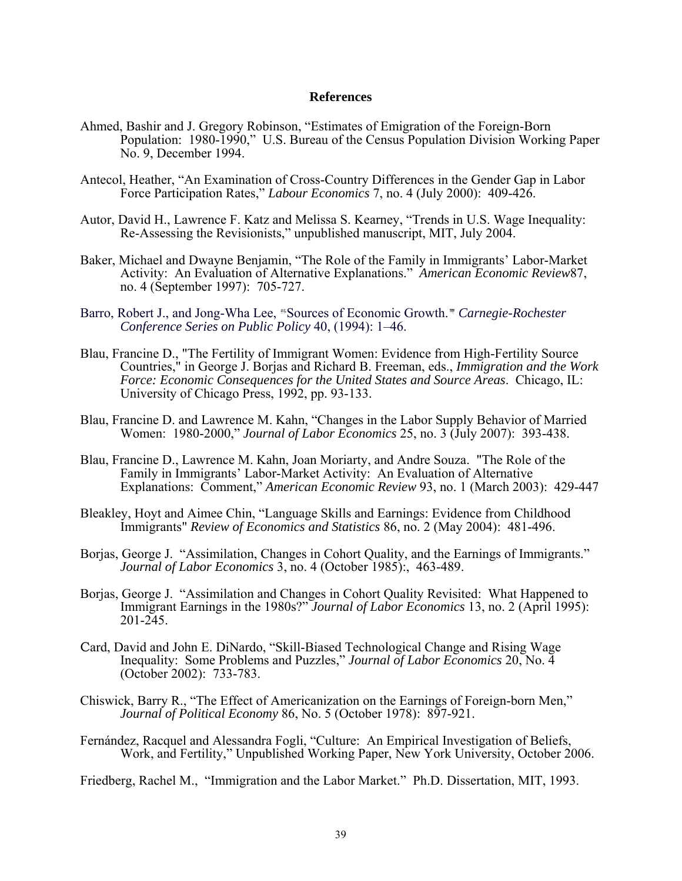## References

Ahmed, Bashir and J. Gregory Robinson, "Estimates of Emigration of the Foreign-Born Population: 1980-1990," U.S. Bureau of the Census Population Division Working Paper No. 9, December 1994.

Antecol, Heather, "An Examination of Cross-Country Differences in the Gender Gap in Labor Force Participation Rates," *Labour Economics* 7, no. 4 (July 2000): 409-426.

Autor, David H., Lawrence F. Katz and Melissa S. Kearney, "Trends in U.S. Wage Inequality: Re-Assessing the Revisionists," unpublished manuscript, MIT, July 2004.

Baker, Michael and Dwayne Benjamin, "The Role of the Family in Immigrants' Labor-Market Activity: An Evaluation of Alternative Explanations." *American Economic Review*87, no. 4 (September 1997): 705-727.

Barro, Robert J., and Jong-Wha Lee, "Sources of Economic Growth." *Carnegie-Rochester Conference Series on Public Policy* 40, (1994): 1–46.

Blau, Francine D., "The Fertility of Immigrant Women: Evidence from High-Fertility Source Countries," in George J. Borjas and Richard B. Freeman, eds., *Immigration and the Work Force: Economic Consequences for the United States and Source Areas*. Chicago, IL: University of Chicago Press, 1992, pp. 93-133.

Blau, Francine D. and Lawrence M. Kahn, "Changes in the Labor Supply Behavior of Married Women: 1980-2000," *Journal of Labor Economics* 25, no. 3 (July 2007): 393-438.

Blau, Francine D., Lawrence M. Kahn, Joan Moriarty, and Andre Souza. "The Role of the Family in Immigrants' Labor-Market Activity: An Evaluation of Alternative Explanations: Comment," *American Economic Review* 93, no. 1 (March 2003): 429-447

Bleakley, Hoyt and Aimee Chin, "Language Skills and Earnings: Evidence from Childhood Immigrants" *Review of Economics and Statistics* 86, no. 2 (May 2004): 481-496.

Borjas, George J. "Assimilation, Changes in Cohort Quality, and the Earnings of Immigrants." *Journal of Labor Economics* 3, no. 4 (October 1985):, 463-489.

Borjas, George J. "Assimilation and Changes in Cohort Quality Revisited: What Happened to Immigrant Earnings in the 1980s?" *Journal of Labor Economics* 13, no. 2 (April 1995): 201-245.

Card, David and John E. DiNardo, "Skill-Biased Technological Change and Rising Wage Inequality: Some Problems and Puzzles," *Journal of Labor Economics* 20, No. 4 (October 2002): 733-783.

Chiswick, Barry R., "The Effect of Americanization on the Earnings of Foreign-born Men," *Journal of Political Economy* 86, No. 5 (October 1978): 897-921.

Fernández, Racquel and Alessandra Fogli, "Culture: An Empirical Investigation of Beliefs, Work, and Fertility," Unpublished Working Paper, New York University, October 2006.

Friedberg, Rachel M., "Immigration and the Labor Market." Ph.D. Dissertation, MIT, 1993.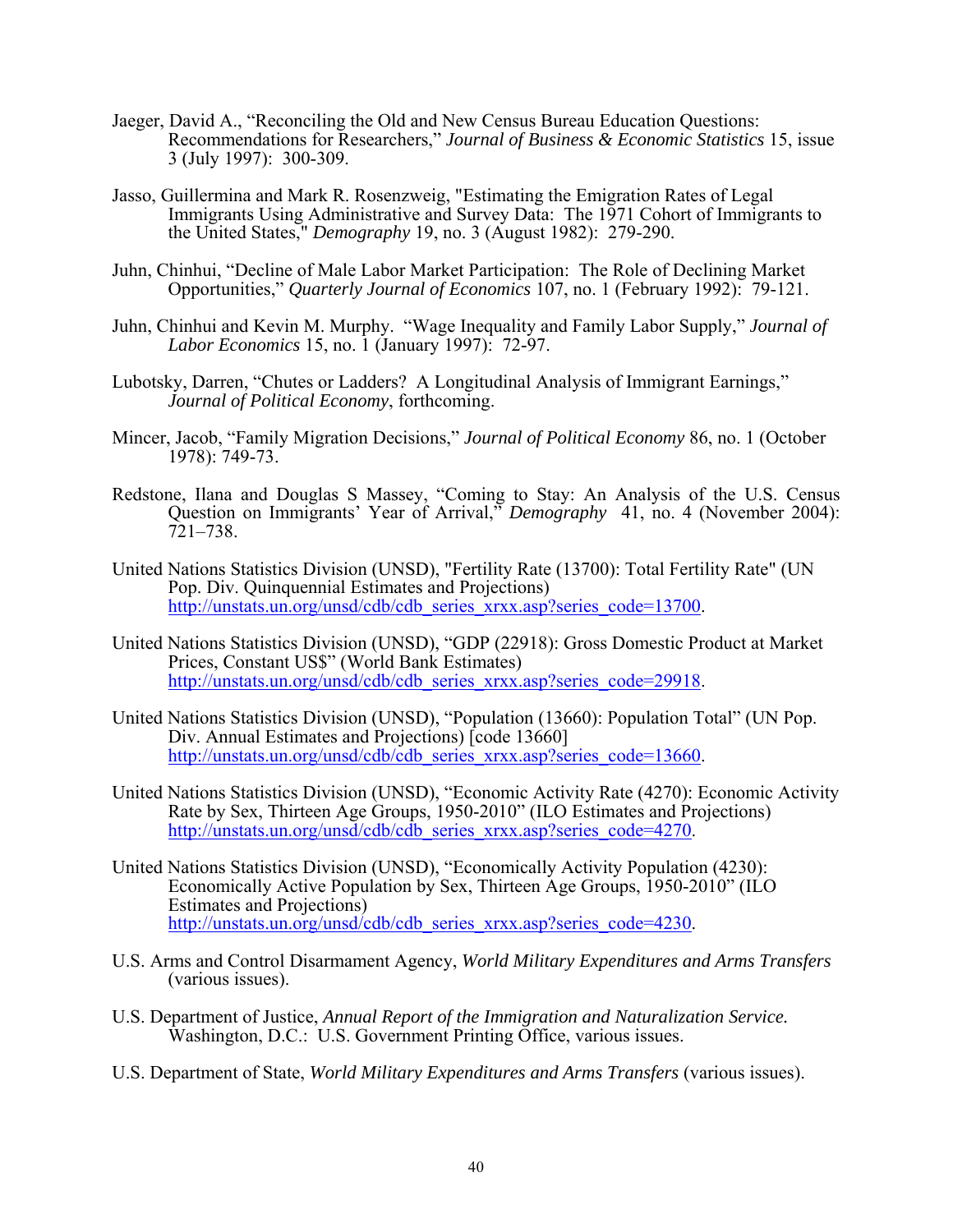Jaeger, David A., "Reconciling the Old and New Census Bureau Education Questions: Recommendations for Researchers," *Journal of Business & Economic Statistics* 15, issue 3 (July 1997): 300-309.

Jasso, Guillermina and Mark R. Rosenzweig, "Estimating the Emigration Rates of Legal Immigrants Using Administrative and Survey Data: The 1971 Cohort of Immigrants to the United States," *Demography* 19, no. 3 (August 1982): 279-290.

Juhn, Chinhui, "Decline of Male Labor Market Participation: The Role of Declining Market Opportunities," *Quarterly Journal of Economics* 107, no. 1 (February 1992): 79-121.

Juhn, Chinhui and Kevin M. Murphy. "Wage Inequality and Family Labor Supply," *Journal of Labor Economics* 15, no. 1 (January 1997): 72-97.

Lubotsky, Darren, "Chutes or Ladders? A Longitudinal Analysis of Immigrant Earnings," *Journal of Political Economy*, forthcoming.

Mincer, Jacob, "Family Migration Decisions," *Journal of Political Economy* 86, no. 1 (October 1978): 749-73.

Redstone, Ilana and Douglas S Massey, "Coming to Stay: An Analysis of the U.S. Census Question on Immigrants' Year of Arrival," *Demography* 41, no. 4 (November 2004): 721–738.

United Nations Statistics Division (UNSD), "Fertility Rate (13700): Total Fertility Rate" (UN Pop. Div. Quinquennial Estimates and Projections) http://unstats.un.org/unsd/cdb/cdb_series_xrxx.asp?series_code=13700.

United Nations Statistics Division (UNSD), "GDP (22918): Gross Domestic Product at Market Prices, Constant US$" (World Bank Estimates) http://unstats.un.org/unsd/cdb/cdb_series_xrxx.asp?series_code=29918.

United Nations Statistics Division (UNSD), "Population (13660): Population Total" (UN Pop. Div. Annual Estimates and Projections) [code 13660] http://unstats.un.org/unsd/cdb/cdb_series_xrxx.asp?series_code=13660.

United Nations Statistics Division (UNSD), "Economic Activity Rate (4270): Economic Activity Rate by Sex, Thirteen Age Groups, 1950-2010" (ILO Estimates and Projections) http://unstats.un.org/unsd/cdb/cdb_series_xrxx.asp?series_code=4270.

United Nations Statistics Division (UNSD), "Economically Activity Population (4230): Economically Active Population by Sex, Thirteen Age Groups, 1950-2010" (ILO Estimates and Projections) http://unstats.un.org/unsd/cdb/cdb_series_xrxx.asp?series_code=4230.

U.S. Arms and Control Disarmament Agency, *World Military Expenditures and Arms Transfers* (various issues).

U.S. Department of Justice, *Annual Report of the Immigration and Naturalization Service.* Washington, D.C.: U.S. Government Printing Office, various issues.

U.S. Department of State, *World Military Expenditures and Arms Transfers* (various issues).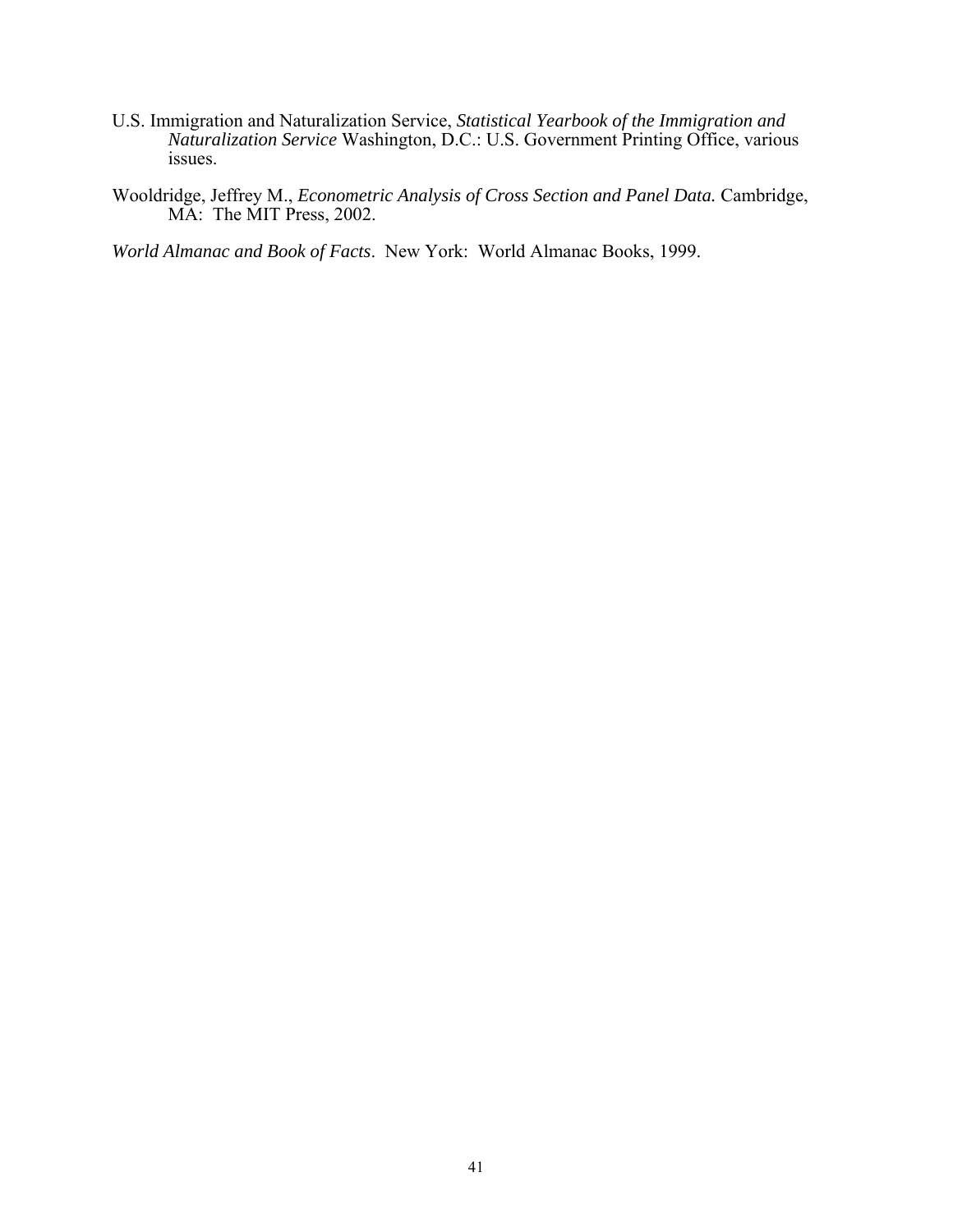U.S. Immigration and Naturalization Service, *Statistical Yearbook of the Immigration and Naturalization Service* Washington, D.C.: U.S. Government Printing Office, various issues.

Wooldridge, Jeffrey M., *Econometric Analysis of Cross Section and Panel Data.* Cambridge, MA: The MIT Press, 2002.

*World Almanac and Book of Facts*. New York: World Almanac Books, 1999.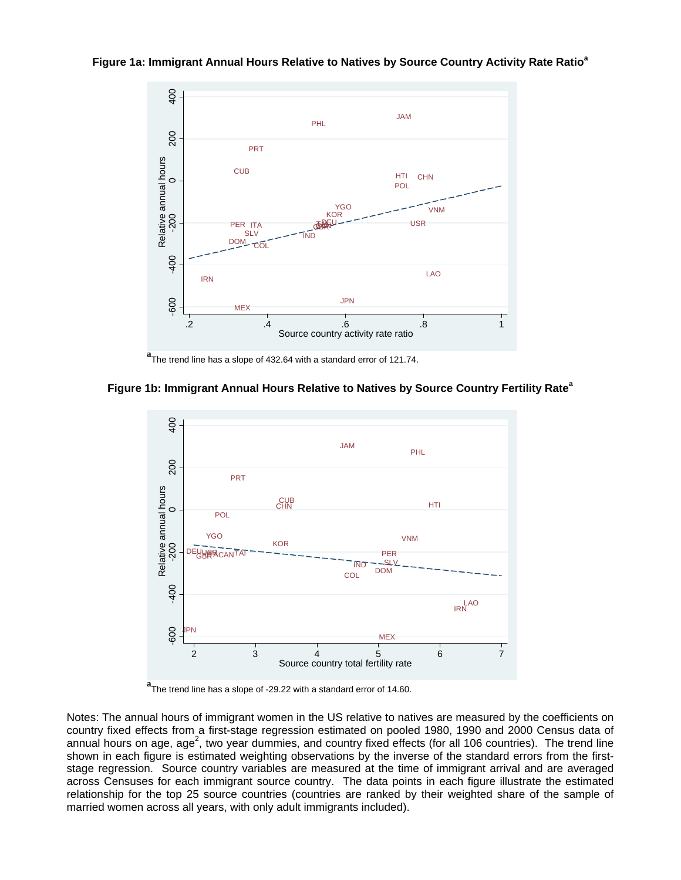**Figure 1a: Immigrant Annual Hours Relative to Natives by Source Country Activity Rate Ratio[a]**

[a]The trend line has a slope of 432.64 with a standard error of 121.74.

**Figure 1b: Immigrant Annual Hours Relative to Natives by Source Country Fertility Rate[a]**

[a]The trend line has a slope of -29.22 with a standard error of 14.60.

Notes: The annual hours of immigrant women in the US relative to natives are measured by the coefficients on country fixed effects from a first-stage regression estimated on pooled 1980, 1990 and 2000 Census data of annual hours on age, age$^2$, two year dummies, and country fixed effects (for all 106 countries). The trend line shown in each figure is estimated weighting observations by the inverse of the standard errors from the first-stage regression. Source country variables are measured at the time of immigrant arrival and are averaged across Censuses for each immigrant source country. The data points in each figure illustrate the estimated relationship for the top 25 source countries (countries are ranked by their weighted share of the sample of married women across all years, with only adult immigrants included).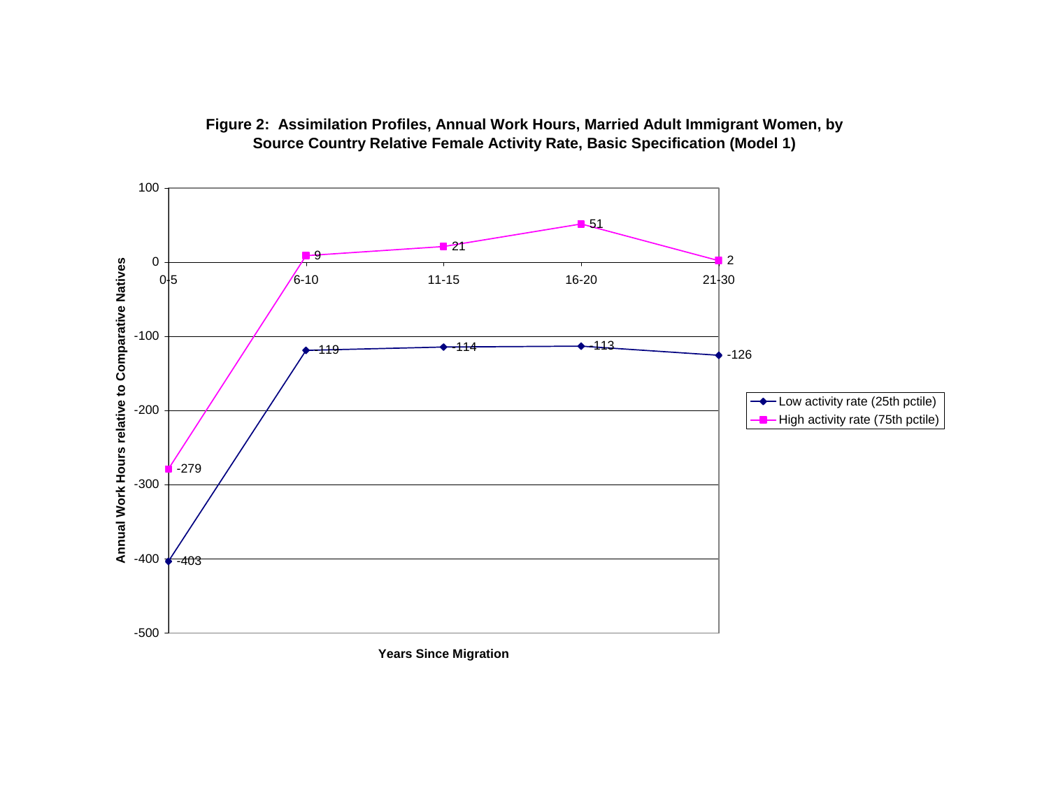**Figure 2: Assimilation Profiles, Annual Work Hours, Married Adult Immigrant Women, by Source Country Relative Female Activity Rate, Basic Specification (Model 1)**

Y-axis: Annual Work Hours relative to Comparative Natives

X-axis: Years Since Migration

| Years Since Migration | Low activity rate (25th pctile) | High activity rate (75th pctile) |
| --- | --- | --- |
| 0-5 | -403 | -279 |
| 6-10 | -119 | 9 |
| 11-15 | -114 | 21 |
| 16-20 | -113 | 51 |
| 21-30 | -126 | 2 |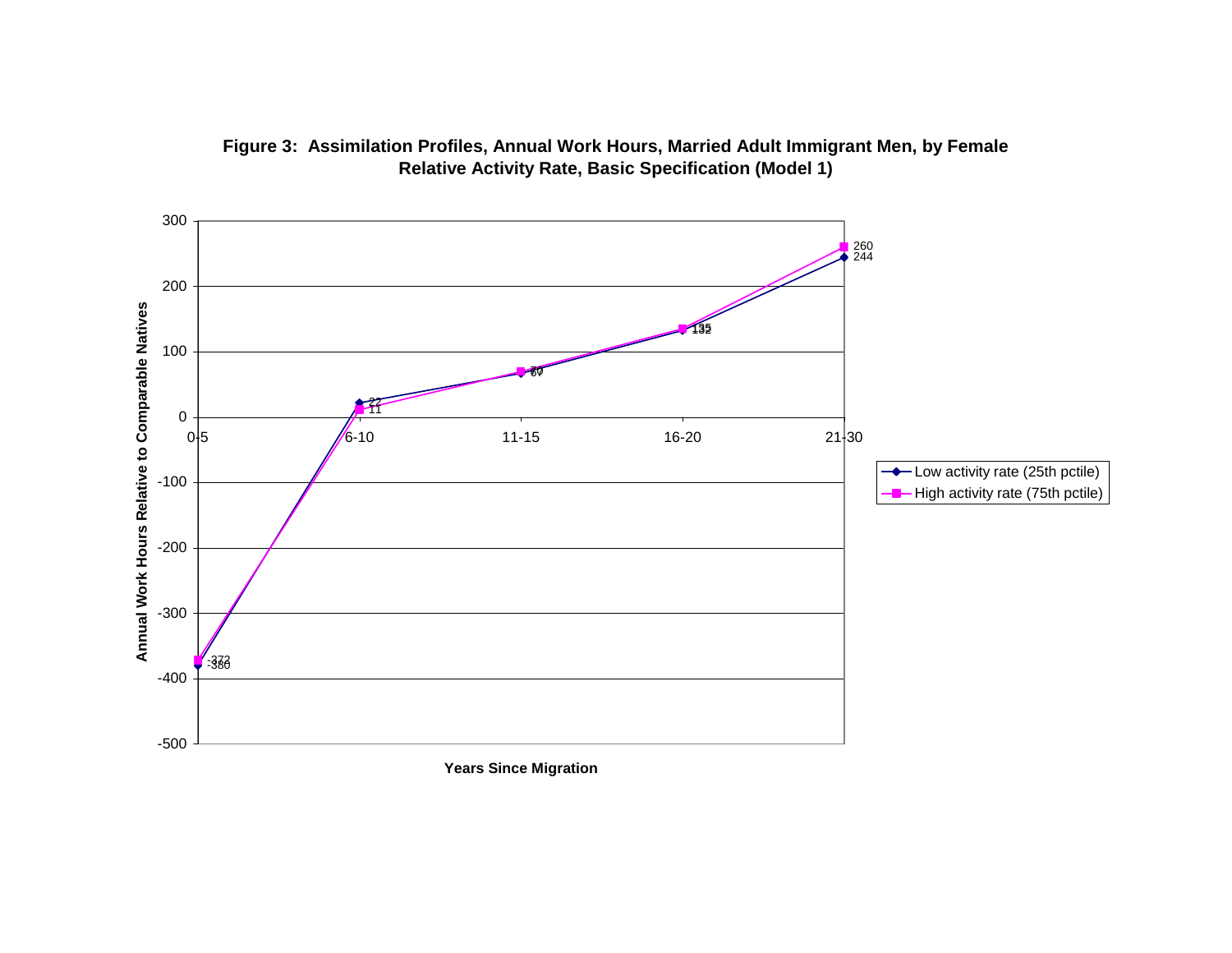**Figure 3: Assimilation Profiles, Annual Work Hours, Married Adult Immigrant Men, by Female Relative Activity Rate, Basic Specification (Model 1)**

| Years Since Migration | Low activity rate (25th pctile) | High activity rate (75th pctile) |
|---|---|---|
| 0-5 | -380 | -372 |
| 6-10 | 22 | 11 |
| 11-15 | 67 | 70 |
| 16-20 | 132 | 135 |
| 21-30 | 244 | 260 |

Y-axis: Annual Work Hours Relative to Comparable Natives

X-axis: Years Since Migration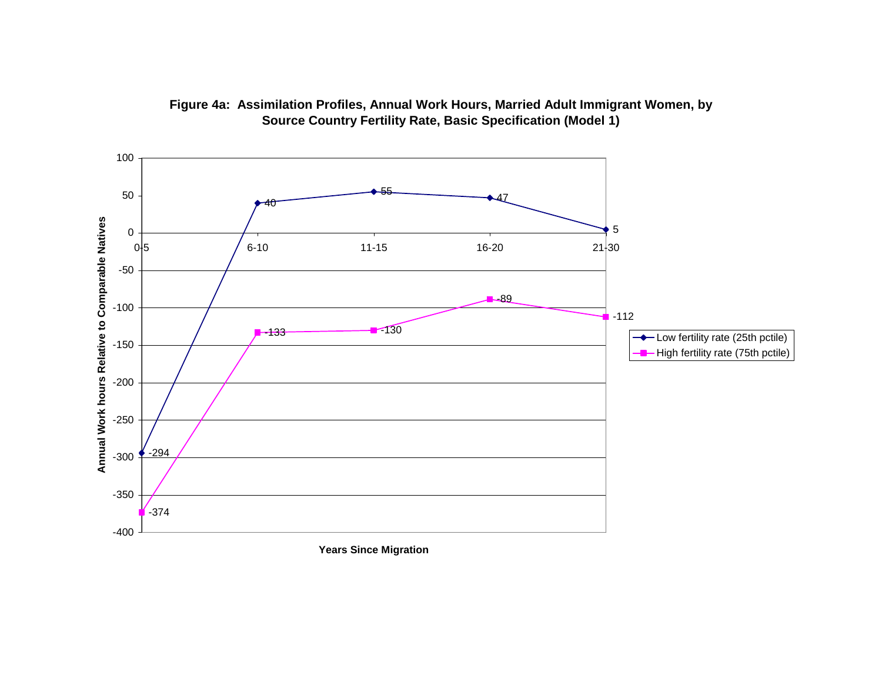**Figure 4a: Assimilation Profiles, Annual Work Hours, Married Adult Immigrant Women, by Source Country Fertility Rate, Basic Specification (Model 1)**

Annual Work hours Relative to Comparable Natives

| Years Since Migration | Low fertility rate (25th pctile) | High fertility rate (75th pctile) |
|---|---|---|
| 0-5 | -294 | -374 |
| 6-10 | 40 | -133 |
| 11-15 | 55 | -130 |
| 16-20 | 47 | -89 |
| 21-30 | 5 | -112 |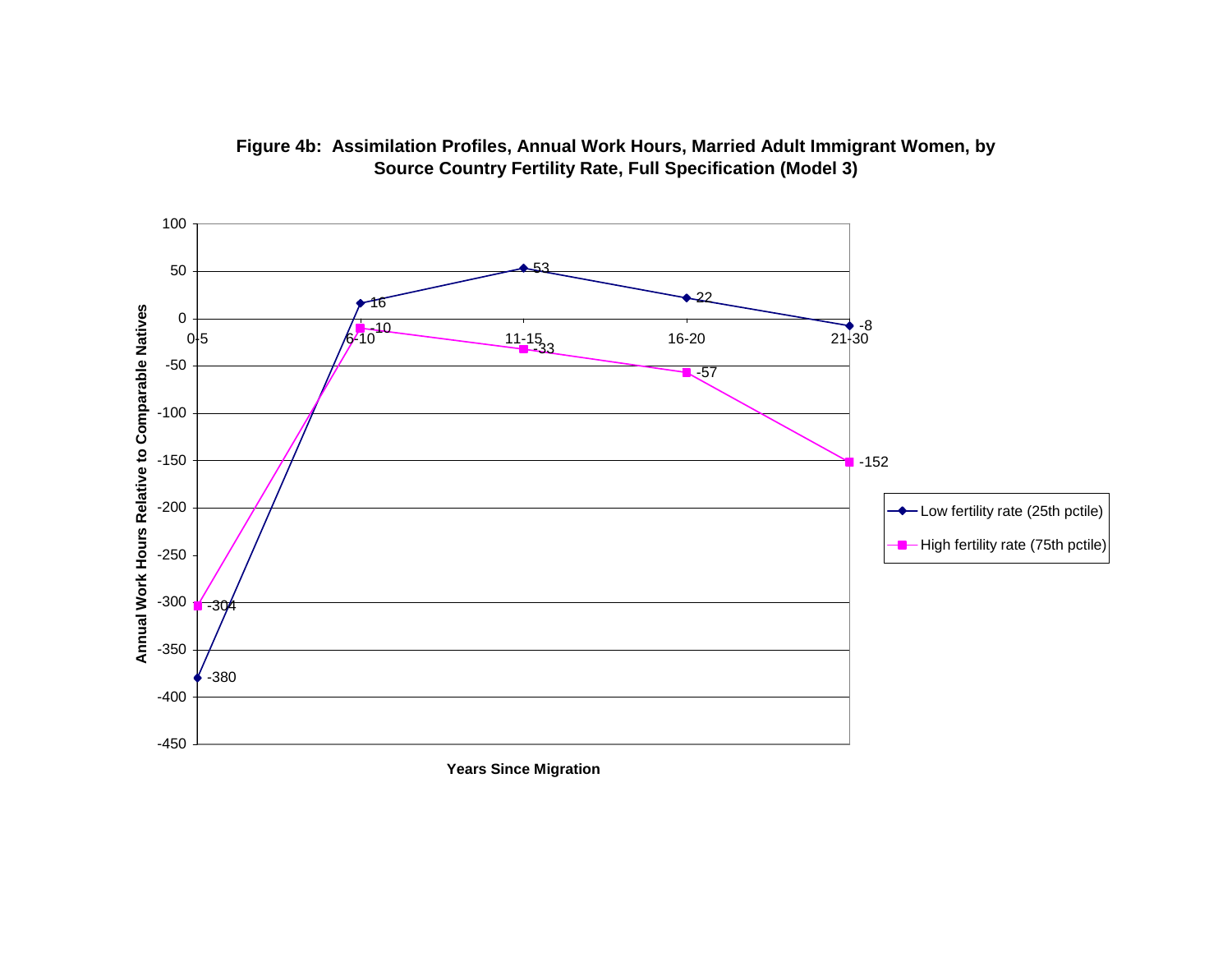**Figure 4b: Assimilation Profiles, Annual Work Hours, Married Adult Immigrant Women, by Source Country Fertility Rate, Full Specification (Model 3)**

Annual Work Hours Relative to Comparable Natives, by Years Since Migration:

| Years Since Migration | Low fertility rate (25th pctile) | High fertility rate (75th pctile) |
|---|---|---|
| 0-5 | -380 | -304 |
| 6-10 | 16 | -10 |
| 11-15 | 53 | -33 |
| 16-20 | 22 | -57 |
| 21-30 | -8 | -152 |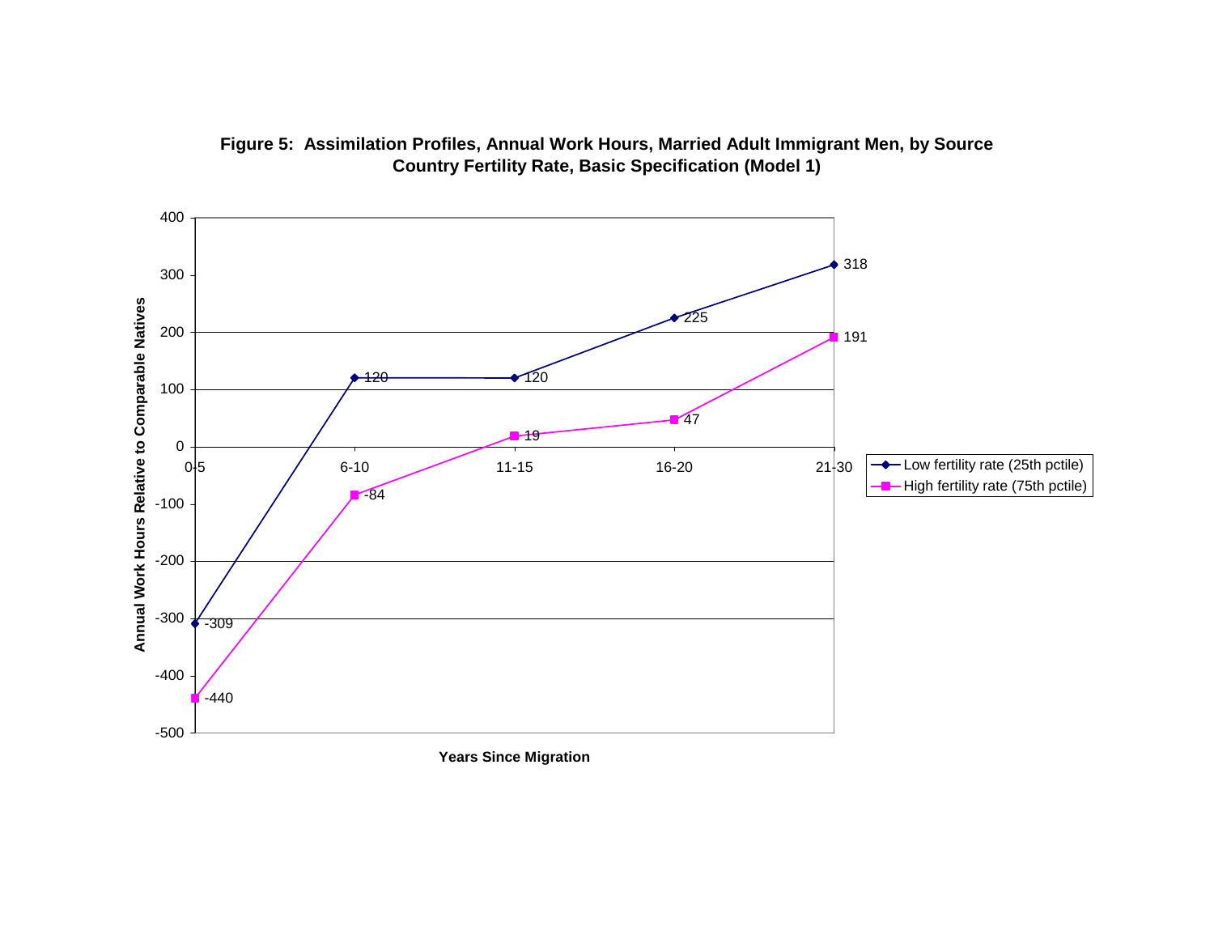**Figure 5: Assimilation Profiles, Annual Work Hours, Married Adult Immigrant Men, by Source Country Fertility Rate, Basic Specification (Model 1)**

| Years Since Migration | Low fertility rate (25th pctile) | High fertility rate (75th pctile) |
|---|---|---|
| 0-5 | -309 | -440 |
| 6-10 | 120 | -84 |
| 11-15 | 120 | 19 |
| 16-20 | 225 | 47 |
| 21-30 | 318 | 191 |

Y-axis: Annual Work Hours Relative to Comparable Natives

X-axis: Years Since Migration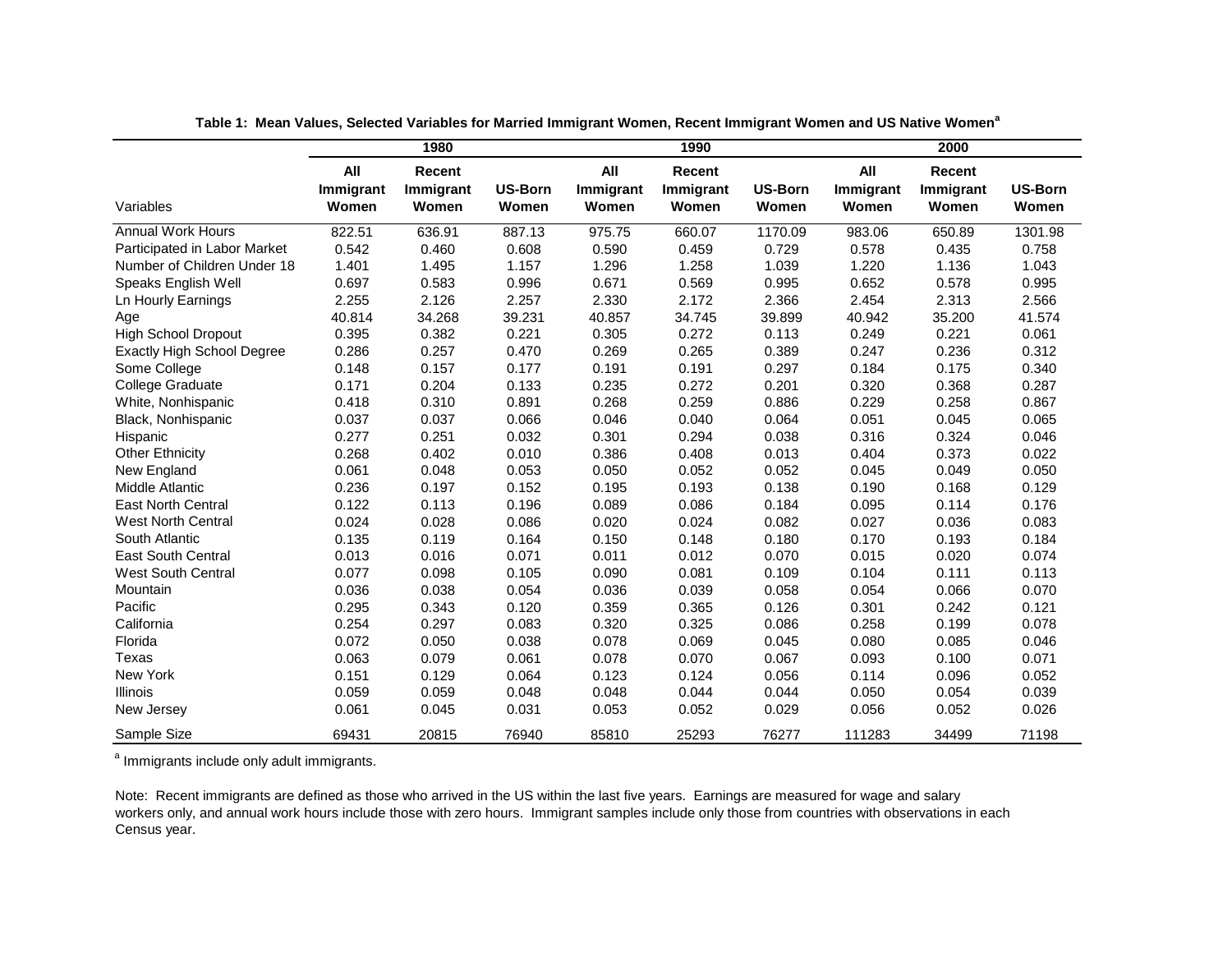**Table 1: Mean Values, Selected Variables for Married Immigrant Women, Recent Immigrant Women and US Native Women[a]**

| | 1980 | | | 1990 | | | 2000 | | |
|---|---|---|---|---|---|---|---|---|---|
| Variables | All Immigrant Women | Recent Immigrant Women | US-Born Women | All Immigrant Women | Recent Immigrant Women | US-Born Women | All Immigrant Women | Recent Immigrant Women | US-Born Women |
| Annual Work Hours | 822.51 | 636.91 | 887.13 | 975.75 | 660.07 | 1170.09 | 983.06 | 650.89 | 1301.98 |
| Participated in Labor Market | 0.542 | 0.460 | 0.608 | 0.590 | 0.459 | 0.729 | 0.578 | 0.435 | 0.758 |
| Number of Children Under 18 | 1.401 | 1.495 | 1.157 | 1.296 | 1.258 | 1.039 | 1.220 | 1.136 | 1.043 |
| Speaks English Well | 0.697 | 0.583 | 0.996 | 0.671 | 0.569 | 0.995 | 0.652 | 0.578 | 0.995 |
| Ln Hourly Earnings | 2.255 | 2.126 | 2.257 | 2.330 | 2.172 | 2.366 | 2.454 | 2.313 | 2.566 |
| Age | 40.814 | 34.268 | 39.231 | 40.857 | 34.745 | 39.899 | 40.942 | 35.200 | 41.574 |
| High School Dropout | 0.395 | 0.382 | 0.221 | 0.305 | 0.272 | 0.113 | 0.249 | 0.221 | 0.061 |
| Exactly High School Degree | 0.286 | 0.257 | 0.470 | 0.269 | 0.265 | 0.389 | 0.247 | 0.236 | 0.312 |
| Some College | 0.148 | 0.157 | 0.177 | 0.191 | 0.191 | 0.297 | 0.184 | 0.175 | 0.340 |
| College Graduate | 0.171 | 0.204 | 0.133 | 0.235 | 0.272 | 0.201 | 0.320 | 0.368 | 0.287 |
| White, Nonhispanic | 0.418 | 0.310 | 0.891 | 0.268 | 0.259 | 0.886 | 0.229 | 0.258 | 0.867 |
| Black, Nonhispanic | 0.037 | 0.037 | 0.066 | 0.046 | 0.040 | 0.064 | 0.051 | 0.045 | 0.065 |
| Hispanic | 0.277 | 0.251 | 0.032 | 0.301 | 0.294 | 0.038 | 0.316 | 0.324 | 0.046 |
| Other Ethnicity | 0.268 | 0.402 | 0.010 | 0.386 | 0.408 | 0.013 | 0.404 | 0.373 | 0.022 |
| New England | 0.061 | 0.048 | 0.053 | 0.050 | 0.052 | 0.052 | 0.045 | 0.049 | 0.050 |
| Middle Atlantic | 0.236 | 0.197 | 0.152 | 0.195 | 0.193 | 0.138 | 0.190 | 0.168 | 0.129 |
| East North Central | 0.122 | 0.113 | 0.196 | 0.089 | 0.086 | 0.184 | 0.095 | 0.114 | 0.176 |
| West North Central | 0.024 | 0.028 | 0.086 | 0.020 | 0.024 | 0.082 | 0.027 | 0.036 | 0.083 |
| South Atlantic | 0.135 | 0.119 | 0.164 | 0.150 | 0.148 | 0.180 | 0.170 | 0.193 | 0.184 |
| East South Central | 0.013 | 0.016 | 0.071 | 0.011 | 0.012 | 0.070 | 0.015 | 0.020 | 0.074 |
| West South Central | 0.077 | 0.098 | 0.105 | 0.090 | 0.081 | 0.109 | 0.104 | 0.111 | 0.113 |
| Mountain | 0.036 | 0.038 | 0.054 | 0.036 | 0.039 | 0.058 | 0.054 | 0.066 | 0.070 |
| Pacific | 0.295 | 0.343 | 0.120 | 0.359 | 0.365 | 0.126 | 0.301 | 0.242 | 0.121 |
| California | 0.254 | 0.297 | 0.083 | 0.320 | 0.325 | 0.086 | 0.258 | 0.199 | 0.078 |
| Florida | 0.072 | 0.050 | 0.038 | 0.078 | 0.069 | 0.045 | 0.080 | 0.085 | 0.046 |
| Texas | 0.063 | 0.079 | 0.061 | 0.078 | 0.070 | 0.067 | 0.093 | 0.100 | 0.071 |
| New York | 0.151 | 0.129 | 0.064 | 0.123 | 0.124 | 0.056 | 0.114 | 0.096 | 0.052 |
| Illinois | 0.059 | 0.059 | 0.048 | 0.048 | 0.044 | 0.044 | 0.050 | 0.054 | 0.039 |
| New Jersey | 0.061 | 0.045 | 0.031 | 0.053 | 0.052 | 0.029 | 0.056 | 0.052 | 0.026 |
| Sample Size | 69431 | 20815 | 76940 | 85810 | 25293 | 76277 | 111283 | 34499 | 71198 |

[a] Immigrants include only adult immigrants.

Note: Recent immigrants are defined as those who arrived in the US within the last five years. Earnings are measured for wage and salary workers only, and annual work hours include those with zero hours. Immigrant samples include only those from countries with observations in each Census year.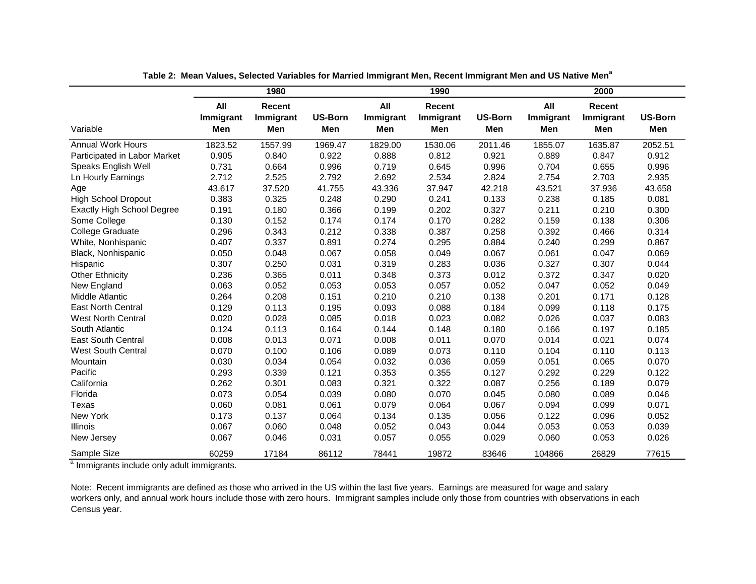**Table 2: Mean Values, Selected Variables for Married Immigrant Men, Recent Immigrant Men and US Native Men[a]**

| Variable | 1980 | | | 1990 | | | 2000 | | |
|---|---|---|---|---|---|---|---|---|---|
| | All Immigrant Men | Recent Immigrant Men | US-Born Men | All Immigrant Men | Recent Immigrant Men | US-Born Men | All Immigrant Men | Recent Immigrant Men | US-Born Men |
| Annual Work Hours | 1823.52 | 1557.99 | 1969.47 | 1829.00 | 1530.06 | 2011.46 | 1855.07 | 1635.87 | 2052.51 |
| Participated in Labor Market | 0.905 | 0.840 | 0.922 | 0.888 | 0.812 | 0.921 | 0.889 | 0.847 | 0.912 |
| Speaks English Well | 0.731 | 0.664 | 0.996 | 0.719 | 0.645 | 0.996 | 0.704 | 0.655 | 0.996 |
| Ln Hourly Earnings | 2.712 | 2.525 | 2.792 | 2.692 | 2.534 | 2.824 | 2.754 | 2.703 | 2.935 |
| Age | 43.617 | 37.520 | 41.755 | 43.336 | 37.947 | 42.218 | 43.521 | 37.936 | 43.658 |
| High School Dropout | 0.383 | 0.325 | 0.248 | 0.290 | 0.241 | 0.133 | 0.238 | 0.185 | 0.081 |
| Exactly High School Degree | 0.191 | 0.180 | 0.366 | 0.199 | 0.202 | 0.327 | 0.211 | 0.210 | 0.300 |
| Some College | 0.130 | 0.152 | 0.174 | 0.174 | 0.170 | 0.282 | 0.159 | 0.138 | 0.306 |
| College Graduate | 0.296 | 0.343 | 0.212 | 0.338 | 0.387 | 0.258 | 0.392 | 0.466 | 0.314 |
| White, Nonhispanic | 0.407 | 0.337 | 0.891 | 0.274 | 0.295 | 0.884 | 0.240 | 0.299 | 0.867 |
| Black, Nonhispanic | 0.050 | 0.048 | 0.067 | 0.058 | 0.049 | 0.067 | 0.061 | 0.047 | 0.069 |
| Hispanic | 0.307 | 0.250 | 0.031 | 0.319 | 0.283 | 0.036 | 0.327 | 0.307 | 0.044 |
| Other Ethnicity | 0.236 | 0.365 | 0.011 | 0.348 | 0.373 | 0.012 | 0.372 | 0.347 | 0.020 |
| New England | 0.063 | 0.052 | 0.053 | 0.053 | 0.057 | 0.052 | 0.047 | 0.052 | 0.049 |
| Middle Atlantic | 0.264 | 0.208 | 0.151 | 0.210 | 0.210 | 0.138 | 0.201 | 0.171 | 0.128 |
| East North Central | 0.129 | 0.113 | 0.195 | 0.093 | 0.088 | 0.184 | 0.099 | 0.118 | 0.175 |
| West North Central | 0.020 | 0.028 | 0.085 | 0.018 | 0.023 | 0.082 | 0.026 | 0.037 | 0.083 |
| South Atlantic | 0.124 | 0.113 | 0.164 | 0.144 | 0.148 | 0.180 | 0.166 | 0.197 | 0.185 |
| East South Central | 0.008 | 0.013 | 0.071 | 0.008 | 0.011 | 0.070 | 0.014 | 0.021 | 0.074 |
| West South Central | 0.070 | 0.100 | 0.106 | 0.089 | 0.073 | 0.110 | 0.104 | 0.110 | 0.113 |
| Mountain | 0.030 | 0.034 | 0.054 | 0.032 | 0.036 | 0.059 | 0.051 | 0.065 | 0.070 |
| Pacific | 0.293 | 0.339 | 0.121 | 0.353 | 0.355 | 0.127 | 0.292 | 0.229 | 0.122 |
| California | 0.262 | 0.301 | 0.083 | 0.321 | 0.322 | 0.087 | 0.256 | 0.189 | 0.079 |
| Florida | 0.073 | 0.054 | 0.039 | 0.080 | 0.070 | 0.045 | 0.080 | 0.089 | 0.046 |
| Texas | 0.060 | 0.081 | 0.061 | 0.079 | 0.064 | 0.067 | 0.094 | 0.099 | 0.071 |
| New York | 0.173 | 0.137 | 0.064 | 0.134 | 0.135 | 0.056 | 0.122 | 0.096 | 0.052 |
| Illinois | 0.067 | 0.060 | 0.048 | 0.052 | 0.043 | 0.044 | 0.053 | 0.053 | 0.039 |
| New Jersey | 0.067 | 0.046 | 0.031 | 0.057 | 0.055 | 0.029 | 0.060 | 0.053 | 0.026 |
| Sample Size | 60259 | 17184 | 86112 | 78441 | 19872 | 83646 | 104866 | 26829 | 77615 |

[a] Immigrants include only adult immigrants.

Note: Recent immigrants are defined as those who arrived in the US within the last five years. Earnings are measured for wage and salary workers only, and annual work hours include those with zero hours. Immigrant samples include only those from countries with observations in each Census year.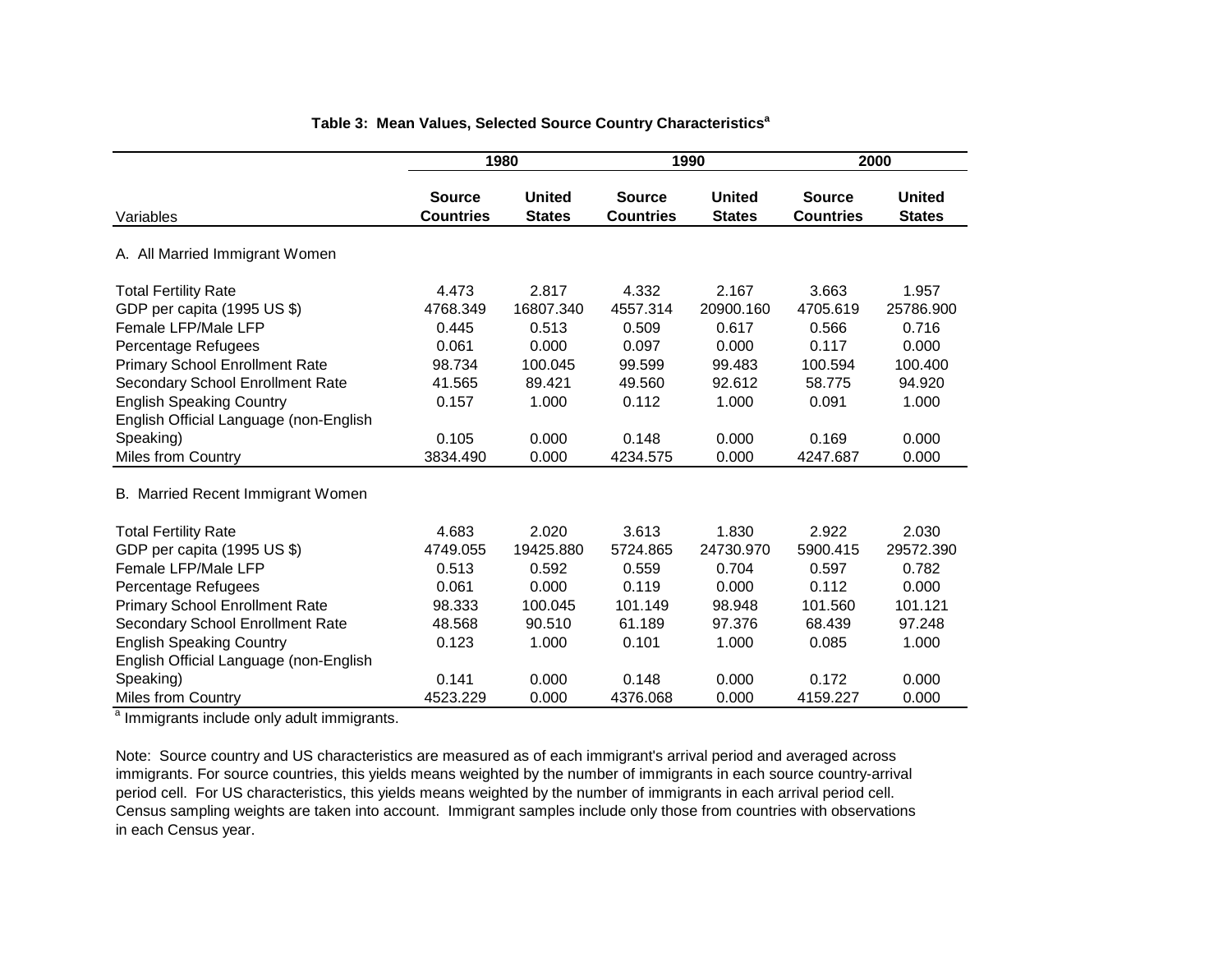**Table 3: Mean Values, Selected Source Country Characteristics[a]**

| Variables | 1980 Source Countries | 1980 United States | 1990 Source Countries | 1990 United States | 2000 Source Countries | 2000 United States |
|---|---|---|---|---|---|---|
| **A. All Married Immigrant Women** | | | | | | |
| Total Fertility Rate | 4.473 | 2.817 | 4.332 | 2.167 | 3.663 | 1.957 |
| GDP per capita (1995 US $) | 4768.349 | 16807.340 | 4557.314 | 20900.160 | 4705.619 | 25786.900 |
| Female LFP/Male LFP | 0.445 | 0.513 | 0.509 | 0.617 | 0.566 | 0.716 |
| Percentage Refugees | 0.061 | 0.000 | 0.097 | 0.000 | 0.117 | 0.000 |
| Primary School Enrollment Rate | 98.734 | 100.045 | 99.599 | 99.483 | 100.594 | 100.400 |
| Secondary School Enrollment Rate | 41.565 | 89.421 | 49.560 | 92.612 | 58.775 | 94.920 |
| English Speaking Country | 0.157 | 1.000 | 0.112 | 1.000 | 0.091 | 1.000 |
| English Official Language (non-English Speaking) | 0.105 | 0.000 | 0.148 | 0.000 | 0.169 | 0.000 |
| Miles from Country | 3834.490 | 0.000 | 4234.575 | 0.000 | 4247.687 | 0.000 |
| **B. Married Recent Immigrant Women** | | | | | | |
| Total Fertility Rate | 4.683 | 2.020 | 3.613 | 1.830 | 2.922 | 2.030 |
| GDP per capita (1995 US $) | 4749.055 | 19425.880 | 5724.865 | 24730.970 | 5900.415 | 29572.390 |
| Female LFP/Male LFP | 0.513 | 0.592 | 0.559 | 0.704 | 0.597 | 0.782 |
| Percentage Refugees | 0.061 | 0.000 | 0.119 | 0.000 | 0.112 | 0.000 |
| Primary School Enrollment Rate | 98.333 | 100.045 | 101.149 | 98.948 | 101.560 | 101.121 |
| Secondary School Enrollment Rate | 48.568 | 90.510 | 61.189 | 97.376 | 68.439 | 97.248 |
| English Speaking Country | 0.123 | 1.000 | 0.101 | 1.000 | 0.085 | 1.000 |
| English Official Language (non-English Speaking) | 0.141 | 0.000 | 0.148 | 0.000 | 0.172 | 0.000 |
| Miles from Country | 4523.229 | 0.000 | 4376.068 | 0.000 | 4159.227 | 0.000 |

[a] Immigrants include only adult immigrants.

Note: Source country and US characteristics are measured as of each immigrant's arrival period and averaged across immigrants. For source countries, this yields means weighted by the number of immigrants in each source country-arrival period cell. For US characteristics, this yields means weighted by the number of immigrants in each arrival period cell. Census sampling weights are taken into account. Immigrant samples include only those from countries with observations in each Census year.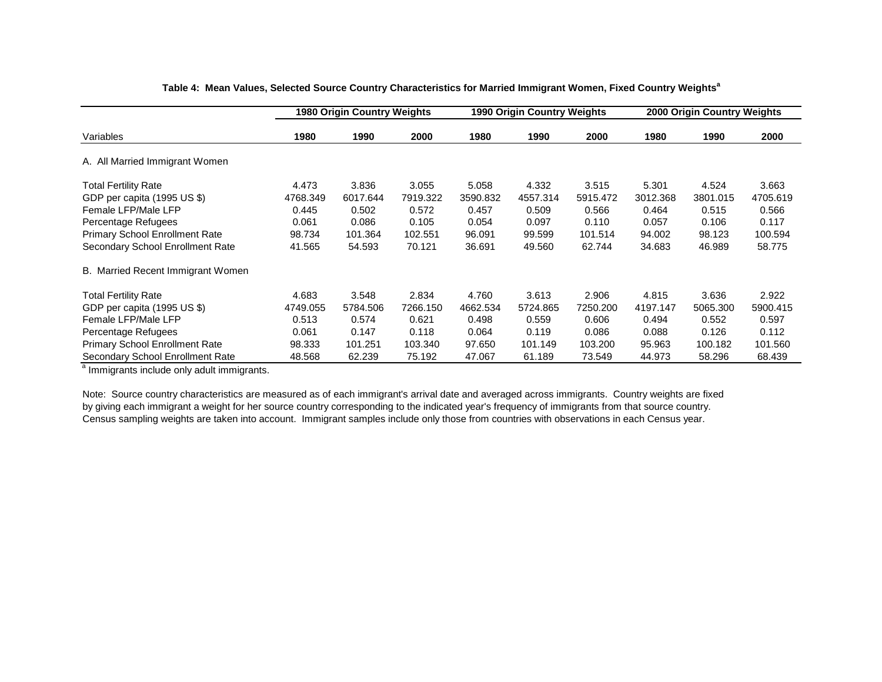**Table 4: Mean Values, Selected Source Country Characteristics for Married Immigrant Women, Fixed Country Weights[a]**

| | 1980 Origin Country Weights | | | 1990 Origin Country Weights | | | 2000 Origin Country Weights | | |
|---|---|---|---|---|---|---|---|---|---|
| Variables | 1980 | 1990 | 2000 | 1980 | 1990 | 2000 | 1980 | 1990 | 2000 |
| A. All Married Immigrant Women | | | | | | | | | |
| Total Fertility Rate | 4.473 | 3.836 | 3.055 | 5.058 | 4.332 | 3.515 | 5.301 | 4.524 | 3.663 |
| GDP per capita (1995 US $) | 4768.349 | 6017.644 | 7919.322 | 3590.832 | 4557.314 | 5915.472 | 3012.368 | 3801.015 | 4705.619 |
| Female LFP/Male LFP | 0.445 | 0.502 | 0.572 | 0.457 | 0.509 | 0.566 | 0.464 | 0.515 | 0.566 |
| Percentage Refugees | 0.061 | 0.086 | 0.105 | 0.054 | 0.097 | 0.110 | 0.057 | 0.106 | 0.117 |
| Primary School Enrollment Rate | 98.734 | 101.364 | 102.551 | 96.091 | 99.599 | 101.514 | 94.002 | 98.123 | 100.594 |
| Secondary School Enrollment Rate | 41.565 | 54.593 | 70.121 | 36.691 | 49.560 | 62.744 | 34.683 | 46.989 | 58.775 |
| B. Married Recent Immigrant Women | | | | | | | | | |
| Total Fertility Rate | 4.683 | 3.548 | 2.834 | 4.760 | 3.613 | 2.906 | 4.815 | 3.636 | 2.922 |
| GDP per capita (1995 US $) | 4749.055 | 5784.506 | 7266.150 | 4662.534 | 5724.865 | 7250.200 | 4197.147 | 5065.300 | 5900.415 |
| Female LFP/Male LFP | 0.513 | 0.574 | 0.621 | 0.498 | 0.559 | 0.606 | 0.494 | 0.552 | 0.597 |
| Percentage Refugees | 0.061 | 0.147 | 0.118 | 0.064 | 0.119 | 0.086 | 0.088 | 0.126 | 0.112 |
| Primary School Enrollment Rate | 98.333 | 101.251 | 103.340 | 97.650 | 101.149 | 103.200 | 95.963 | 100.182 | 101.560 |
| Secondary School Enrollment Rate | 48.568 | 62.239 | 75.192 | 47.067 | 61.189 | 73.549 | 44.973 | 58.296 | 68.439 |

[a] Immigrants include only adult immigrants.

Note: Source country characteristics are measured as of each immigrant's arrival date and averaged across immigrants. Country weights are fixed by giving each immigrant a weight for her source country corresponding to the indicated year's frequency of immigrants from that source country. Census sampling weights are taken into account. Immigrant samples include only those from countries with observations in each Census year.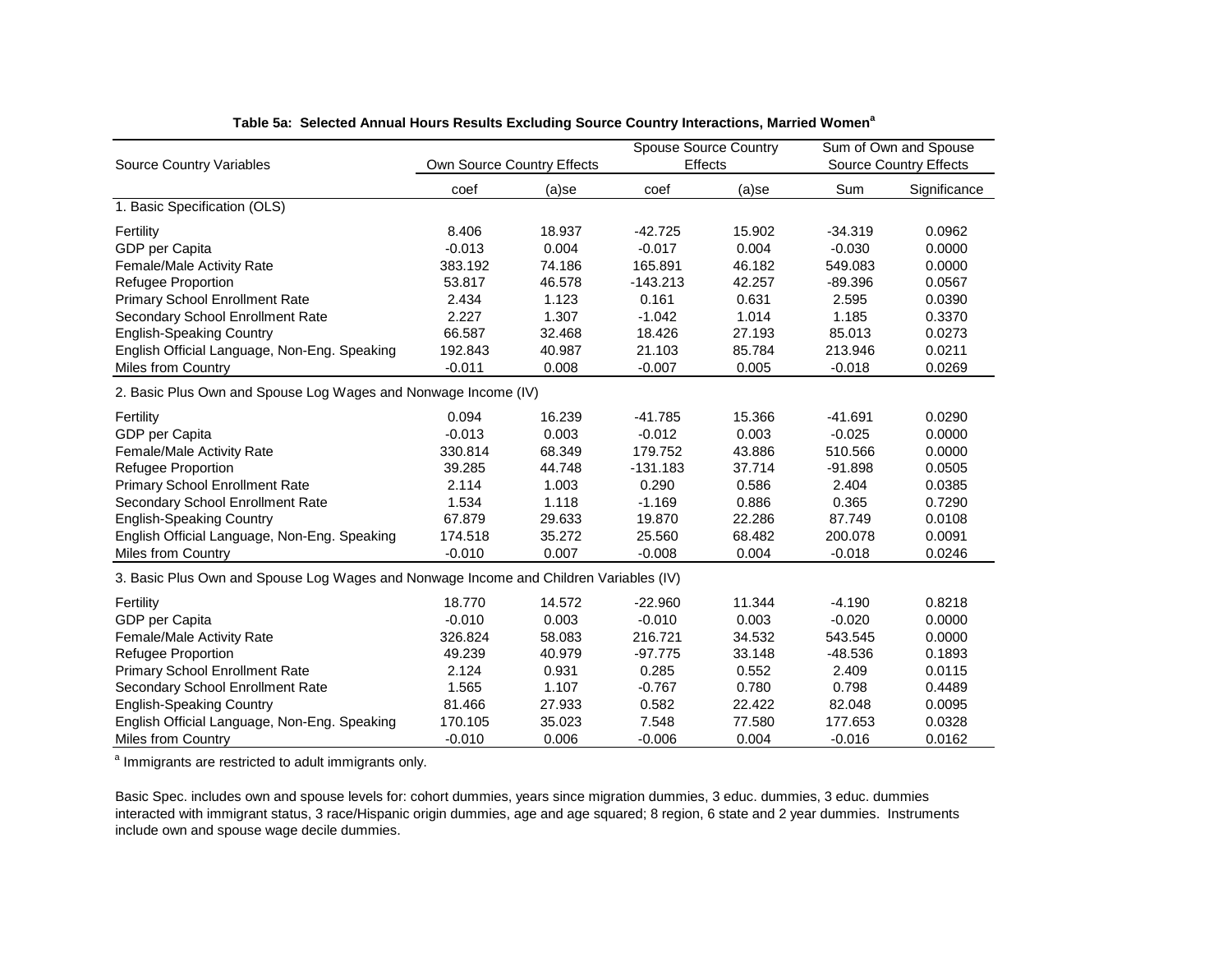**Table 5a: Selected Annual Hours Results Excluding Source Country Interactions, Married Women[a]**

| Source Country Variables | Own Source Country Effects | | Spouse Source Country Effects | | Sum of Own and Spouse Source Country Effects | |
|---|---|---|---|---|---|---|
| | coef | (a)se | coef | (a)se | Sum | Significance |
| **1. Basic Specification (OLS)** | | | | | | |
| Fertility | 8.406 | 18.937 | -42.725 | 15.902 | -34.319 | 0.0962 |
| GDP per Capita | -0.013 | 0.004 | -0.017 | 0.004 | -0.030 | 0.0000 |
| Female/Male Activity Rate | 383.192 | 74.186 | 165.891 | 46.182 | 549.083 | 0.0000 |
| Refugee Proportion | 53.817 | 46.578 | -143.213 | 42.257 | -89.396 | 0.0567 |
| Primary School Enrollment Rate | 2.434 | 1.123 | 0.161 | 0.631 | 2.595 | 0.0390 |
| Secondary School Enrollment Rate | 2.227 | 1.307 | -1.042 | 1.014 | 1.185 | 0.3370 |
| English-Speaking Country | 66.587 | 32.468 | 18.426 | 27.193 | 85.013 | 0.0273 |
| English Official Language, Non-Eng. Speaking | 192.843 | 40.987 | 21.103 | 85.784 | 213.946 | 0.0211 |
| Miles from Country | -0.011 | 0.008 | -0.007 | 0.005 | -0.018 | 0.0269 |
| **2. Basic Plus Own and Spouse Log Wages and Nonwage Income (IV)** | | | | | | |
| Fertility | 0.094 | 16.239 | -41.785 | 15.366 | -41.691 | 0.0290 |
| GDP per Capita | -0.013 | 0.003 | -0.012 | 0.003 | -0.025 | 0.0000 |
| Female/Male Activity Rate | 330.814 | 68.349 | 179.752 | 43.886 | 510.566 | 0.0000 |
| Refugee Proportion | 39.285 | 44.748 | -131.183 | 37.714 | -91.898 | 0.0505 |
| Primary School Enrollment Rate | 2.114 | 1.003 | 0.290 | 0.586 | 2.404 | 0.0385 |
| Secondary School Enrollment Rate | 1.534 | 1.118 | -1.169 | 0.886 | 0.365 | 0.7290 |
| English-Speaking Country | 67.879 | 29.633 | 19.870 | 22.286 | 87.749 | 0.0108 |
| English Official Language, Non-Eng. Speaking | 174.518 | 35.272 | 25.560 | 68.482 | 200.078 | 0.0091 |
| Miles from Country | -0.010 | 0.007 | -0.008 | 0.004 | -0.018 | 0.0246 |
| **3. Basic Plus Own and Spouse Log Wages and Nonwage Income and Children Variables (IV)** | | | | | | |
| Fertility | 18.770 | 14.572 | -22.960 | 11.344 | -4.190 | 0.8218 |
| GDP per Capita | -0.010 | 0.003 | -0.010 | 0.003 | -0.020 | 0.0000 |
| Female/Male Activity Rate | 326.824 | 58.083 | 216.721 | 34.532 | 543.545 | 0.0000 |
| Refugee Proportion | 49.239 | 40.979 | -97.775 | 33.148 | -48.536 | 0.1893 |
| Primary School Enrollment Rate | 2.124 | 0.931 | 0.285 | 0.552 | 2.409 | 0.0115 |
| Secondary School Enrollment Rate | 1.565 | 1.107 | -0.767 | 0.780 | 0.798 | 0.4489 |
| English-Speaking Country | 81.466 | 27.933 | 0.582 | 22.422 | 82.048 | 0.0095 |
| English Official Language, Non-Eng. Speaking | 170.105 | 35.023 | 7.548 | 77.580 | 177.653 | 0.0328 |
| Miles from Country | -0.010 | 0.006 | -0.006 | 0.004 | -0.016 | 0.0162 |

[a] Immigrants are restricted to adult immigrants only.

Basic Spec. includes own and spouse levels for: cohort dummies, years since migration dummies, 3 educ. dummies, 3 educ. dummies interacted with immigrant status, 3 race/Hispanic origin dummies, age and age squared; 8 region, 6 state and 2 year dummies. Instruments include own and spouse wage decile dummies.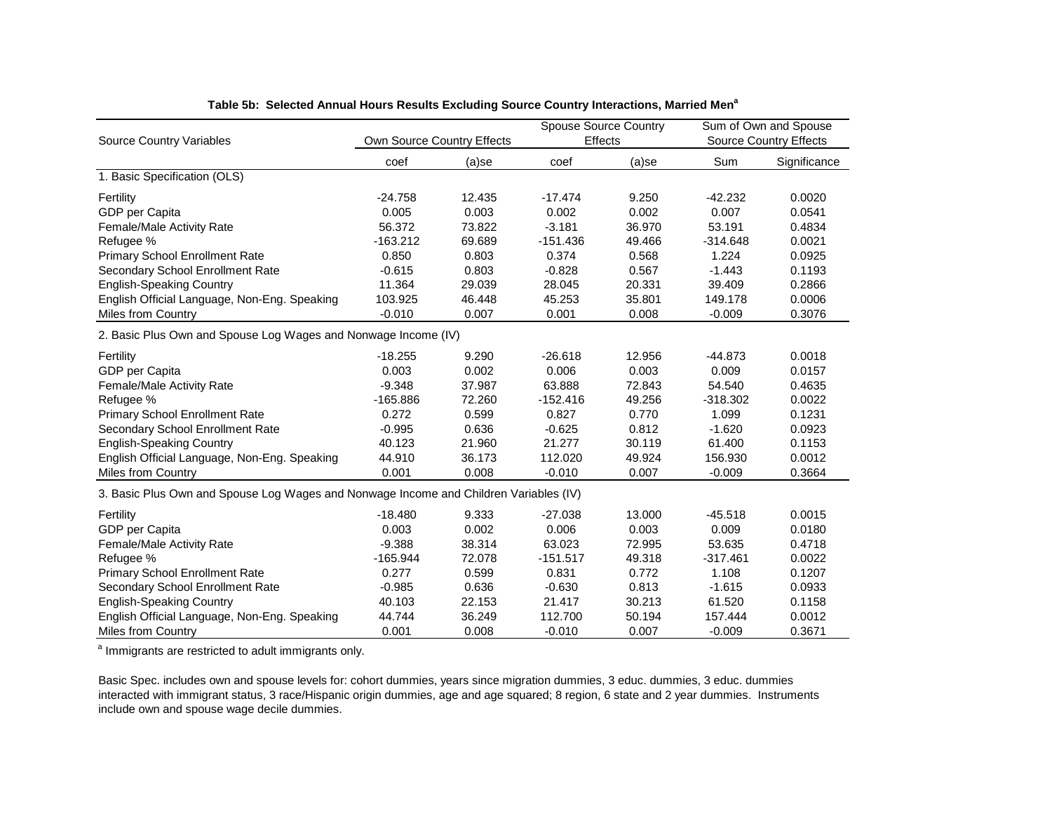**Table 5b: Selected Annual Hours Results Excluding Source Country Interactions, Married Men[a]**

| Source Country Variables | Own Source Country Effects | | Spouse Source Country Effects | | Sum of Own and Spouse Source Country Effects | |
|---|---|---|---|---|---|---|
| | coef | (a)se | coef | (a)se | Sum | Significance |
| **1. Basic Specification (OLS)** | | | | | | |
| Fertility | -24.758 | 12.435 | -17.474 | 9.250 | -42.232 | 0.0020 |
| GDP per Capita | 0.005 | 0.003 | 0.002 | 0.002 | 0.007 | 0.0541 |
| Female/Male Activity Rate | 56.372 | 73.822 | -3.181 | 36.970 | 53.191 | 0.4834 |
| Refugee % | -163.212 | 69.689 | -151.436 | 49.466 | -314.648 | 0.0021 |
| Primary School Enrollment Rate | 0.850 | 0.803 | 0.374 | 0.568 | 1.224 | 0.0925 |
| Secondary School Enrollment Rate | -0.615 | 0.803 | -0.828 | 0.567 | -1.443 | 0.1193 |
| English-Speaking Country | 11.364 | 29.039 | 28.045 | 20.331 | 39.409 | 0.2866 |
| English Official Language, Non-Eng. Speaking | 103.925 | 46.448 | 45.253 | 35.801 | 149.178 | 0.0006 |
| Miles from Country | -0.010 | 0.007 | 0.001 | 0.008 | -0.009 | 0.3076 |
| **2. Basic Plus Own and Spouse Log Wages and Nonwage Income (IV)** | | | | | | |
| Fertility | -18.255 | 9.290 | -26.618 | 12.956 | -44.873 | 0.0018 |
| GDP per Capita | 0.003 | 0.002 | 0.006 | 0.003 | 0.009 | 0.0157 |
| Female/Male Activity Rate | -9.348 | 37.987 | 63.888 | 72.843 | 54.540 | 0.4635 |
| Refugee % | -165.886 | 72.260 | -152.416 | 49.256 | -318.302 | 0.0022 |
| Primary School Enrollment Rate | 0.272 | 0.599 | 0.827 | 0.770 | 1.099 | 0.1231 |
| Secondary School Enrollment Rate | -0.995 | 0.636 | -0.625 | 0.812 | -1.620 | 0.0923 |
| English-Speaking Country | 40.123 | 21.960 | 21.277 | 30.119 | 61.400 | 0.1153 |
| English Official Language, Non-Eng. Speaking | 44.910 | 36.173 | 112.020 | 49.924 | 156.930 | 0.0012 |
| Miles from Country | 0.001 | 0.008 | -0.010 | 0.007 | -0.009 | 0.3664 |
| **3. Basic Plus Own and Spouse Log Wages and Nonwage Income and Children Variables (IV)** | | | | | | |
| Fertility | -18.480 | 9.333 | -27.038 | 13.000 | -45.518 | 0.0015 |
| GDP per Capita | 0.003 | 0.002 | 0.006 | 0.003 | 0.009 | 0.0180 |
| Female/Male Activity Rate | -9.388 | 38.314 | 63.023 | 72.995 | 53.635 | 0.4718 |
| Refugee % | -165.944 | 72.078 | -151.517 | 49.318 | -317.461 | 0.0022 |
| Primary School Enrollment Rate | 0.277 | 0.599 | 0.831 | 0.772 | 1.108 | 0.1207 |
| Secondary School Enrollment Rate | -0.985 | 0.636 | -0.630 | 0.813 | -1.615 | 0.0933 |
| English-Speaking Country | 40.103 | 22.153 | 21.417 | 30.213 | 61.520 | 0.1158 |
| English Official Language, Non-Eng. Speaking | 44.744 | 36.249 | 112.700 | 50.194 | 157.444 | 0.0012 |
| Miles from Country | 0.001 | 0.008 | -0.010 | 0.007 | -0.009 | 0.3671 |

[a] Immigrants are restricted to adult immigrants only.

Basic Spec. includes own and spouse levels for: cohort dummies, years since migration dummies, 3 educ. dummies, 3 educ. dummies interacted with immigrant status, 3 race/Hispanic origin dummies, age and age squared; 8 region, 6 state and 2 year dummies. Instruments include own and spouse wage decile dummies.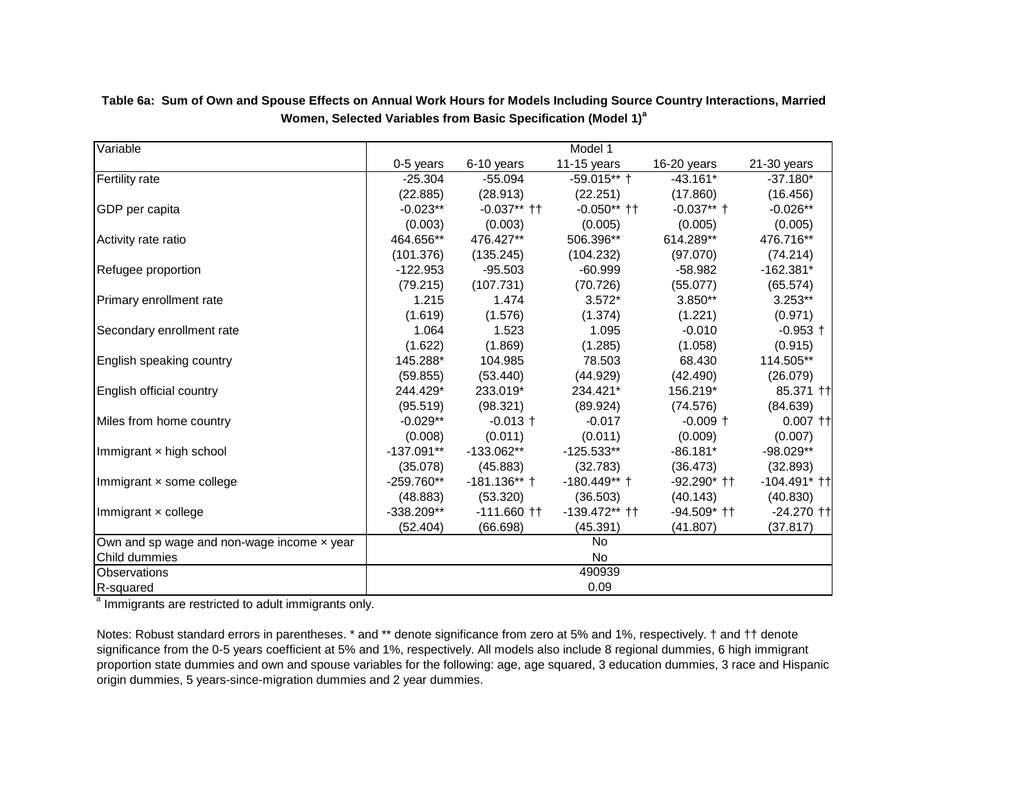**Table 6a: Sum of Own and Spouse Effects on Annual Work Hours for Models Including Source Country Interactions, Married Women, Selected Variables from Basic Specification (Model 1)[a]**

| Variable | Model 1 | | | | |
|---|---|---|---|---|---|
| | 0-5 years | 6-10 years | 11-15 years | 16-20 years | 21-30 years |
| Fertility rate | -25.304 | -55.094 | -59.015** † | -43.161* | -37.180* |
| | (22.885) | (28.913) | (22.251) | (17.860) | (16.456) |
| GDP per capita | -0.023** | -0.037** †† | -0.050** †† | -0.037** † | -0.026** |
| | (0.003) | (0.003) | (0.005) | (0.005) | (0.005) |
| Activity rate ratio | 464.656** | 476.427** | 506.396** | 614.289** | 476.716** |
| | (101.376) | (135.245) | (104.232) | (97.070) | (74.214) |
| Refugee proportion | -122.953 | -95.503 | -60.999 | -58.982 | -162.381* |
| | (79.215) | (107.731) | (70.726) | (55.077) | (65.574) |
| Primary enrollment rate | 1.215 | 1.474 | 3.572* | 3.850** | 3.253** |
| | (1.619) | (1.576) | (1.374) | (1.221) | (0.971) |
| Secondary enrollment rate | 1.064 | 1.523 | 1.095 | -0.010 | -0.953 † |
| | (1.622) | (1.869) | (1.285) | (1.058) | (0.915) |
| English speaking country | 145.288* | 104.985 | 78.503 | 68.430 | 114.505** |
| | (59.855) | (53.440) | (44.929) | (42.490) | (26.079) |
| English official country | 244.429* | 233.019* | 234.421* | 156.219* | 85.371 †† |
| | (95.519) | (98.321) | (89.924) | (74.576) | (84.639) |
| Miles from home country | -0.029** | -0.013 † | -0.017 | -0.009 † | 0.007 †† |
| | (0.008) | (0.011) | (0.011) | (0.009) | (0.007) |
| Immigrant × high school | -137.091** | -133.062** | -125.533** | -86.181* | -98.029** |
| | (35.078) | (45.883) | (32.783) | (36.473) | (32.893) |
| Immigrant × some college | -259.760** | -181.136** † | -180.449** † | -92.290* †† | -104.491* †† |
| | (48.883) | (53.320) | (36.503) | (40.143) | (40.830) |
| Immigrant × college | -338.209** | -111.660 †† | -139.472** †† | -94.509* †† | -24.270 †† |
| | (52.404) | (66.698) | (45.391) | (41.807) | (37.817) |
| Own and sp wage and non-wage income × year | No | | | | |
| Child dummies | No | | | | |
| Observations | 490939 | | | | |
| R-squared | 0.09 | | | | |

[a] Immigrants are restricted to adult immigrants only.

Notes: Robust standard errors in parentheses. * and ** denote significance from zero at 5% and 1%, respectively. † and †† denote significance from the 0-5 years coefficient at 5% and 1%, respectively. All models also include 8 regional dummies, 6 high immigrant proportion state dummies and own and spouse variables for the following: age, age squared, 3 education dummies, 3 race and Hispanic origin dummies, 5 years-since-migration dummies and 2 year dummies.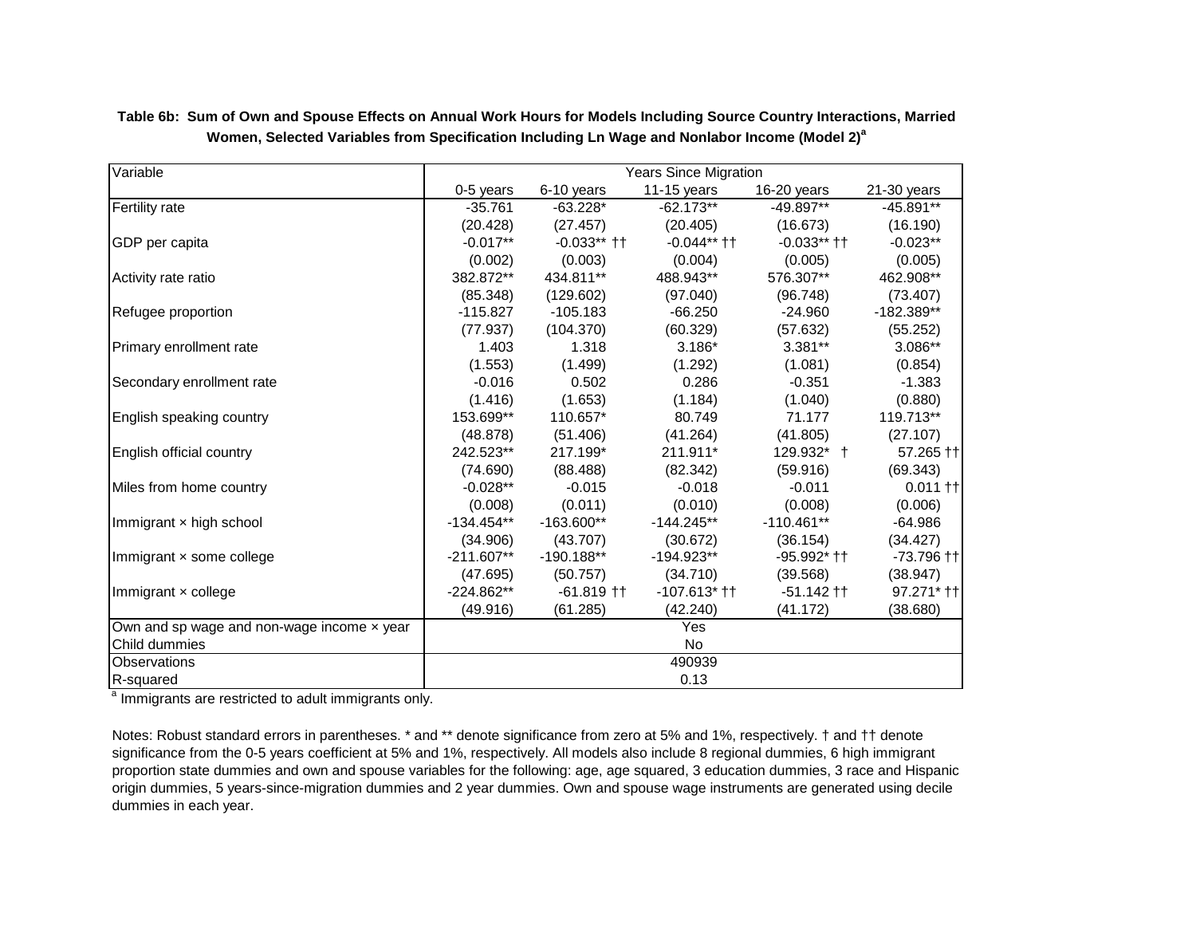**Table 6b: Sum of Own and Spouse Effects on Annual Work Hours for Models Including Source Country Interactions, Married Women, Selected Variables from Specification Including Ln Wage and Nonlabor Income (Model 2)[a]**

| Variable | Years Since Migration | | | | |
|---|---|---|---|---|---|
| | 0-5 years | 6-10 years | 11-15 years | 16-20 years | 21-30 years |
| Fertility rate | -35.761 | -63.228* | -62.173** | -49.897** | -45.891** |
| | (20.428) | (27.457) | (20.405) | (16.673) | (16.190) |
| GDP per capita | -0.017** | -0.033** †† | -0.044** †† | -0.033** †† | -0.023** |
| | (0.002) | (0.003) | (0.004) | (0.005) | (0.005) |
| Activity rate ratio | 382.872** | 434.811** | 488.943** | 576.307** | 462.908** |
| | (85.348) | (129.602) | (97.040) | (96.748) | (73.407) |
| Refugee proportion | -115.827 | -105.183 | -66.250 | -24.960 | -182.389** |
| | (77.937) | (104.370) | (60.329) | (57.632) | (55.252) |
| Primary enrollment rate | 1.403 | 1.318 | 3.186* | 3.381** | 3.086** |
| | (1.553) | (1.499) | (1.292) | (1.081) | (0.854) |
| Secondary enrollment rate | -0.016 | 0.502 | 0.286 | -0.351 | -1.383 |
| | (1.416) | (1.653) | (1.184) | (1.040) | (0.880) |
| English speaking country | 153.699** | 110.657* | 80.749 | 71.177 | 119.713** |
| | (48.878) | (51.406) | (41.264) | (41.805) | (27.107) |
| English official country | 242.523** | 217.199* | 211.911* | 129.932* † | 57.265 †† |
| | (74.690) | (88.488) | (82.342) | (59.916) | (69.343) |
| Miles from home country | -0.028** | -0.015 | -0.018 | -0.011 | 0.011 †† |
| | (0.008) | (0.011) | (0.010) | (0.008) | (0.006) |
| Immigrant × high school | -134.454** | -163.600** | -144.245** | -110.461** | -64.986 |
| | (34.906) | (43.707) | (30.672) | (36.154) | (34.427) |
| Immigrant × some college | -211.607** | -190.188** | -194.923** | -95.992* †† | -73.796 †† |
| | (47.695) | (50.757) | (34.710) | (39.568) | (38.947) |
| Immigrant × college | -224.862** | -61.819 †† | -107.613* †† | -51.142 †† | 97.271* †† |
| | (49.916) | (61.285) | (42.240) | (41.172) | (38.680) |
| Own and sp wage and non-wage income × year | Yes | | | | |
| Child dummies | No | | | | |
| Observations | 490939 | | | | |
| R-squared | 0.13 | | | | |

[a] Immigrants are restricted to adult immigrants only.

Notes: Robust standard errors in parentheses. * and ** denote significance from zero at 5% and 1%, respectively. † and †† denote significance from the 0-5 years coefficient at 5% and 1%, respectively. All models also include 8 regional dummies, 6 high immigrant proportion state dummies and own and spouse variables for the following: age, age squared, 3 education dummies, 3 race and Hispanic origin dummies, 5 years-since-migration dummies and 2 year dummies. Own and spouse wage instruments are generated using decile dummies in each year.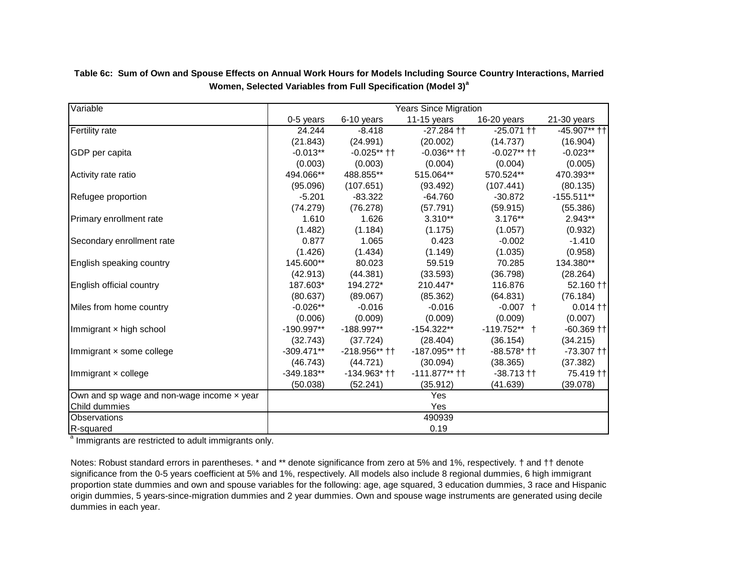**Table 6c: Sum of Own and Spouse Effects on Annual Work Hours for Models Including Source Country Interactions, Married Women, Selected Variables from Full Specification (Model 3)[a]**

| Variable | Years Since Migration | | | | |
|---|---|---|---|---|---|
| | 0-5 years | 6-10 years | 11-15 years | 16-20 years | 21-30 years |
| Fertility rate | 24.244 | -8.418 | -27.284 †† | -25.071 †† | -45.907** †† |
| | (21.843) | (24.991) | (20.002) | (14.737) | (16.904) |
| GDP per capita | -0.013** | -0.025** †† | -0.036** †† | -0.027** †† | -0.023** |
| | (0.003) | (0.003) | (0.004) | (0.004) | (0.005) |
| Activity rate ratio | 494.066** | 488.855** | 515.064** | 570.524** | 470.393** |
| | (95.096) | (107.651) | (93.492) | (107.441) | (80.135) |
| Refugee proportion | -5.201 | -83.322 | -64.760 | -30.872 | -155.511** |
| | (74.279) | (76.278) | (57.791) | (59.915) | (55.386) |
| Primary enrollment rate | 1.610 | 1.626 | 3.310** | 3.176** | 2.943** |
| | (1.482) | (1.184) | (1.175) | (1.057) | (0.932) |
| Secondary enrollment rate | 0.877 | 1.065 | 0.423 | -0.002 | -1.410 |
| | (1.426) | (1.434) | (1.149) | (1.035) | (0.958) |
| English speaking country | 145.600** | 80.023 | 59.519 | 70.285 | 134.380** |
| | (42.913) | (44.381) | (33.593) | (36.798) | (28.264) |
| English official country | 187.603* | 194.272* | 210.447* | 116.876 | 52.160 †† |
| | (80.637) | (89.067) | (85.362) | (64.831) | (76.184) |
| Miles from home country | -0.026** | -0.016 | -0.016 | -0.007 † | 0.014 †† |
| | (0.006) | (0.009) | (0.009) | (0.009) | (0.007) |
| Immigrant × high school | -190.997** | -188.997** | -154.322** | -119.752** † | -60.369 †† |
| | (32.743) | (37.724) | (28.404) | (36.154) | (34.215) |
| Immigrant × some college | -309.471** | -218.956** †† | -187.095** †† | -88.578* †† | -73.307 †† |
| | (46.743) | (44.721) | (30.094) | (38.365) | (37.382) |
| Immigrant × college | -349.183** | -134.963* †† | -111.877** †† | -38.713 †† | 75.419 †† |
| | (50.038) | (52.241) | (35.912) | (41.639) | (39.078) |
| Own and sp wage and non-wage income × year | Yes | | | | |
| Child dummies | Yes | | | | |
| Observations | 490939 | | | | |
| R-squared | 0.19 | | | | |

[a] Immigrants are restricted to adult immigrants only.

Notes: Robust standard errors in parentheses. * and ** denote significance from zero at 5% and 1%, respectively. † and †† denote significance from the 0-5 years coefficient at 5% and 1%, respectively. All models also include 8 regional dummies, 6 high immigrant proportion state dummies and own and spouse variables for the following: age, age squared, 3 education dummies, 3 race and Hispanic origin dummies, 5 years-since-migration dummies and 2 year dummies. Own and spouse wage instruments are generated using decile dummies in each year.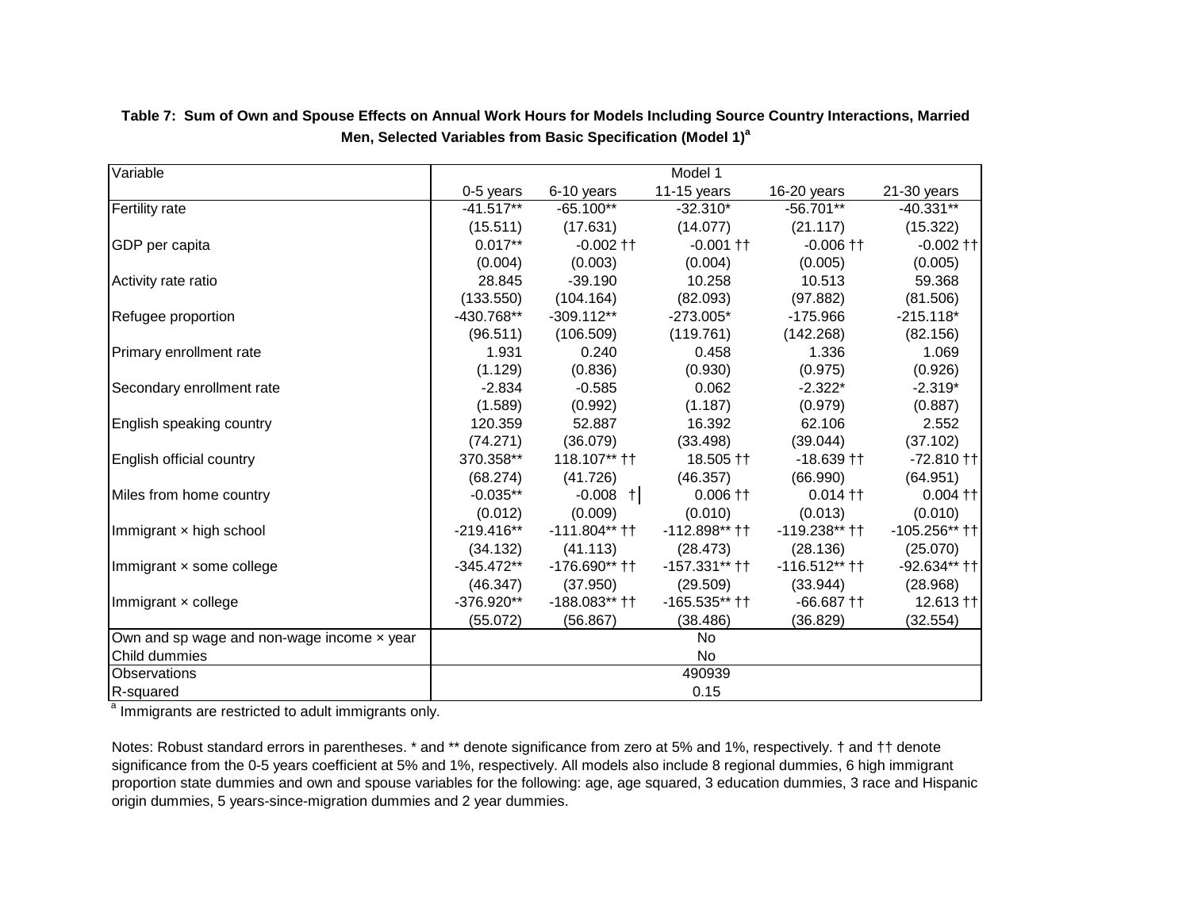**Table 7: Sum of Own and Spouse Effects on Annual Work Hours for Models Including Source Country Interactions, Married Men, Selected Variables from Basic Specification (Model 1)[a]**

| Variable | Model 1 | | | | |
|---|---|---|---|---|---|
| | 0-5 years | 6-10 years | 11-15 years | 16-20 years | 21-30 years |
| Fertility rate | -41.517** | -65.100** | -32.310* | -56.701** | -40.331** |
| | (15.511) | (17.631) | (14.077) | (21.117) | (15.322) |
| GDP per capita | 0.017** | -0.002 †† | -0.001 †† | -0.006 †† | -0.002 †† |
| | (0.004) | (0.003) | (0.004) | (0.005) | (0.005) |
| Activity rate ratio | 28.845 | -39.190 | 10.258 | 10.513 | 59.368 |
| | (133.550) | (104.164) | (82.093) | (97.882) | (81.506) |
| Refugee proportion | -430.768** | -309.112** | -273.005* | -175.966 | -215.118* |
| | (96.511) | (106.509) | (119.761) | (142.268) | (82.156) |
| Primary enrollment rate | 1.931 | 0.240 | 0.458 | 1.336 | 1.069 |
| | (1.129) | (0.836) | (0.930) | (0.975) | (0.926) |
| Secondary enrollment rate | -2.834 | -0.585 | 0.062 | -2.322* | -2.319* |
| | (1.589) | (0.992) | (1.187) | (0.979) | (0.887) |
| English speaking country | 120.359 | 52.887 | 16.392 | 62.106 | 2.552 |
| | (74.271) | (36.079) | (33.498) | (39.044) | (37.102) |
| English official country | 370.358** | 118.107** †† | 18.505 †† | -18.639 †† | -72.810 †† |
| | (68.274) | (41.726) | (46.357) | (66.990) | (64.951) |
| Miles from home country | -0.035** | -0.008 † | 0.006 †† | 0.014 †† | 0.004 †† |
| | (0.012) | (0.009) | (0.010) | (0.013) | (0.010) |
| Immigrant × high school | -219.416** | -111.804** †† | -112.898** †† | -119.238** †† | -105.256** †† |
| | (34.132) | (41.113) | (28.473) | (28.136) | (25.070) |
| Immigrant × some college | -345.472** | -176.690** †† | -157.331** †† | -116.512** †† | -92.634** †† |
| | (46.347) | (37.950) | (29.509) | (33.944) | (28.968) |
| Immigrant × college | -376.920** | -188.083** †† | -165.535** †† | -66.687 †† | 12.613 †† |
| | (55.072) | (56.867) | (38.486) | (36.829) | (32.554) |
| Own and sp wage and non-wage income × year | No | | | | |
| Child dummies | No | | | | |
| Observations | 490939 | | | | |
| R-squared | 0.15 | | | | |

[a] Immigrants are restricted to adult immigrants only.

Notes: Robust standard errors in parentheses. * and ** denote significance from zero at 5% and 1%, respectively. † and †† denote significance from the 0-5 years coefficient at 5% and 1%, respectively. All models also include 8 regional dummies, 6 high immigrant proportion state dummies and own and spouse variables for the following: age, age squared, 3 education dummies, 3 race and Hispanic origin dummies, 5 years-since-migration dummies and 2 year dummies.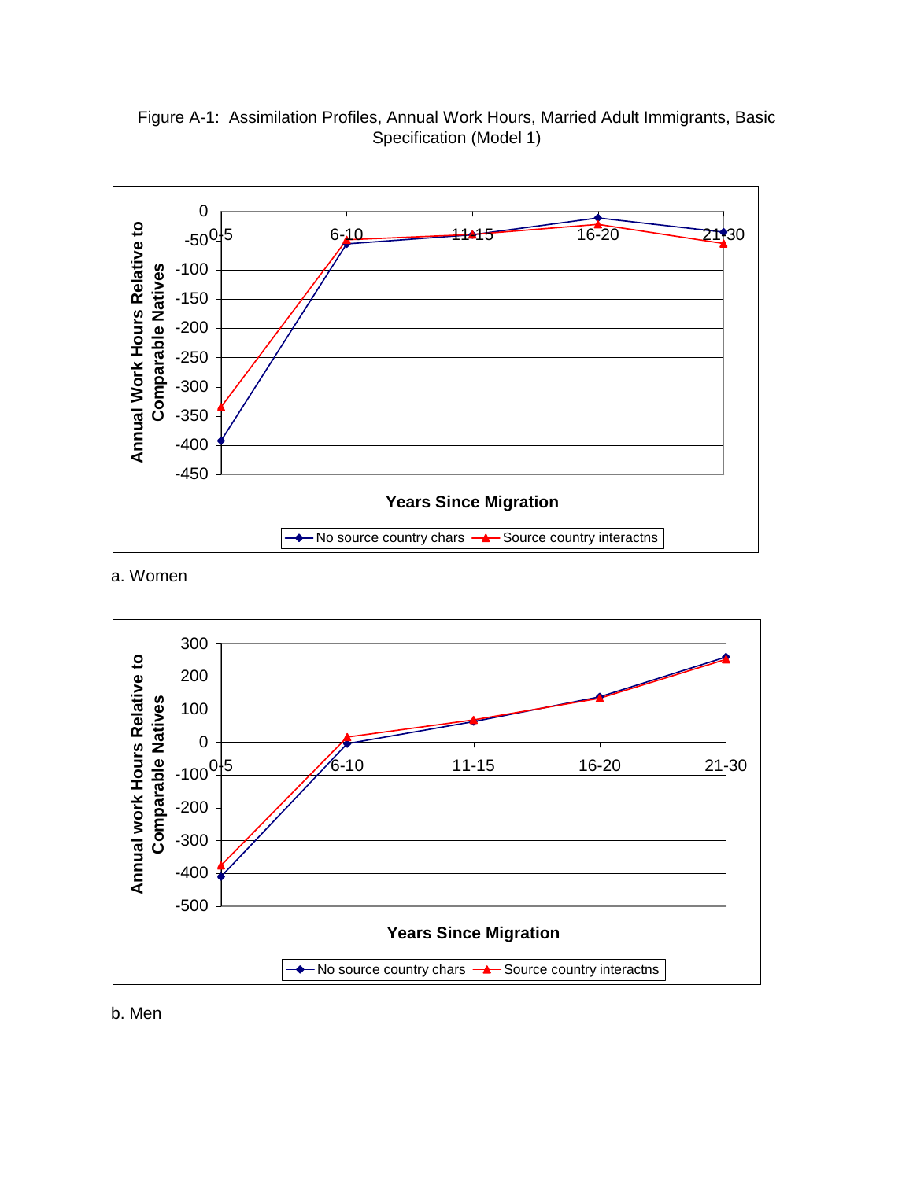Figure A-1: Assimilation Profiles, Annual Work Hours, Married Adult Immigrants, Basic Specification (Model 1)

a. Women

b. Men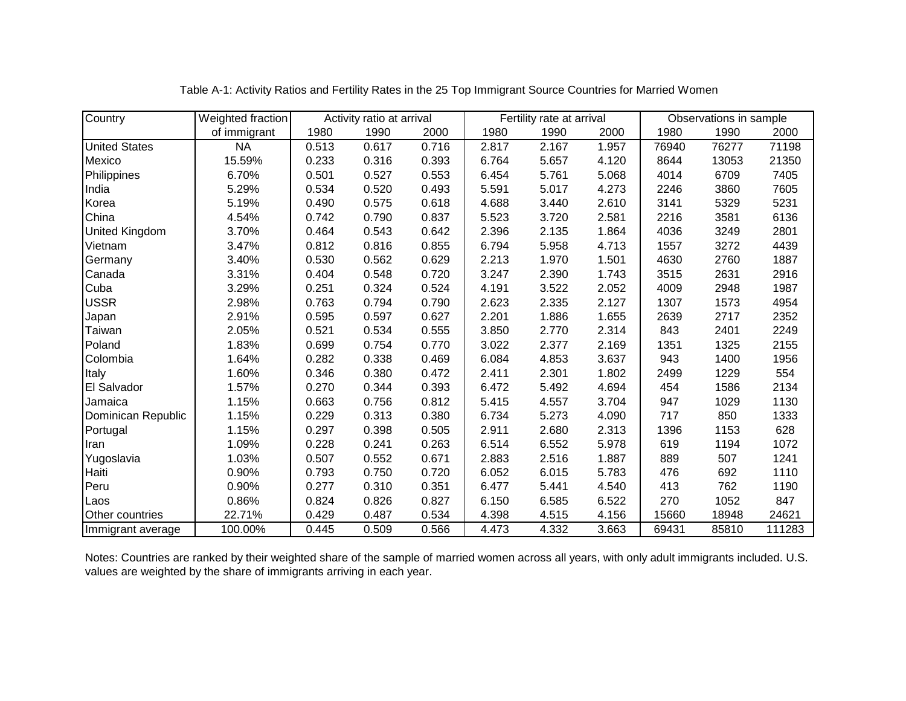Table A-1: Activity Ratios and Fertility Rates in the 25 Top Immigrant Source Countries for Married Women

| Country | Weighted fraction | Activity ratio at arrival | | | Fertility rate at arrival | | | Observations in sample | | |
|---|---|---|---|---|---|---|---|---|---|---|
| | of immigrant | 1980 | 1990 | 2000 | 1980 | 1990 | 2000 | 1980 | 1990 | 2000 |
| United States | NA | 0.513 | 0.617 | 0.716 | 2.817 | 2.167 | 1.957 | 76940 | 76277 | 71198 |
| Mexico | 15.59% | 0.233 | 0.316 | 0.393 | 6.764 | 5.657 | 4.120 | 8644 | 13053 | 21350 |
| Philippines | 6.70% | 0.501 | 0.527 | 0.553 | 6.454 | 5.761 | 5.068 | 4014 | 6709 | 7405 |
| India | 5.29% | 0.534 | 0.520 | 0.493 | 5.591 | 5.017 | 4.273 | 2246 | 3860 | 7605 |
| Korea | 5.19% | 0.490 | 0.575 | 0.618 | 4.688 | 3.440 | 2.610 | 3141 | 5329 | 5231 |
| China | 4.54% | 0.742 | 0.790 | 0.837 | 5.523 | 3.720 | 2.581 | 2216 | 3581 | 6136 |
| United Kingdom | 3.70% | 0.464 | 0.543 | 0.642 | 2.396 | 2.135 | 1.864 | 4036 | 3249 | 2801 |
| Vietnam | 3.47% | 0.812 | 0.816 | 0.855 | 6.794 | 5.958 | 4.713 | 1557 | 3272 | 4439 |
| Germany | 3.40% | 0.530 | 0.562 | 0.629 | 2.213 | 1.970 | 1.501 | 4630 | 2760 | 1887 |
| Canada | 3.31% | 0.404 | 0.548 | 0.720 | 3.247 | 2.390 | 1.743 | 3515 | 2631 | 2916 |
| Cuba | 3.29% | 0.251 | 0.324 | 0.524 | 4.191 | 3.522 | 2.052 | 4009 | 2948 | 1987 |
| USSR | 2.98% | 0.763 | 0.794 | 0.790 | 2.623 | 2.335 | 2.127 | 1307 | 1573 | 4954 |
| Japan | 2.91% | 0.595 | 0.597 | 0.627 | 2.201 | 1.886 | 1.655 | 2639 | 2717 | 2352 |
| Taiwan | 2.05% | 0.521 | 0.534 | 0.555 | 3.850 | 2.770 | 2.314 | 843 | 2401 | 2249 |
| Poland | 1.83% | 0.699 | 0.754 | 0.770 | 3.022 | 2.377 | 2.169 | 1351 | 1325 | 2155 |
| Colombia | 1.64% | 0.282 | 0.338 | 0.469 | 6.084 | 4.853 | 3.637 | 943 | 1400 | 1956 |
| Italy | 1.60% | 0.346 | 0.380 | 0.472 | 2.411 | 2.301 | 1.802 | 2499 | 1229 | 554 |
| El Salvador | 1.57% | 0.270 | 0.344 | 0.393 | 6.472 | 5.492 | 4.694 | 454 | 1586 | 2134 |
| Jamaica | 1.15% | 0.663 | 0.756 | 0.812 | 5.415 | 4.557 | 3.704 | 947 | 1029 | 1130 |
| Dominican Republic | 1.15% | 0.229 | 0.313 | 0.380 | 6.734 | 5.273 | 4.090 | 717 | 850 | 1333 |
| Portugal | 1.15% | 0.297 | 0.398 | 0.505 | 2.911 | 2.680 | 2.313 | 1396 | 1153 | 628 |
| Iran | 1.09% | 0.228 | 0.241 | 0.263 | 6.514 | 6.552 | 5.978 | 619 | 1194 | 1072 |
| Yugoslavia | 1.03% | 0.507 | 0.552 | 0.671 | 2.883 | 2.516 | 1.887 | 889 | 507 | 1241 |
| Haiti | 0.90% | 0.793 | 0.750 | 0.720 | 6.052 | 6.015 | 5.783 | 476 | 692 | 1110 |
| Peru | 0.90% | 0.277 | 0.310 | 0.351 | 6.477 | 5.441 | 4.540 | 413 | 762 | 1190 |
| Laos | 0.86% | 0.824 | 0.826 | 0.827 | 6.150 | 6.585 | 6.522 | 270 | 1052 | 847 |
| Other countries | 22.71% | 0.429 | 0.487 | 0.534 | 4.398 | 4.515 | 4.156 | 15660 | 18948 | 24621 |
| Immigrant average | 100.00% | 0.445 | 0.509 | 0.566 | 4.473 | 4.332 | 3.663 | 69431 | 85810 | 111283 |

Notes: Countries are ranked by their weighted share of the sample of married women across all years, with only adult immigrants included. U.S. values are weighted by the share of immigrants arriving in each year.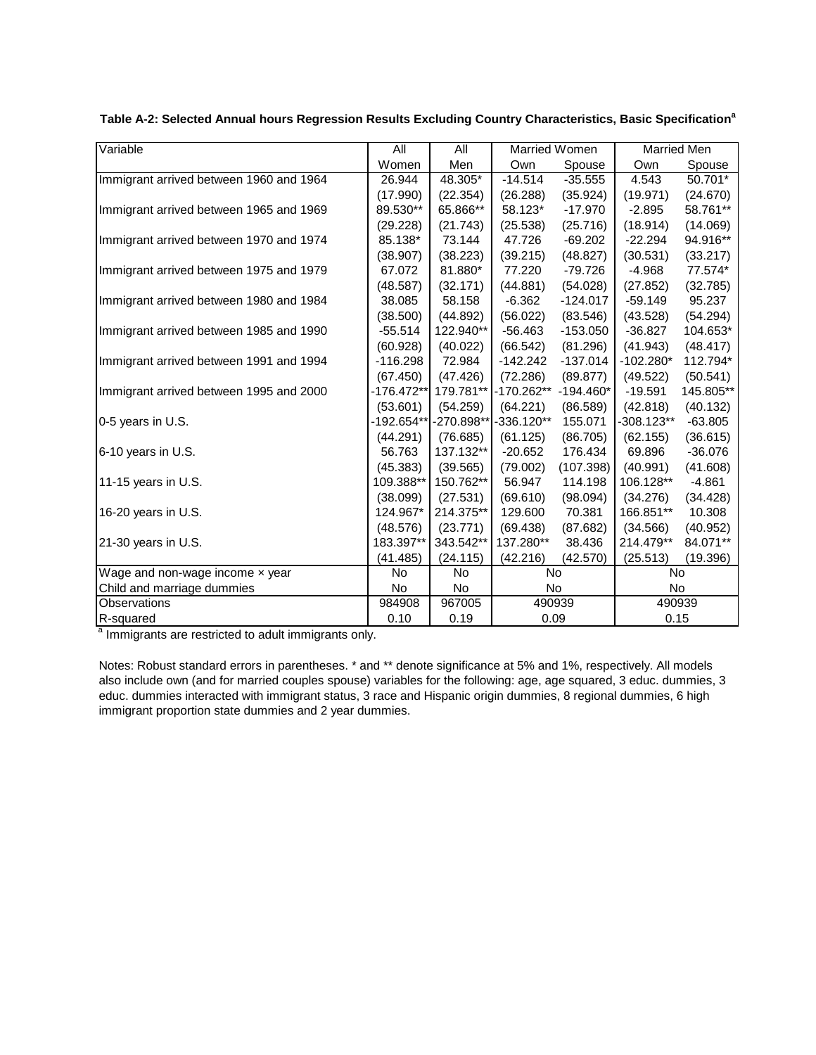**Table A-2: Selected Annual hours Regression Results Excluding Country Characteristics, Basic Specification[a]**

| Variable | All | All | Married Women | | Married Men | |
|---|---|---|---|---|---|---|
| | Women | Men | Own | Spouse | Own | Spouse |
| Immigrant arrived between 1960 and 1964 | 26.944 | 48.305* | -14.514 | -35.555 | 4.543 | 50.701* |
| | (17.990) | (22.354) | (26.288) | (35.924) | (19.971) | (24.670) |
| Immigrant arrived between 1965 and 1969 | 89.530** | 65.866** | 58.123* | -17.970 | -2.895 | 58.761** |
| | (29.228) | (21.743) | (25.538) | (25.716) | (18.914) | (14.069) |
| Immigrant arrived between 1970 and 1974 | 85.138* | 73.144 | 47.726 | -69.202 | -22.294 | 94.916** |
| | (38.907) | (38.223) | (39.215) | (48.827) | (30.531) | (33.217) |
| Immigrant arrived between 1975 and 1979 | 67.072 | 81.880* | 77.220 | -79.726 | -4.968 | 77.574* |
| | (48.587) | (32.171) | (44.881) | (54.028) | (27.852) | (32.785) |
| Immigrant arrived between 1980 and 1984 | 38.085 | 58.158 | -6.362 | -124.017 | -59.149 | 95.237 |
| | (38.500) | (44.892) | (56.022) | (83.546) | (43.528) | (54.294) |
| Immigrant arrived between 1985 and 1990 | -55.514 | 122.940** | -56.463 | -153.050 | -36.827 | 104.653* |
| | (60.928) | (40.022) | (66.542) | (81.296) | (41.943) | (48.417) |
| Immigrant arrived between 1991 and 1994 | -116.298 | 72.984 | -142.242 | -137.014 | -102.280* | 112.794* |
| | (67.450) | (47.426) | (72.286) | (89.877) | (49.522) | (50.541) |
| Immigrant arrived between 1995 and 2000 | -176.472** | 179.781** | -170.262** | -194.460* | -19.591 | 145.805** |
| | (53.601) | (54.259) | (64.221) | (86.589) | (42.818) | (40.132) |
| 0-5 years in U.S. | -192.654** | -270.898** | -336.120** | 155.071 | -308.123** | -63.805 |
| | (44.291) | (76.685) | (61.125) | (86.705) | (62.155) | (36.615) |
| 6-10 years in U.S. | 56.763 | 137.132** | -20.652 | 176.434 | 69.896 | -36.076 |
| | (45.383) | (39.565) | (79.002) | (107.398) | (40.991) | (41.608) |
| 11-15 years in U.S. | 109.388** | 150.762** | 56.947 | 114.198 | 106.128** | -4.861 |
| | (38.099) | (27.531) | (69.610) | (98.094) | (34.276) | (34.428) |
| 16-20 years in U.S. | 124.967* | 214.375** | 129.600 | 70.381 | 166.851** | 10.308 |
| | (48.576) | (23.771) | (69.438) | (87.682) | (34.566) | (40.952) |
| 21-30 years in U.S. | 183.397** | 343.542** | 137.280** | 38.436 | 214.479** | 84.071** |
| | (41.485) | (24.115) | (42.216) | (42.570) | (25.513) | (19.396) |
| Wage and non-wage income × year | No | No | No | | No | |
| Child and marriage dummies | No | No | No | | No | |
| Observations | 984908 | 967005 | 490939 | | 490939 | |
| R-squared | 0.10 | 0.19 | 0.09 | | 0.15 | |

[a] Immigrants are restricted to adult immigrants only.

Notes: Robust standard errors in parentheses. * and ** denote significance at 5% and 1%, respectively. All models also include own (and for married couples spouse) variables for the following: age, age squared, 3 educ. dummies, 3 educ. dummies interacted with immigrant status, 3 race and Hispanic origin dummies, 8 regional dummies, 6 high immigrant proportion state dummies and 2 year dummies.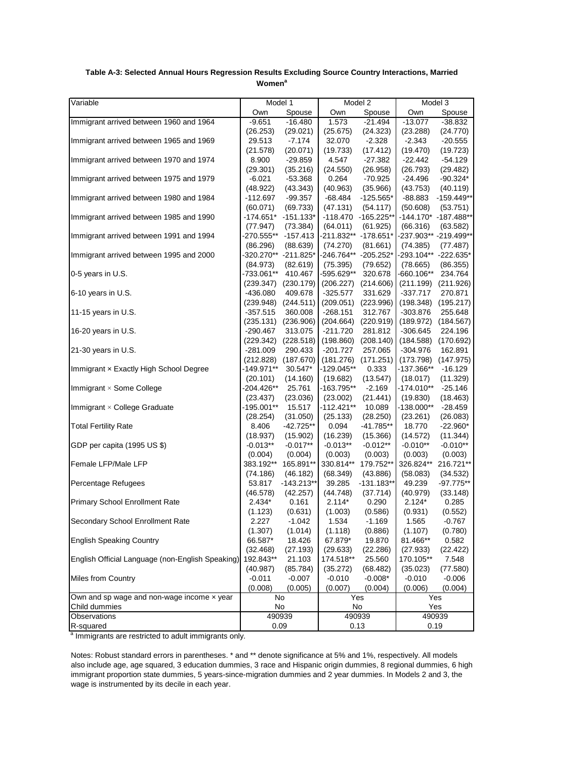**Table A-3: Selected Annual Hours Regression Results Excluding Source Country Interactions, Married Women[a]**

| Variable | Model 1 | | Model 2 | | Model 3 | |
|---|---|---|---|---|---|---|
| | Own | Spouse | Own | Spouse | Own | Spouse |
| Immigrant arrived between 1960 and 1964 | -9.651 | -16.480 | 1.573 | -21.494 | -13.077 | -38.832 |
| | (26.253) | (29.021) | (25.675) | (24.323) | (23.288) | (24.770) |
| Immigrant arrived between 1965 and 1969 | 29.513 | -7.174 | 32.070 | -2.328 | -2.343 | -20.555 |
| | (21.578) | (20.071) | (19.733) | (17.412) | (19.470) | (19.723) |
| Immigrant arrived between 1970 and 1974 | 8.900 | -29.859 | 4.547 | -27.382 | -22.442 | -54.129 |
| | (29.301) | (35.216) | (24.550) | (26.958) | (26.793) | (29.482) |
| Immigrant arrived between 1975 and 1979 | -6.021 | -53.368 | 0.264 | -70.925 | -24.496 | -90.324* |
| | (48.922) | (43.343) | (40.963) | (35.966) | (43.753) | (40.119) |
| Immigrant arrived between 1980 and 1984 | -112.697 | -99.357 | -68.484 | -125.565* | -88.883 | -159.449** |
| | (60.071) | (69.733) | (47.131) | (54.117) | (50.608) | (53.751) |
| Immigrant arrived between 1985 and 1990 | -174.651* | -151.133* | -118.470 | -165.225** | -144.170* | -187.488** |
| | (77.947) | (73.384) | (64.011) | (61.925) | (66.316) | (63.582) |
| Immigrant arrived between 1991 and 1994 | -270.555** | -157.413 | -211.832** | -178.651* | -237.903** | -219.499** |
| | (86.296) | (88.639) | (74.270) | (81.661) | (74.385) | (77.487) |
| Immigrant arrived between 1995 and 2000 | -320.270** | -211.825* | -246.764** | -205.252* | -293.104** | -222.635* |
| | (84.973) | (82.619) | (75.395) | (79.652) | (78.665) | (86.355) |
| 0-5 years in U.S. | -733.061** | 410.467 | -595.629** | 320.678 | -660.106** | 234.764 |
| | (239.347) | (230.179) | (206.227) | (214.606) | (211.199) | (211.926) |
| 6-10 years in U.S. | -436.080 | 409.678 | -325.577 | 331.629 | -337.717 | 270.871 |
| | (239.948) | (244.511) | (209.051) | (223.996) | (198.348) | (195.217) |
| 11-15 years in U.S. | -357.515 | 360.008 | -268.151 | 312.767 | -303.876 | 255.648 |
| | (235.131) | (236.906) | (204.664) | (220.919) | (189.972) | (184.567) |
| 16-20 years in U.S. | -290.467 | 313.075 | -211.720 | 281.812 | -306.645 | 224.196 |
| | (229.342) | (228.518) | (198.860) | (208.140) | (184.588) | (170.692) |
| 21-30 years in U.S. | -281.009 | 290.433 | -201.727 | 257.065 | -304.976 | 162.891 |
| | (212.828) | (187.670) | (181.276) | (171.251) | (173.798) | (147.975) |
| Immigrant × Exactly High School Degree | -149.971** | 30.547* | -129.045** | 0.333 | -137.366** | -16.129 |
| | (20.101) | (14.160) | (19.682) | (13.547) | (18.017) | (11.329) |
| Immigrant × Some College | -204.426** | 25.761 | -163.795** | -2.169 | -174.010** | -25.146 |
| | (23.437) | (23.036) | (23.002) | (21.441) | (19.830) | (18.463) |
| Immigrant × College Graduate | -195.001** | 15.517 | -112.421** | 10.089 | -138.000** | -28.459 |
| | (28.254) | (31.050) | (25.133) | (28.250) | (23.261) | (26.083) |
| Total Fertility Rate | 8.406 | -42.725** | 0.094 | -41.785** | 18.770 | -22.960* |
| | (18.937) | (15.902) | (16.239) | (15.366) | (14.572) | (11.344) |
| GDP per capita (1995 US $) | -0.013** | -0.017** | -0.013** | -0.012** | -0.010** | -0.010** |
| | (0.004) | (0.004) | (0.003) | (0.003) | (0.003) | (0.003) |
| Female LFP/Male LFP | 383.192** | 165.891** | 330.814** | 179.752** | 326.824** | 216.721** |
| | (74.186) | (46.182) | (68.349) | (43.886) | (58.083) | (34.532) |
| Percentage Refugees | 53.817 | -143.213** | 39.285 | -131.183** | 49.239 | -97.775** |
| | (46.578) | (42.257) | (44.748) | (37.714) | (40.979) | (33.148) |
| Primary School Enrollment Rate | 2.434* | 0.161 | 2.114* | 0.290 | 2.124* | 0.285 |
| | (1.123) | (0.631) | (1.003) | (0.586) | (0.931) | (0.552) |
| Secondary School Enrollment Rate | 2.227 | -1.042 | 1.534 | -1.169 | 1.565 | -0.767 |
| | (1.307) | (1.014) | (1.118) | (0.886) | (1.107) | (0.780) |
| English Speaking Country | 66.587* | 18.426 | 67.879* | 19.870 | 81.466** | 0.582 |
| | (32.468) | (27.193) | (29.633) | (22.286) | (27.933) | (22.422) |
| English Official Language (non-English Speaking) | 192.843** | 21.103 | 174.518** | 25.560 | 170.105** | 7.548 |
| | (40.987) | (85.784) | (35.272) | (68.482) | (35.023) | (77.580) |
| Miles from Country | -0.011 | -0.007 | -0.010 | -0.008* | -0.010 | -0.006 |
| | (0.008) | (0.005) | (0.007) | (0.004) | (0.006) | (0.004) |
| Own and sp wage and non-wage income × year | No | | Yes | | Yes | |
| Child dummies | No | | No | | Yes | |
| Observations | 490939 | | 490939 | | 490939 | |
| R-squared | 0.09 | | 0.13 | | 0.19 | |

[a] Immigrants are restricted to adult immigrants only.

Notes: Robust standard errors in parentheses. * and ** denote significance at 5% and 1%, respectively. All models also include age, age squared, 3 education dummies, 3 race and Hispanic origin dummies, 8 regional dummies, 6 high immigrant proportion state dummies, 5 years-since-migration dummies and 2 year dummies. In Models 2 and 3, the wage is instrumented by its decile in each year.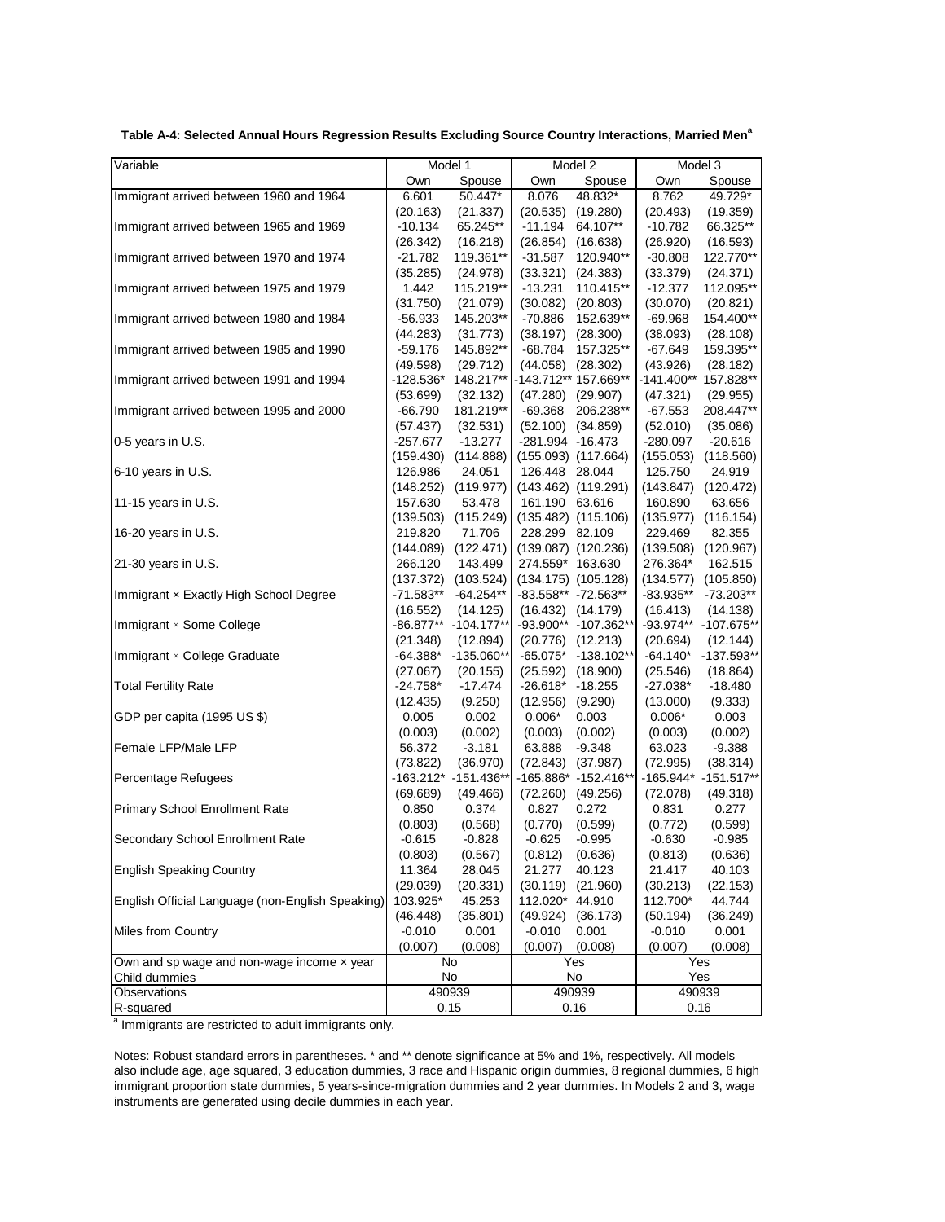**Table A-4: Selected Annual Hours Regression Results Excluding Source Country Interactions, Married Men[a]**

| Variable | Model 1 | | Model 2 | | Model 3 | |
|---|---|---|---|---|---|---|
| | Own | Spouse | Own | Spouse | Own | Spouse |
| Immigrant arrived between 1960 and 1964 | 6.601 | 50.447* | 8.076 | 48.832* | 8.762 | 49.729* |
| | (20.163) | (21.337) | (20.535) | (19.280) | (20.493) | (19.359) |
| Immigrant arrived between 1965 and 1969 | -10.134 | 65.245** | -11.194 | 64.107** | -10.782 | 66.325** |
| | (26.342) | (16.218) | (26.854) | (16.638) | (26.920) | (16.593) |
| Immigrant arrived between 1970 and 1974 | -21.782 | 119.361** | -31.587 | 120.940** | -30.808 | 122.770** |
| | (35.285) | (24.978) | (33.321) | (24.383) | (33.379) | (24.371) |
| Immigrant arrived between 1975 and 1979 | 1.442 | 115.219** | -13.231 | 110.415** | -12.377 | 112.095** |
| | (31.750) | (21.079) | (30.082) | (20.803) | (30.070) | (20.821) |
| Immigrant arrived between 1980 and 1984 | -56.933 | 145.203** | -70.886 | 152.639** | -69.968 | 154.400** |
| | (44.283) | (31.773) | (38.197) | (28.300) | (38.093) | (28.108) |
| Immigrant arrived between 1985 and 1990 | -59.176 | 145.892** | -68.784 | 157.325** | -67.649 | 159.395** |
| | (49.598) | (29.712) | (44.058) | (28.302) | (43.926) | (28.182) |
| Immigrant arrived between 1991 and 1994 | -128.536* | 148.217** | -143.712** | 157.669** | -141.400** | 157.828** |
| | (53.699) | (32.132) | (47.280) | (29.907) | (47.321) | (29.955) |
| Immigrant arrived between 1995 and 2000 | -66.790 | 181.219** | -69.368 | 206.238** | -67.553 | 208.447** |
| | (57.437) | (32.531) | (52.100) | (34.859) | (52.010) | (35.086) |
| 0-5 years in U.S. | -257.677 | -13.277 | -281.994 | -16.473 | -280.097 | -20.616 |
| | (159.430) | (114.888) | (155.093) | (117.664) | (155.053) | (118.560) |
| 6-10 years in U.S. | 126.986 | 24.051 | 126.448 | 28.044 | 125.750 | 24.919 |
| | (148.252) | (119.977) | (143.462) | (119.291) | (143.847) | (120.472) |
| 11-15 years in U.S. | 157.630 | 53.478 | 161.190 | 63.616 | 160.890 | 63.656 |
| | (139.503) | (115.249) | (135.482) | (115.106) | (135.977) | (116.154) |
| 16-20 years in U.S. | 219.820 | 71.706 | 228.299 | 82.109 | 229.469 | 82.355 |
| | (144.089) | (122.471) | (139.087) | (120.236) | (139.508) | (120.967) |
| 21-30 years in U.S. | 266.120 | 143.499 | 274.559* | 163.630 | 276.364* | 162.515 |
| | (137.372) | (103.524) | (134.175) | (105.128) | (134.577) | (105.850) |
| Immigrant × Exactly High School Degree | -71.583** | -64.254** | -83.558** | -72.563** | -83.935** | -73.203** |
| | (16.552) | (14.125) | (16.432) | (14.179) | (16.413) | (14.138) |
| Immigrant × Some College | -86.877** | -104.177** | -93.900** | -107.362** | -93.974** | -107.675** |
| | (21.348) | (12.894) | (20.776) | (12.213) | (20.694) | (12.144) |
| Immigrant × College Graduate | -64.388* | -135.060** | -65.075* | -138.102** | -64.140* | -137.593** |
| | (27.067) | (20.155) | (25.592) | (18.900) | (25.546) | (18.864) |
| Total Fertility Rate | -24.758* | -17.474 | -26.618* | -18.255 | -27.038* | -18.480 |
| | (12.435) | (9.250) | (12.956) | (9.290) | (13.000) | (9.333) |
| GDP per capita (1995 US $) | 0.005 | 0.002 | 0.006* | 0.003 | 0.006* | 0.003 |
| | (0.003) | (0.002) | (0.003) | (0.002) | (0.003) | (0.002) |
| Female LFP/Male LFP | 56.372 | -3.181 | 63.888 | -9.348 | 63.023 | -9.388 |
| | (73.822) | (36.970) | (72.843) | (37.987) | (72.995) | (38.314) |
| Percentage Refugees | -163.212* | -151.436** | -165.886* | -152.416** | -165.944* | -151.517** |
| | (69.689) | (49.466) | (72.260) | (49.256) | (72.078) | (49.318) |
| Primary School Enrollment Rate | 0.850 | 0.374 | 0.827 | 0.272 | 0.831 | 0.277 |
| | (0.803) | (0.568) | (0.770) | (0.599) | (0.772) | (0.599) |
| Secondary School Enrollment Rate | -0.615 | -0.828 | -0.625 | -0.995 | -0.630 | -0.985 |
| | (0.803) | (0.567) | (0.812) | (0.636) | (0.813) | (0.636) |
| English Speaking Country | 11.364 | 28.045 | 21.277 | 40.123 | 21.417 | 40.103 |
| | (29.039) | (20.331) | (30.119) | (21.960) | (30.213) | (22.153) |
| English Official Language (non-English Speaking) | 103.925* | 45.253 | 112.020* | 44.910 | 112.700* | 44.744 |
| | (46.448) | (35.801) | (49.924) | (36.173) | (50.194) | (36.249) |
| Miles from Country | -0.010 | 0.001 | -0.010 | 0.001 | -0.010 | 0.001 |
| | (0.007) | (0.008) | (0.007) | (0.008) | (0.007) | (0.008) |
| Own and sp wage and non-wage income × year | No | | Yes | | Yes | |
| Child dummies | No | | No | | Yes | |
| Observations | 490939 | | 490939 | | 490939 | |
| R-squared | 0.15 | | 0.16 | | 0.16 | |

[a] Immigrants are restricted to adult immigrants only.

Notes: Robust standard errors in parentheses. * and ** denote significance at 5% and 1%, respectively. All models also include age, age squared, 3 education dummies, 3 race and Hispanic origin dummies, 8 regional dummies, 6 high immigrant proportion state dummies, 5 years-since-migration dummies and 2 year dummies. In Models 2 and 3, wage instruments are generated using decile dummies in each year.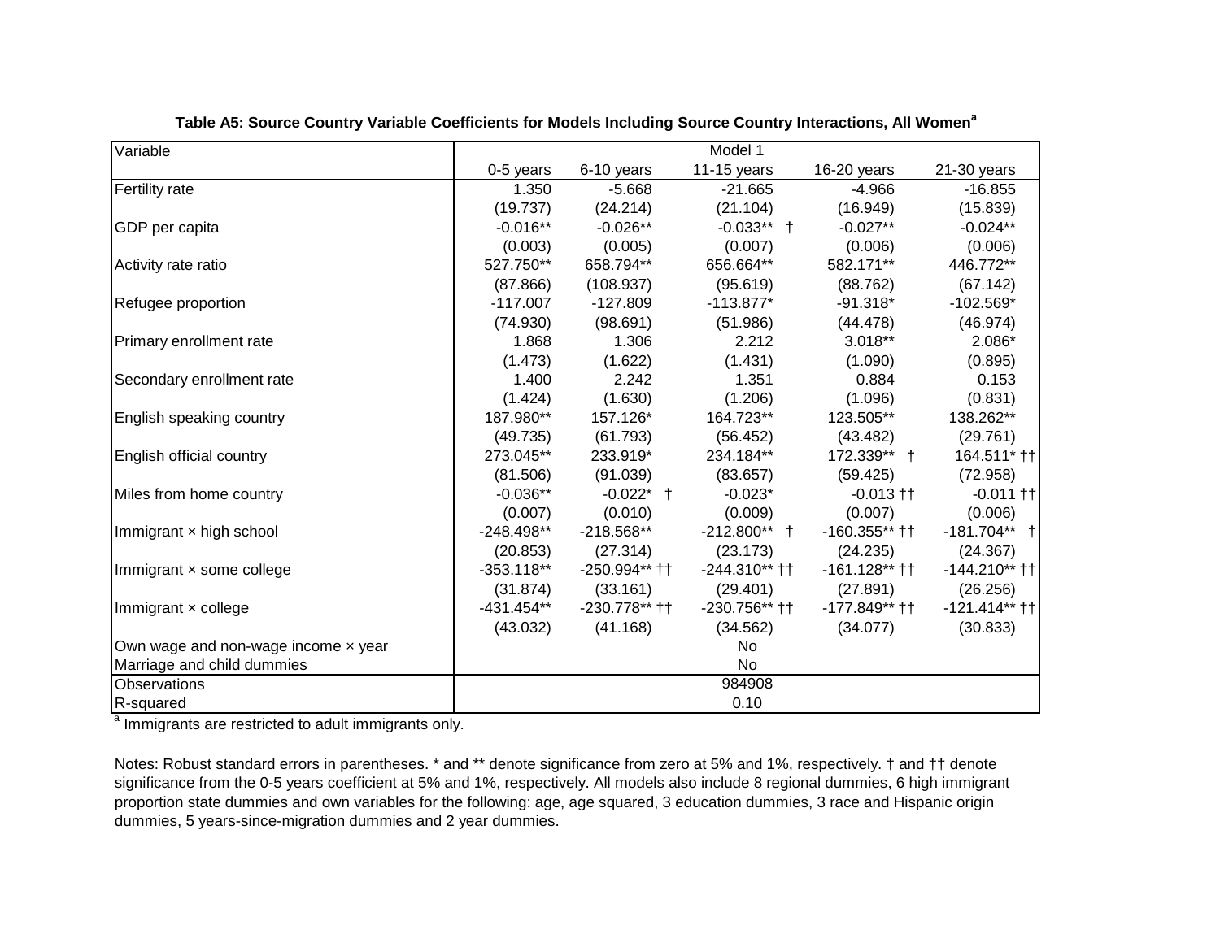**Table A5: Source Country Variable Coefficients for Models Including Source Country Interactions, All Women[a]**

| Variable | Model 1 | | | | |
|---|---|---|---|---|---|
| | 0-5 years | 6-10 years | 11-15 years | 16-20 years | 21-30 years |
| Fertility rate | 1.350 | -5.668 | -21.665 | -4.966 | -16.855 |
| | (19.737) | (24.214) | (21.104) | (16.949) | (15.839) |
| GDP per capita | -0.016** | -0.026** | -0.033** † | -0.027** | -0.024** |
| | (0.003) | (0.005) | (0.007) | (0.006) | (0.006) |
| Activity rate ratio | 527.750** | 658.794** | 656.664** | 582.171** | 446.772** |
| | (87.866) | (108.937) | (95.619) | (88.762) | (67.142) |
| Refugee proportion | -117.007 | -127.809 | -113.877* | -91.318* | -102.569* |
| | (74.930) | (98.691) | (51.986) | (44.478) | (46.974) |
| Primary enrollment rate | 1.868 | 1.306 | 2.212 | 3.018** | 2.086* |
| | (1.473) | (1.622) | (1.431) | (1.090) | (0.895) |
| Secondary enrollment rate | 1.400 | 2.242 | 1.351 | 0.884 | 0.153 |
| | (1.424) | (1.630) | (1.206) | (1.096) | (0.831) |
| English speaking country | 187.980** | 157.126* | 164.723** | 123.505** | 138.262** |
| | (49.735) | (61.793) | (56.452) | (43.482) | (29.761) |
| English official country | 273.045** | 233.919* | 234.184** | 172.339** † | 164.511* †† |
| | (81.506) | (91.039) | (83.657) | (59.425) | (72.958) |
| Miles from home country | -0.036** | -0.022* † | -0.023* | -0.013 †† | -0.011 †† |
| | (0.007) | (0.010) | (0.009) | (0.007) | (0.006) |
| Immigrant × high school | -248.498** | -218.568** | -212.800** † | -160.355** †† | -181.704** † |
| | (20.853) | (27.314) | (23.173) | (24.235) | (24.367) |
| Immigrant × some college | -353.118** | -250.994** †† | -244.310** †† | -161.128** †† | -144.210** †† |
| | (31.874) | (33.161) | (29.401) | (27.891) | (26.256) |
| Immigrant × college | -431.454** | -230.778** †† | -230.756** †† | -177.849** †† | -121.414** †† |
| | (43.032) | (41.168) | (34.562) | (34.077) | (30.833) |
| Own wage and non-wage income × year | | | No | | |
| Marriage and child dummies | | | No | | |
| Observations | | | 984908 | | |
| R-squared | | | 0.10 | | |

[a] Immigrants are restricted to adult immigrants only.

Notes: Robust standard errors in parentheses. * and ** denote significance from zero at 5% and 1%, respectively. † and †† denote significance from the 0-5 years coefficient at 5% and 1%, respectively. All models also include 8 regional dummies, 6 high immigrant proportion state dummies and own variables for the following: age, age squared, 3 education dummies, 3 race and Hispanic origin dummies, 5 years-since-migration dummies and 2 year dummies.